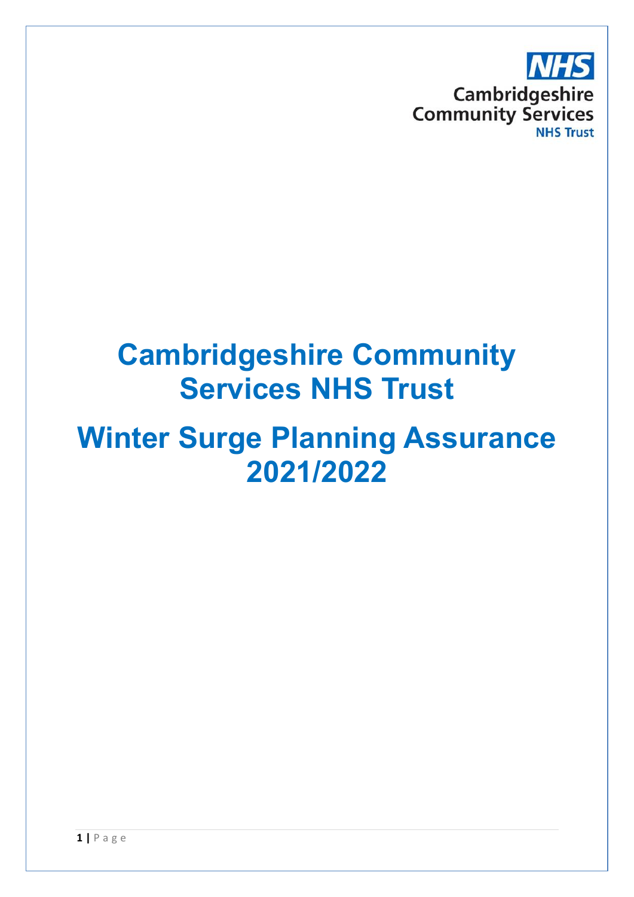NHS

Cambridgeshire Community Services

NHS Trust

# Cambridgeshire Community Services NHS Trust

# Winter Surge Planning Assurance 2021/2022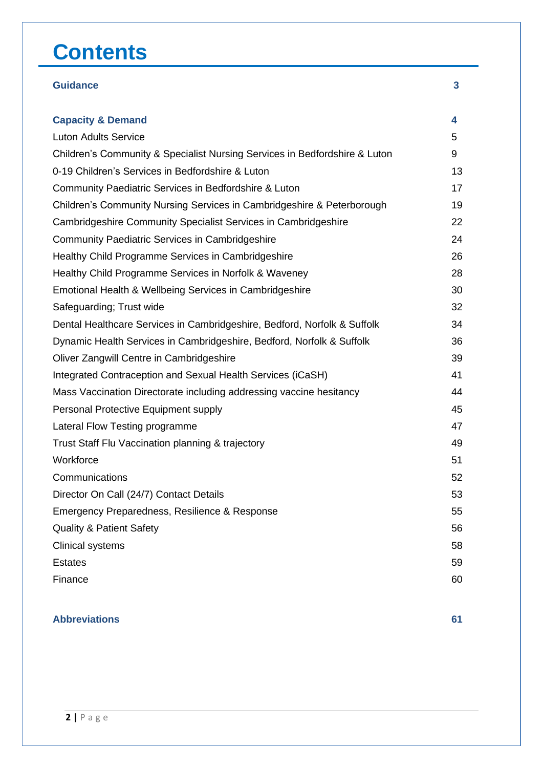# Contents

| | |
|---|---|
| **Guidance** | **3** |
| | |
| **Capacity & Demand** | **4** |
| Luton Adults Service | 5 |
| Children's Community & Specialist Nursing Services in Bedfordshire & Luton | 9 |
| 0-19 Children's Services in Bedfordshire & Luton | 13 |
| Community Paediatric Services in Bedfordshire & Luton | 17 |
| Children's Community Nursing Services in Cambridgeshire & Peterborough | 19 |
| Cambridgeshire Community Specialist Services in Cambridgeshire | 22 |
| Community Paediatric Services in Cambridgeshire | 24 |
| Healthy Child Programme Services in Cambridgeshire | 26 |
| Healthy Child Programme Services in Norfolk & Waveney | 28 |
| Emotional Health & Wellbeing Services in Cambridgeshire | 30 |
| Safeguarding; Trust wide | 32 |
| Dental Healthcare Services in Cambridgeshire, Bedford, Norfolk & Suffolk | 34 |
| Dynamic Health Services in Cambridgeshire, Bedford, Norfolk & Suffolk | 36 |
| Oliver Zangwill Centre in Cambridgeshire | 39 |
| Integrated Contraception and Sexual Health Services (iCaSH) | 41 |
| Mass Vaccination Directorate including addressing vaccine hesitancy | 44 |
| Personal Protective Equipment supply | 45 |
| Lateral Flow Testing programme | 47 |
| Trust Staff Flu Vaccination planning & trajectory | 49 |
| Workforce | 51 |
| Communications | 52 |
| Director On Call (24/7) Contact Details | 53 |
| Emergency Preparedness, Resilience & Response | 55 |
| Quality & Patient Safety | 56 |
| Clinical systems | 58 |
| Estates | 59 |
| Finance | 60 |
| | |
| **Abbreviations** | **61** |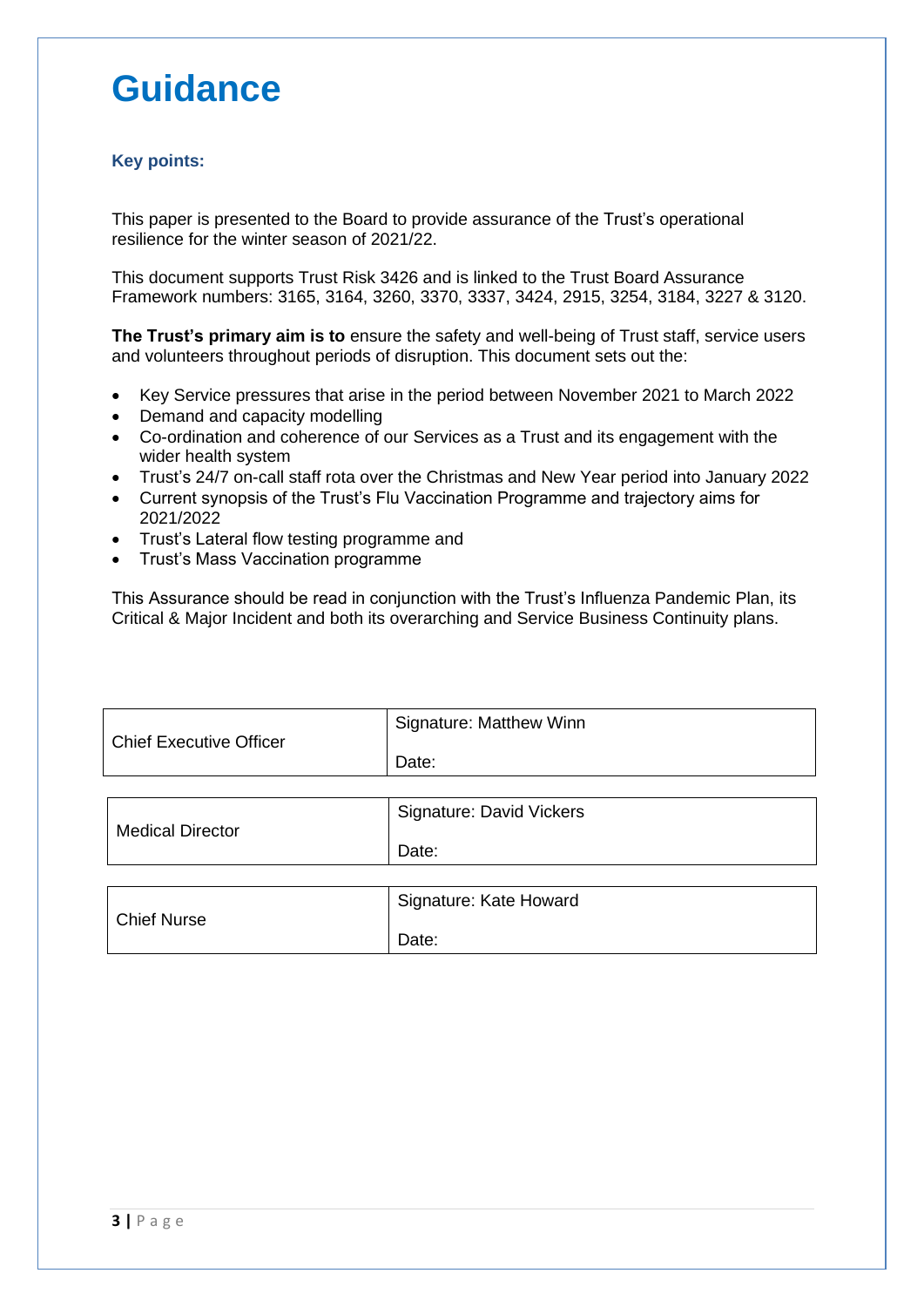# Guidance

### Key points:

This paper is presented to the Board to provide assurance of the Trust's operational resilience for the winter season of 2021/22.

This document supports Trust Risk 3426 and is linked to the Trust Board Assurance Framework numbers: 3165, 3164, 3260, 3370, 3337, 3424, 2915, 3254, 3184, 3227 & 3120.

**The Trust's primary aim is to** ensure the safety and well-being of Trust staff, service users and volunteers throughout periods of disruption. This document sets out the:

- Key Service pressures that arise in the period between November 2021 to March 2022
- Demand and capacity modelling
- Co-ordination and coherence of our Services as a Trust and its engagement with the wider health system
- Trust's 24/7 on-call staff rota over the Christmas and New Year period into January 2022
- Current synopsis of the Trust's Flu Vaccination Programme and trajectory aims for 2021/2022
- Trust's Lateral flow testing programme and
- Trust's Mass Vaccination programme

This Assurance should be read in conjunction with the Trust's Influenza Pandemic Plan, its Critical & Major Incident and both its overarching and Service Business Continuity plans.

| Chief Executive Officer | Signature: Matthew Winn<br><br>Date: |
|---|---|

| Medical Director | Signature: David Vickers<br><br>Date: |
|---|---|

| Chief Nurse | Signature: Kate Howard<br><br>Date: |
|---|---|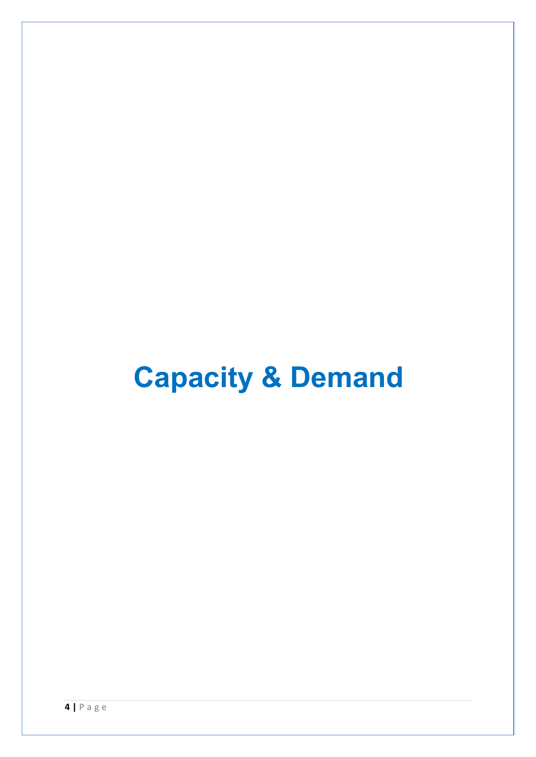# Capacity & Demand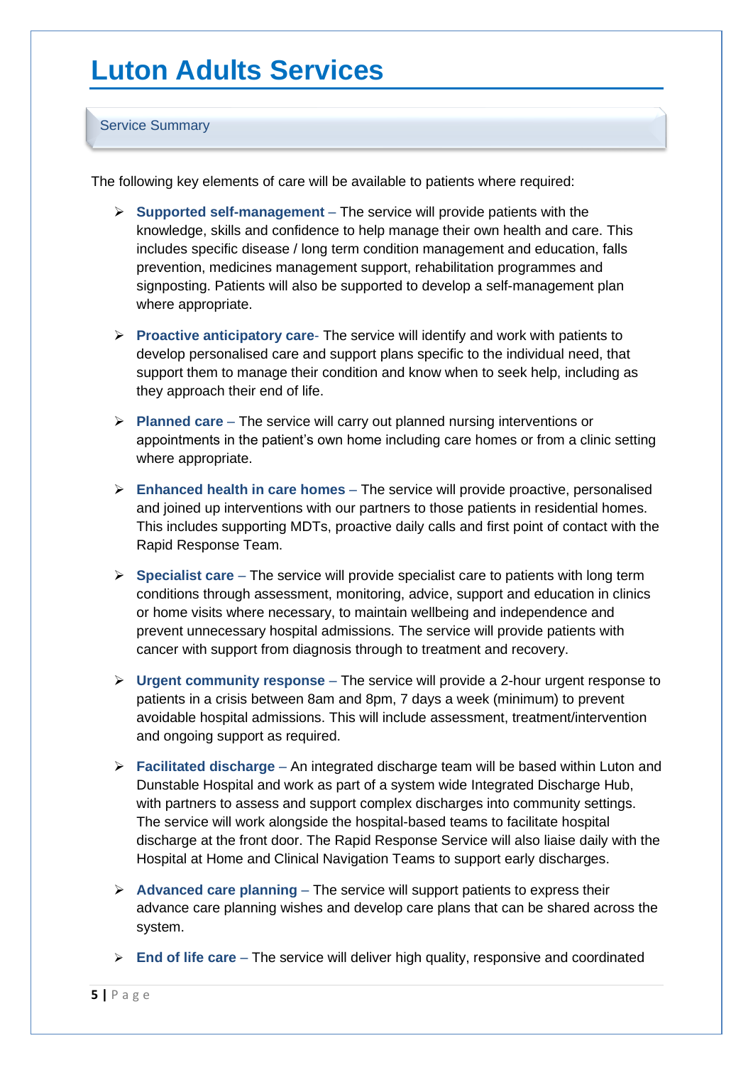# Luton Adults Services

## Service Summary

The following key elements of care will be available to patients where required:

- **Supported self-management** – The service will provide patients with the knowledge, skills and confidence to help manage their own health and care. This includes specific disease / long term condition management and education, falls prevention, medicines management support, rehabilitation programmes and signposting. Patients will also be supported to develop a self-management plan where appropriate.

- **Proactive anticipatory care**- The service will identify and work with patients to develop personalised care and support plans specific to the individual need, that support them to manage their condition and know when to seek help, including as they approach their end of life.

- **Planned care** – The service will carry out planned nursing interventions or appointments in the patient's own home including care homes or from a clinic setting where appropriate.

- **Enhanced health in care homes** – The service will provide proactive, personalised and joined up interventions with our partners to those patients in residential homes. This includes supporting MDTs, proactive daily calls and first point of contact with the Rapid Response Team.

- **Specialist care** – The service will provide specialist care to patients with long term conditions through assessment, monitoring, advice, support and education in clinics or home visits where necessary, to maintain wellbeing and independence and prevent unnecessary hospital admissions. The service will provide patients with cancer with support from diagnosis through to treatment and recovery.

- **Urgent community response** – The service will provide a 2-hour urgent response to patients in a crisis between 8am and 8pm, 7 days a week (minimum) to prevent avoidable hospital admissions. This will include assessment, treatment/intervention and ongoing support as required.

- **Facilitated discharge** – An integrated discharge team will be based within Luton and Dunstable Hospital and work as part of a system wide Integrated Discharge Hub, with partners to assess and support complex discharges into community settings. The service will work alongside the hospital-based teams to facilitate hospital discharge at the front door. The Rapid Response Service will also liaise daily with the Hospital at Home and Clinical Navigation Teams to support early discharges.

- **Advanced care planning** – The service will support patients to express their advance care planning wishes and develop care plans that can be shared across the system.

- **End of life care** – The service will deliver high quality, responsive and coordinated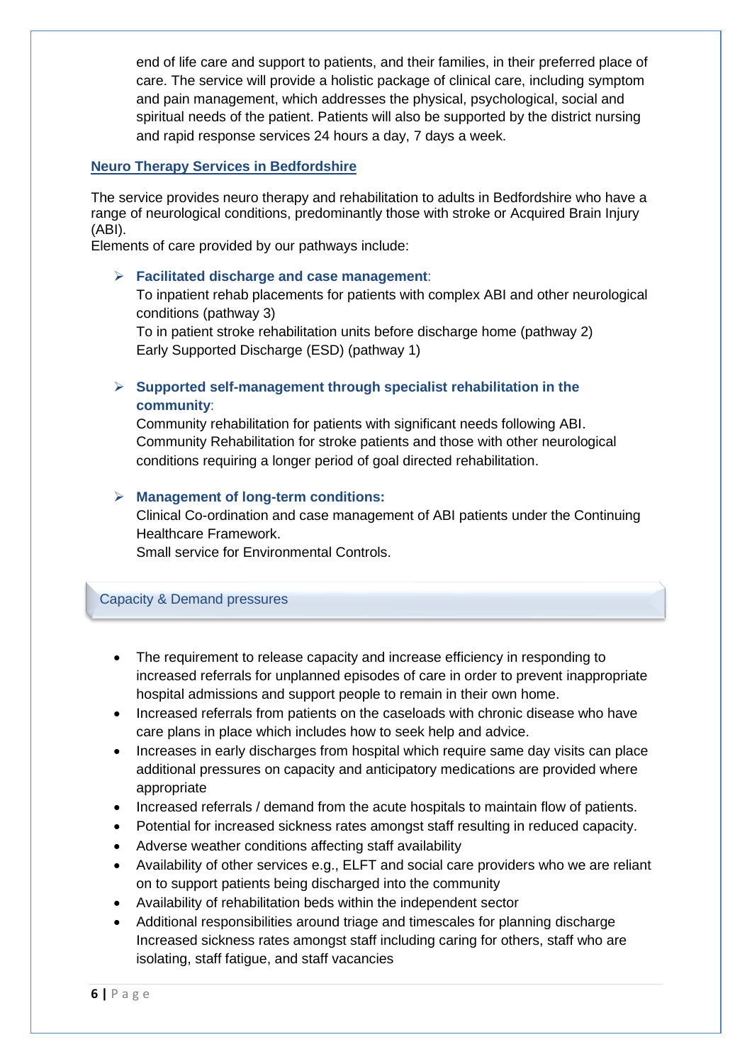end of life care and support to patients, and their families, in their preferred place of care. The service will provide a holistic package of clinical care, including symptom and pain management, which addresses the physical, psychological, social and spiritual needs of the patient. Patients will also be supported by the district nursing and rapid response services 24 hours a day, 7 days a week.

### Neuro Therapy Services in Bedfordshire

The service provides neuro therapy and rehabilitation to adults in Bedfordshire who have a range of neurological conditions, predominantly those with stroke or Acquired Brain Injury (ABI).
Elements of care provided by our pathways include:

- **Facilitated discharge and case management**:
  To inpatient rehab placements for patients with complex ABI and other neurological conditions (pathway 3)
  To in patient stroke rehabilitation units before discharge home (pathway 2)
  Early Supported Discharge (ESD) (pathway 1)

- **Supported self-management through specialist rehabilitation in the community**:
  Community rehabilitation for patients with significant needs following ABI.
  Community Rehabilitation for stroke patients and those with other neurological conditions requiring a longer period of goal directed rehabilitation.

- **Management of long-term conditions:**
  Clinical Co-ordination and case management of ABI patients under the Continuing Healthcare Framework.
  Small service for Environmental Controls.

## Capacity & Demand pressures

- The requirement to release capacity and increase efficiency in responding to increased referrals for unplanned episodes of care in order to prevent inappropriate hospital admissions and support people to remain in their own home.
- Increased referrals from patients on the caseloads with chronic disease who have care plans in place which includes how to seek help and advice.
- Increases in early discharges from hospital which require same day visits can place additional pressures on capacity and anticipatory medications are provided where appropriate
- Increased referrals / demand from the acute hospitals to maintain flow of patients.
- Potential for increased sickness rates amongst staff resulting in reduced capacity.
- Adverse weather conditions affecting staff availability
- Availability of other services e.g., ELFT and social care providers who we are reliant on to support patients being discharged into the community
- Availability of rehabilitation beds within the independent sector
- Additional responsibilities around triage and timescales for planning discharge Increased sickness rates amongst staff including caring for others, staff who are isolating, staff fatigue, and staff vacancies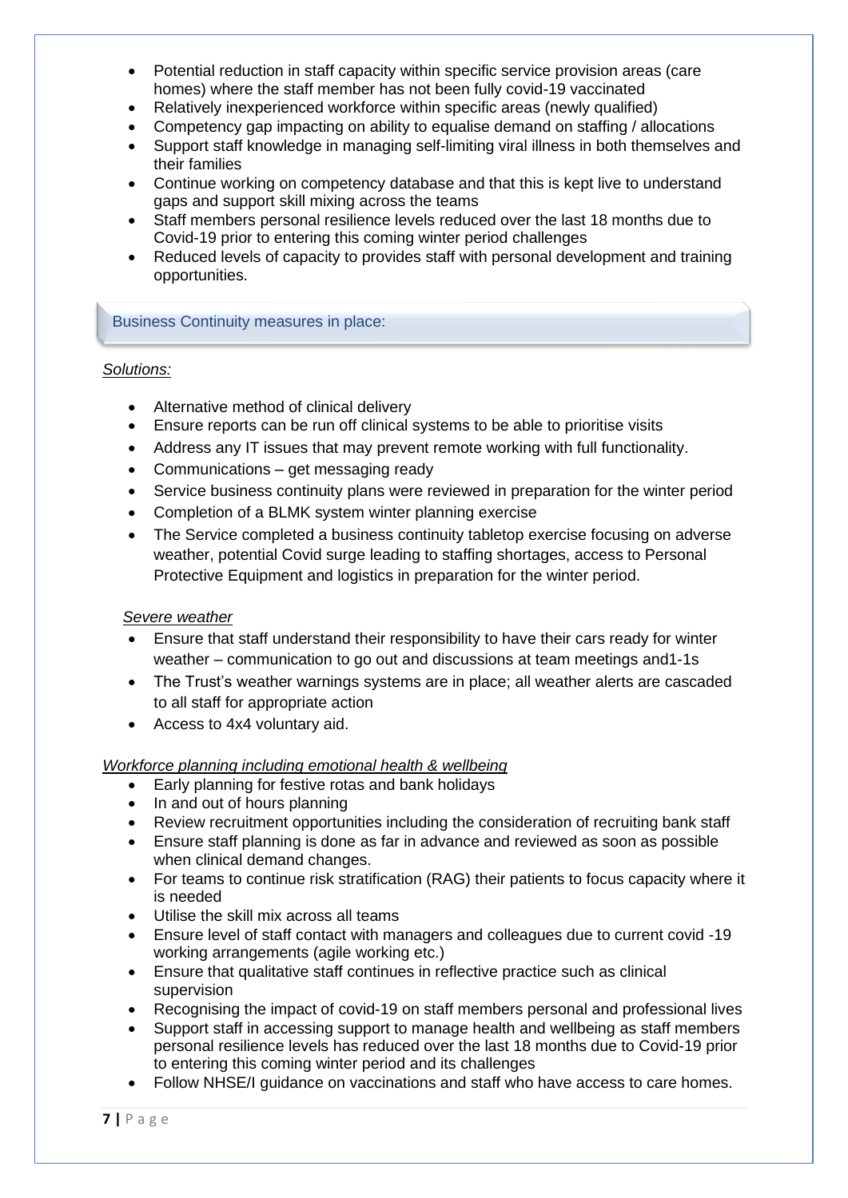- Potential reduction in staff capacity within specific service provision areas (care homes) where the staff member has not been fully covid-19 vaccinated
- Relatively inexperienced workforce within specific areas (newly qualified)
- Competency gap impacting on ability to equalise demand on staffing / allocations
- Support staff knowledge in managing self-limiting viral illness in both themselves and their families
- Continue working on competency database and that this is kept live to understand gaps and support skill mixing across the teams
- Staff members personal resilience levels reduced over the last 18 months due to Covid-19 prior to entering this coming winter period challenges
- Reduced levels of capacity to provides staff with personal development and training opportunities.

## Business Continuity measures in place:

*Solutions:*

- Alternative method of clinical delivery
- Ensure reports can be run off clinical systems to be able to prioritise visits
- Address any IT issues that may prevent remote working with full functionality.
- Communications – get messaging ready
- Service business continuity plans were reviewed in preparation for the winter period
- Completion of a BLMK system winter planning exercise
- The Service completed a business continuity tabletop exercise focusing on adverse weather, potential Covid surge leading to staffing shortages, access to Personal Protective Equipment and logistics in preparation for the winter period.

*Severe weather*

- Ensure that staff understand their responsibility to have their cars ready for winter weather – communication to go out and discussions at team meetings and1-1s
- The Trust's weather warnings systems are in place; all weather alerts are cascaded to all staff for appropriate action
- Access to 4x4 voluntary aid.

*Workforce planning including emotional health & wellbeing*

- Early planning for festive rotas and bank holidays
- In and out of hours planning
- Review recruitment opportunities including the consideration of recruiting bank staff
- Ensure staff planning is done as far in advance and reviewed as soon as possible when clinical demand changes.
- For teams to continue risk stratification (RAG) their patients to focus capacity where it is needed
- Utilise the skill mix across all teams
- Ensure level of staff contact with managers and colleagues due to current covid -19 working arrangements (agile working etc.)
- Ensure that qualitative staff continues in reflective practice such as clinical supervision
- Recognising the impact of covid-19 on staff members personal and professional lives
- Support staff in accessing support to manage health and wellbeing as staff members personal resilience levels has reduced over the last 18 months due to Covid-19 prior to entering this coming winter period and its challenges
- Follow NHSE/I guidance on vaccinations and staff who have access to care homes.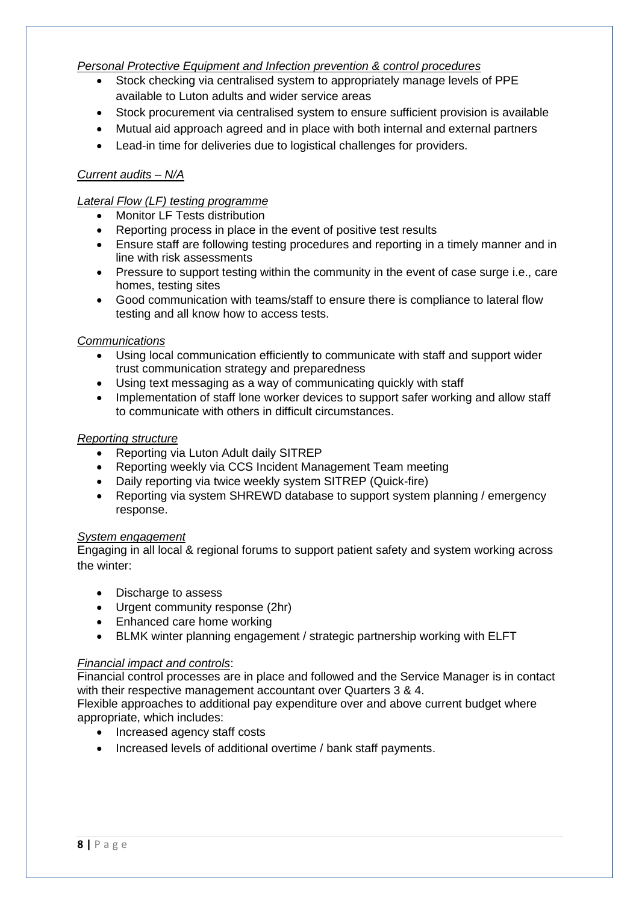*Personal Protective Equipment and Infection prevention & control procedures*

- Stock checking via centralised system to appropriately manage levels of PPE available to Luton adults and wider service areas
- Stock procurement via centralised system to ensure sufficient provision is available
- Mutual aid approach agreed and in place with both internal and external partners
- Lead-in time for deliveries due to logistical challenges for providers.

*Current audits – N/A*

*Lateral Flow (LF) testing programme*

- Monitor LF Tests distribution
- Reporting process in place in the event of positive test results
- Ensure staff are following testing procedures and reporting in a timely manner and in line with risk assessments
- Pressure to support testing within the community in the event of case surge i.e., care homes, testing sites
- Good communication with teams/staff to ensure there is compliance to lateral flow testing and all know how to access tests.

*Communications*

- Using local communication efficiently to communicate with staff and support wider trust communication strategy and preparedness
- Using text messaging as a way of communicating quickly with staff
- Implementation of staff lone worker devices to support safer working and allow staff to communicate with others in difficult circumstances.

*Reporting structure*

- Reporting via Luton Adult daily SITREP
- Reporting weekly via CCS Incident Management Team meeting
- Daily reporting via twice weekly system SITREP (Quick-fire)
- Reporting via system SHREWD database to support system planning / emergency response.

*System engagement*

Engaging in all local & regional forums to support patient safety and system working across the winter:

- Discharge to assess
- Urgent community response (2hr)
- Enhanced care home working
- BLMK winter planning engagement / strategic partnership working with ELFT

*Financial impact and controls*:

Financial control processes are in place and followed and the Service Manager is in contact with their respective management accountant over Quarters 3 & 4.

Flexible approaches to additional pay expenditure over and above current budget where appropriate, which includes:

- Increased agency staff costs
- Increased levels of additional overtime / bank staff payments.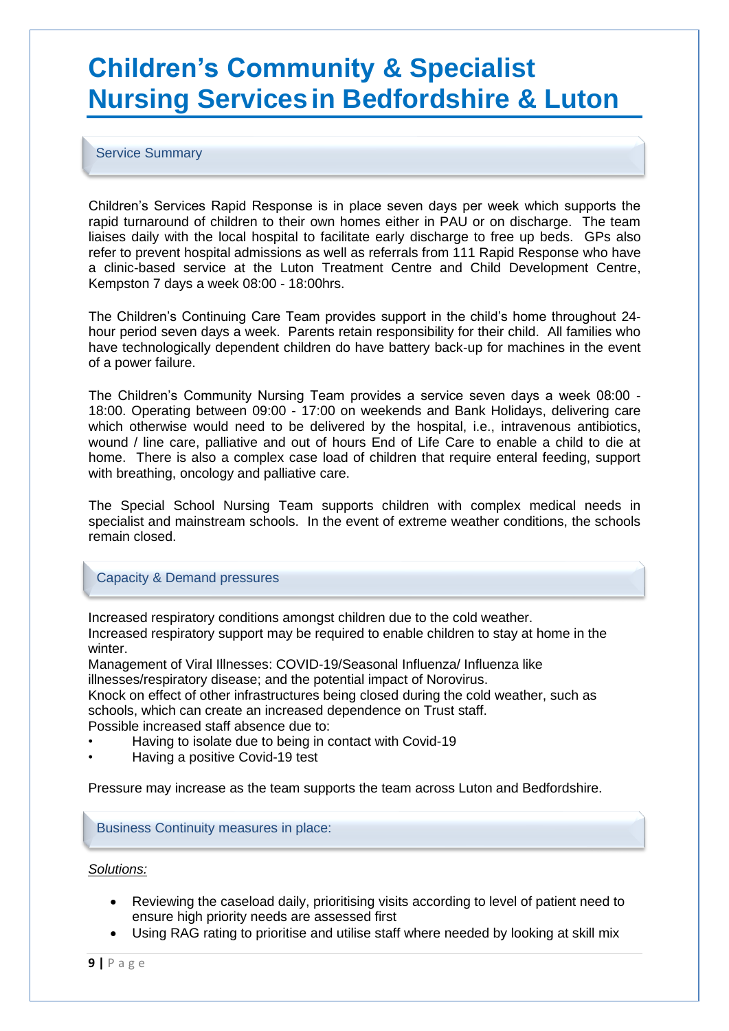# Children's Community & Specialist Nursing Services in Bedfordshire & Luton

## Service Summary

Children's Services Rapid Response is in place seven days per week which supports the rapid turnaround of children to their own homes either in PAU or on discharge. The team liaises daily with the local hospital to facilitate early discharge to free up beds. GPs also refer to prevent hospital admissions as well as referrals from 111 Rapid Response who have a clinic-based service at the Luton Treatment Centre and Child Development Centre, Kempston 7 days a week 08:00 - 18:00hrs.

The Children's Continuing Care Team provides support in the child's home throughout 24-hour period seven days a week. Parents retain responsibility for their child. All families who have technologically dependent children do have battery back-up for machines in the event of a power failure.

The Children's Community Nursing Team provides a service seven days a week 08:00 - 18:00. Operating between 09:00 - 17:00 on weekends and Bank Holidays, delivering care which otherwise would need to be delivered by the hospital, i.e., intravenous antibiotics, wound / line care, palliative and out of hours End of Life Care to enable a child to die at home. There is also a complex case load of children that require enteral feeding, support with breathing, oncology and palliative care.

The Special School Nursing Team supports children with complex medical needs in specialist and mainstream schools. In the event of extreme weather conditions, the schools remain closed.

## Capacity & Demand pressures

Increased respiratory conditions amongst children due to the cold weather.
Increased respiratory support may be required to enable children to stay at home in the winter.
Management of Viral Illnesses: COVID-19/Seasonal Influenza/ Influenza like illnesses/respiratory disease; and the potential impact of Norovirus.
Knock on effect of other infrastructures being closed during the cold weather, such as schools, which can create an increased dependence on Trust staff.
Possible increased staff absence due to:

- Having to isolate due to being in contact with Covid-19
- Having a positive Covid-19 test

Pressure may increase as the team supports the team across Luton and Bedfordshire.

## Business Continuity measures in place:

*Solutions:*

- Reviewing the caseload daily, prioritising visits according to level of patient need to ensure high priority needs are assessed first
- Using RAG rating to prioritise and utilise staff where needed by looking at skill mix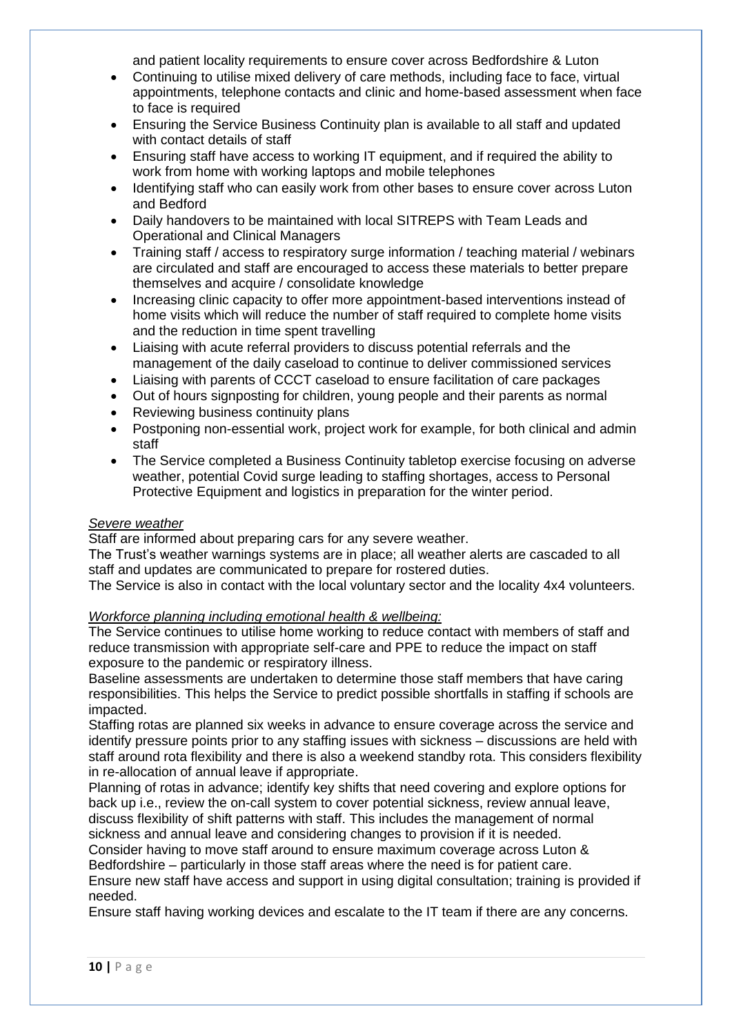and patient locality requirements to ensure cover across Bedfordshire & Luton

- Continuing to utilise mixed delivery of care methods, including face to face, virtual appointments, telephone contacts and clinic and home-based assessment when face to face is required
- Ensuring the Service Business Continuity plan is available to all staff and updated with contact details of staff
- Ensuring staff have access to working IT equipment, and if required the ability to work from home with working laptops and mobile telephones
- Identifying staff who can easily work from other bases to ensure cover across Luton and Bedford
- Daily handovers to be maintained with local SITREPS with Team Leads and Operational and Clinical Managers
- Training staff / access to respiratory surge information / teaching material / webinars are circulated and staff are encouraged to access these materials to better prepare themselves and acquire / consolidate knowledge
- Increasing clinic capacity to offer more appointment-based interventions instead of home visits which will reduce the number of staff required to complete home visits and the reduction in time spent travelling
- Liaising with acute referral providers to discuss potential referrals and the management of the daily caseload to continue to deliver commissioned services
- Liaising with parents of CCCT caseload to ensure facilitation of care packages
- Out of hours signposting for children, young people and their parents as normal
- Reviewing business continuity plans
- Postponing non-essential work, project work for example, for both clinical and admin staff
- The Service completed a Business Continuity tabletop exercise focusing on adverse weather, potential Covid surge leading to staffing shortages, access to Personal Protective Equipment and logistics in preparation for the winter period.

*Severe weather*

Staff are informed about preparing cars for any severe weather.

The Trust's weather warnings systems are in place; all weather alerts are cascaded to all staff and updates are communicated to prepare for rostered duties.

The Service is also in contact with the local voluntary sector and the locality 4x4 volunteers.

*Workforce planning including emotional health & wellbeing:*

The Service continues to utilise home working to reduce contact with members of staff and reduce transmission with appropriate self-care and PPE to reduce the impact on staff exposure to the pandemic or respiratory illness.

Baseline assessments are undertaken to determine those staff members that have caring responsibilities. This helps the Service to predict possible shortfalls in staffing if schools are impacted.

Staffing rotas are planned six weeks in advance to ensure coverage across the service and identify pressure points prior to any staffing issues with sickness – discussions are held with staff around rota flexibility and there is also a weekend standby rota. This considers flexibility in re-allocation of annual leave if appropriate.

Planning of rotas in advance; identify key shifts that need covering and explore options for back up i.e., review the on-call system to cover potential sickness, review annual leave, discuss flexibility of shift patterns with staff. This includes the management of normal sickness and annual leave and considering changes to provision if it is needed.

Consider having to move staff around to ensure maximum coverage across Luton & Bedfordshire – particularly in those staff areas where the need is for patient care.

Ensure new staff have access and support in using digital consultation; training is provided if needed.

Ensure staff having working devices and escalate to the IT team if there are any concerns.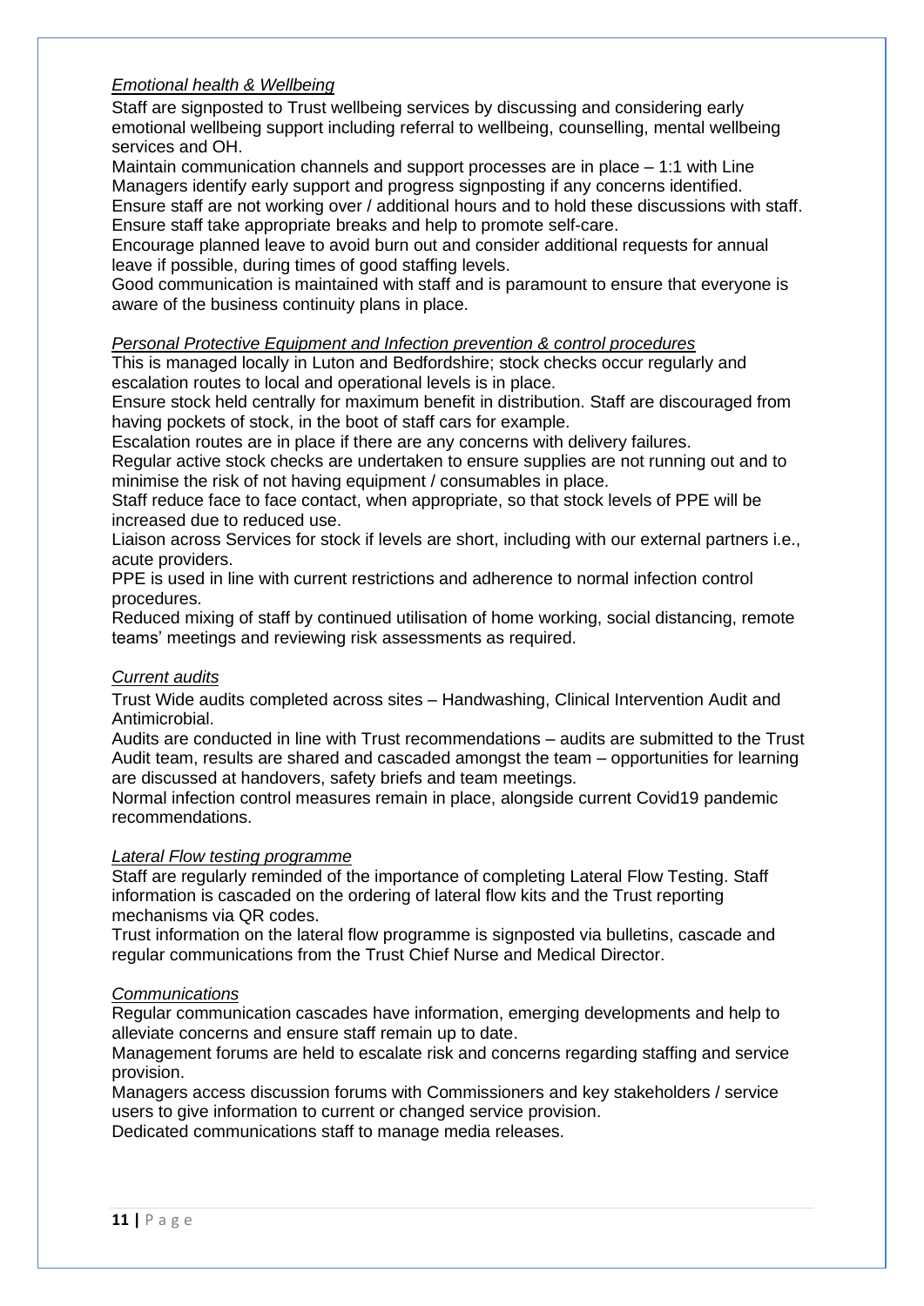*Emotional health & Wellbeing*

Staff are signposted to Trust wellbeing services by discussing and considering early emotional wellbeing support including referral to wellbeing, counselling, mental wellbeing services and OH.

Maintain communication channels and support processes are in place – 1:1 with Line Managers identify early support and progress signposting if any concerns identified.

Ensure staff are not working over / additional hours and to hold these discussions with staff.

Ensure staff take appropriate breaks and help to promote self-care.

Encourage planned leave to avoid burn out and consider additional requests for annual leave if possible, during times of good staffing levels.

Good communication is maintained with staff and is paramount to ensure that everyone is aware of the business continuity plans in place.

*Personal Protective Equipment and Infection prevention & control procedures*

This is managed locally in Luton and Bedfordshire; stock checks occur regularly and escalation routes to local and operational levels is in place.

Ensure stock held centrally for maximum benefit in distribution. Staff are discouraged from having pockets of stock, in the boot of staff cars for example.

Escalation routes are in place if there are any concerns with delivery failures.

Regular active stock checks are undertaken to ensure supplies are not running out and to minimise the risk of not having equipment / consumables in place.

Staff reduce face to face contact, when appropriate, so that stock levels of PPE will be increased due to reduced use.

Liaison across Services for stock if levels are short, including with our external partners i.e., acute providers.

PPE is used in line with current restrictions and adherence to normal infection control procedures.

Reduced mixing of staff by continued utilisation of home working, social distancing, remote teams' meetings and reviewing risk assessments as required.

*Current audits*

Trust Wide audits completed across sites – Handwashing, Clinical Intervention Audit and Antimicrobial.

Audits are conducted in line with Trust recommendations – audits are submitted to the Trust Audit team, results are shared and cascaded amongst the team – opportunities for learning are discussed at handovers, safety briefs and team meetings.

Normal infection control measures remain in place, alongside current Covid19 pandemic recommendations.

*Lateral Flow testing programme*

Staff are regularly reminded of the importance of completing Lateral Flow Testing. Staff information is cascaded on the ordering of lateral flow kits and the Trust reporting mechanisms via QR codes.

Trust information on the lateral flow programme is signposted via bulletins, cascade and regular communications from the Trust Chief Nurse and Medical Director.

*Communications*

Regular communication cascades have information, emerging developments and help to alleviate concerns and ensure staff remain up to date.

Management forums are held to escalate risk and concerns regarding staffing and service provision.

Managers access discussion forums with Commissioners and key stakeholders / service users to give information to current or changed service provision.

Dedicated communications staff to manage media releases.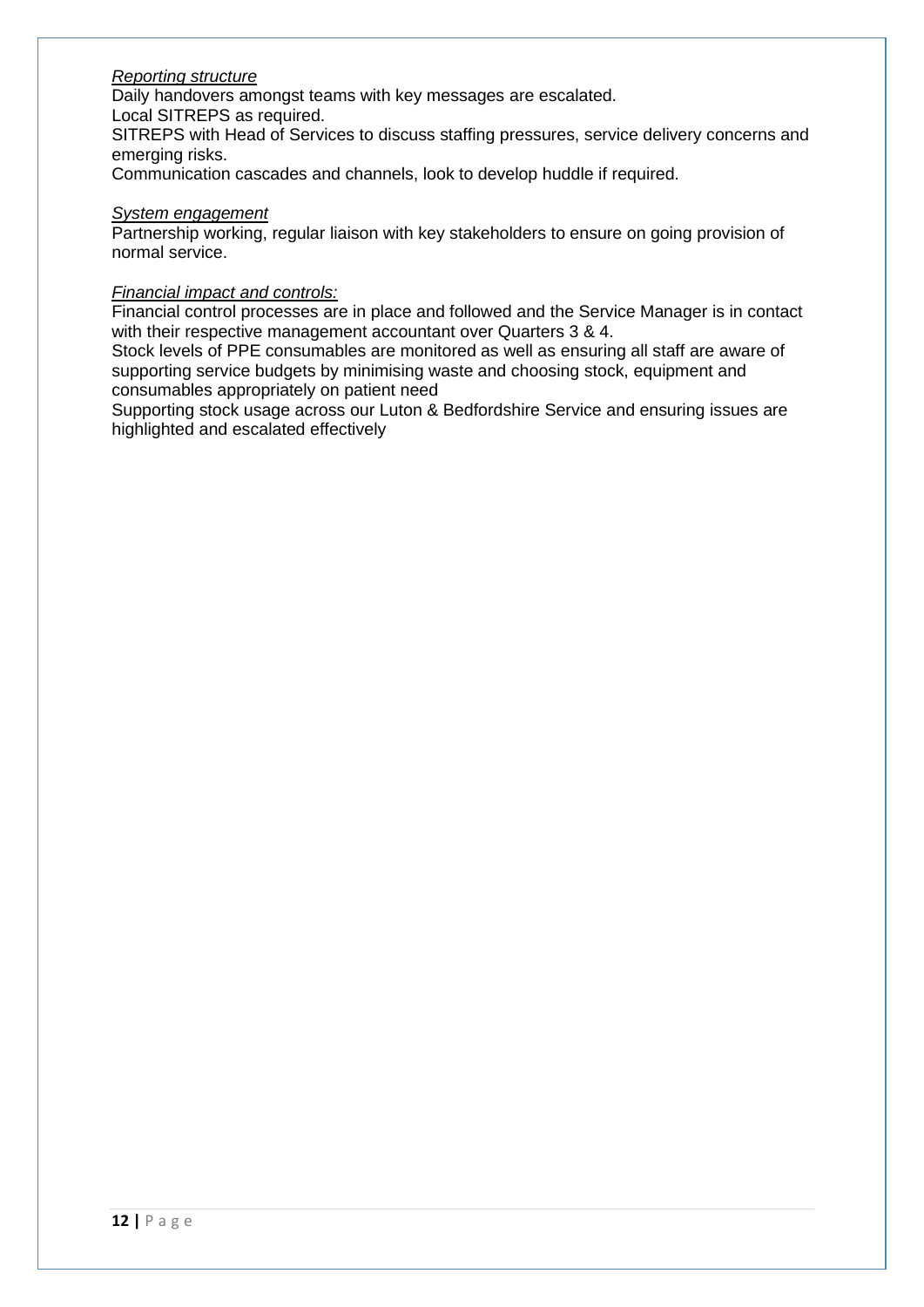*Reporting structure*

Daily handovers amongst teams with key messages are escalated.
Local SITREPS as required.
SITREPS with Head of Services to discuss staffing pressures, service delivery concerns and emerging risks.
Communication cascades and channels, look to develop huddle if required.

*System engagement*

Partnership working, regular liaison with key stakeholders to ensure on going provision of normal service.

*Financial impact and controls:*

Financial control processes are in place and followed and the Service Manager is in contact with their respective management accountant over Quarters 3 & 4.
Stock levels of PPE consumables are monitored as well as ensuring all staff are aware of supporting service budgets by minimising waste and choosing stock, equipment and consumables appropriately on patient need
Supporting stock usage across our Luton & Bedfordshire Service and ensuring issues are highlighted and escalated effectively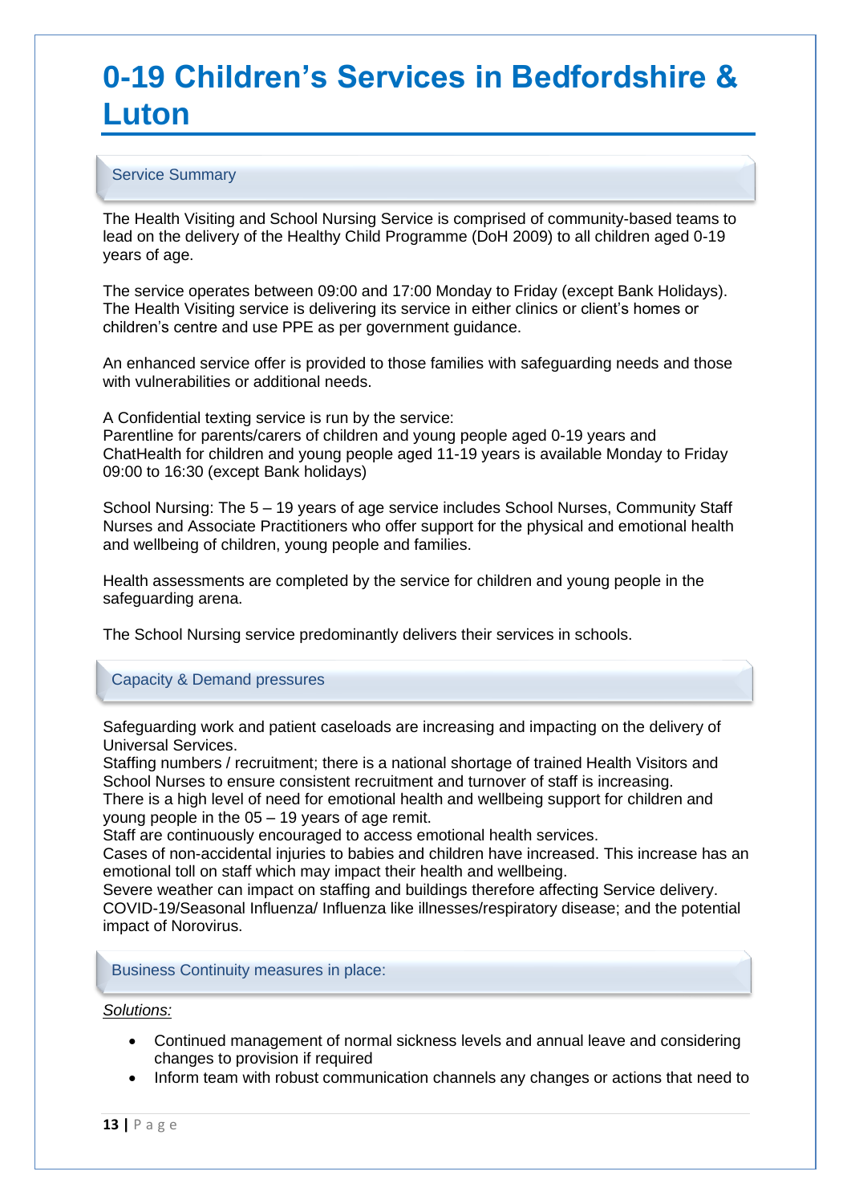# 0-19 Children's Services in Bedfordshire & Luton

## Service Summary

The Health Visiting and School Nursing Service is comprised of community-based teams to lead on the delivery of the Healthy Child Programme (DoH 2009) to all children aged 0-19 years of age.

The service operates between 09:00 and 17:00 Monday to Friday (except Bank Holidays). The Health Visiting service is delivering its service in either clinics or client's homes or children's centre and use PPE as per government guidance.

An enhanced service offer is provided to those families with safeguarding needs and those with vulnerabilities or additional needs.

A Confidential texting service is run by the service:
Parentline for parents/carers of children and young people aged 0-19 years and ChatHealth for children and young people aged 11-19 years is available Monday to Friday 09:00 to 16:30 (except Bank holidays)

School Nursing: The 5 – 19 years of age service includes School Nurses, Community Staff Nurses and Associate Practitioners who offer support for the physical and emotional health and wellbeing of children, young people and families.

Health assessments are completed by the service for children and young people in the safeguarding arena.

The School Nursing service predominantly delivers their services in schools.

## Capacity & Demand pressures

Safeguarding work and patient caseloads are increasing and impacting on the delivery of Universal Services.
Staffing numbers / recruitment; there is a national shortage of trained Health Visitors and School Nurses to ensure consistent recruitment and turnover of staff is increasing.
There is a high level of need for emotional health and wellbeing support for children and young people in the 05 – 19 years of age remit.
Staff are continuously encouraged to access emotional health services.
Cases of non-accidental injuries to babies and children have increased. This increase has an emotional toll on staff which may impact their health and wellbeing.
Severe weather can impact on staffing and buildings therefore affecting Service delivery.
COVID-19/Seasonal Influenza/ Influenza like illnesses/respiratory disease; and the potential impact of Norovirus.

## Business Continuity measures in place:

*Solutions:*

- Continued management of normal sickness levels and annual leave and considering changes to provision if required
- Inform team with robust communication channels any changes or actions that need to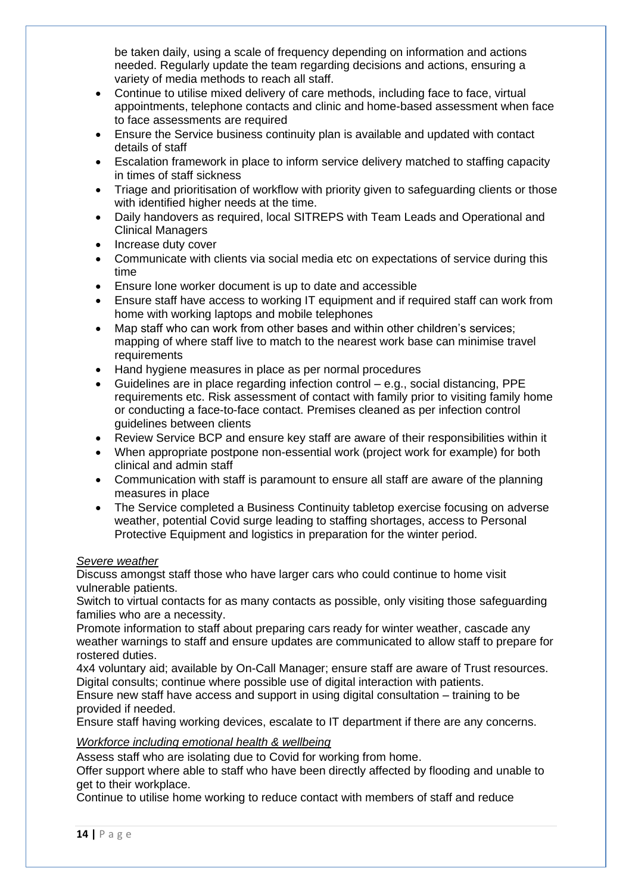be taken daily, using a scale of frequency depending on information and actions needed. Regularly update the team regarding decisions and actions, ensuring a variety of media methods to reach all staff.

- Continue to utilise mixed delivery of care methods, including face to face, virtual appointments, telephone contacts and clinic and home-based assessment when face to face assessments are required
- Ensure the Service business continuity plan is available and updated with contact details of staff
- Escalation framework in place to inform service delivery matched to staffing capacity in times of staff sickness
- Triage and prioritisation of workflow with priority given to safeguarding clients or those with identified higher needs at the time.
- Daily handovers as required, local SITREPS with Team Leads and Operational and Clinical Managers
- Increase duty cover
- Communicate with clients via social media etc on expectations of service during this time
- Ensure lone worker document is up to date and accessible
- Ensure staff have access to working IT equipment and if required staff can work from home with working laptops and mobile telephones
- Map staff who can work from other bases and within other children's services; mapping of where staff live to match to the nearest work base can minimise travel requirements
- Hand hygiene measures in place as per normal procedures
- Guidelines are in place regarding infection control – e.g., social distancing, PPE requirements etc. Risk assessment of contact with family prior to visiting family home or conducting a face-to-face contact. Premises cleaned as per infection control guidelines between clients
- Review Service BCP and ensure key staff are aware of their responsibilities within it
- When appropriate postpone non-essential work (project work for example) for both clinical and admin staff
- Communication with staff is paramount to ensure all staff are aware of the planning measures in place
- The Service completed a Business Continuity tabletop exercise focusing on adverse weather, potential Covid surge leading to staffing shortages, access to Personal Protective Equipment and logistics in preparation for the winter period.

*Severe weather*

Discuss amongst staff those who have larger cars who could continue to home visit vulnerable patients.

Switch to virtual contacts for as many contacts as possible, only visiting those safeguarding families who are a necessity.

Promote information to staff about preparing cars ready for winter weather, cascade any weather warnings to staff and ensure updates are communicated to allow staff to prepare for rostered duties.

4x4 voluntary aid; available by On-Call Manager; ensure staff are aware of Trust resources.

Digital consults; continue where possible use of digital interaction with patients.

Ensure new staff have access and support in using digital consultation – training to be provided if needed.

Ensure staff having working devices, escalate to IT department if there are any concerns.

*Workforce including emotional health & wellbeing*

Assess staff who are isolating due to Covid for working from home.

Offer support where able to staff who have been directly affected by flooding and unable to get to their workplace.

Continue to utilise home working to reduce contact with members of staff and reduce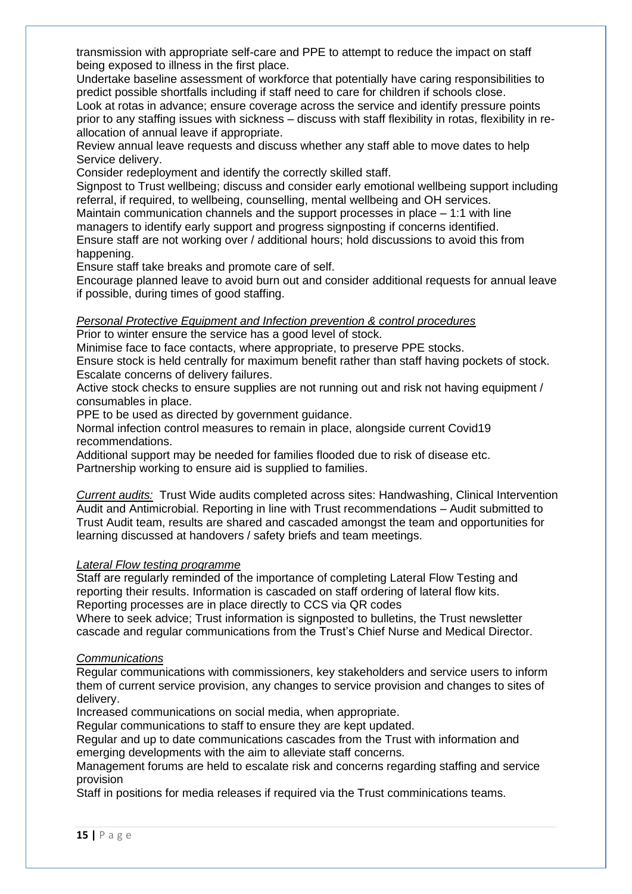transmission with appropriate self-care and PPE to attempt to reduce the impact on staff being exposed to illness in the first place.

Undertake baseline assessment of workforce that potentially have caring responsibilities to predict possible shortfalls including if staff need to care for children if schools close.

Look at rotas in advance; ensure coverage across the service and identify pressure points prior to any staffing issues with sickness – discuss with staff flexibility in rotas, flexibility in re-allocation of annual leave if appropriate.

Review annual leave requests and discuss whether any staff able to move dates to help Service delivery.

Consider redeployment and identify the correctly skilled staff.

Signpost to Trust wellbeing; discuss and consider early emotional wellbeing support including referral, if required, to wellbeing, counselling, mental wellbeing and OH services.

Maintain communication channels and the support processes in place – 1:1 with line managers to identify early support and progress signposting if concerns identified.

Ensure staff are not working over / additional hours; hold discussions to avoid this from happening.

Ensure staff take breaks and promote care of self.

Encourage planned leave to avoid burn out and consider additional requests for annual leave if possible, during times of good staffing.

*Personal Protective Equipment and Infection prevention & control procedures*

Prior to winter ensure the service has a good level of stock.

Minimise face to face contacts, where appropriate, to preserve PPE stocks.

Ensure stock is held centrally for maximum benefit rather than staff having pockets of stock.

Escalate concerns of delivery failures.

Active stock checks to ensure supplies are not running out and risk not having equipment / consumables in place.

PPE to be used as directed by government guidance.

Normal infection control measures to remain in place, alongside current Covid19 recommendations.

Additional support may be needed for families flooded due to risk of disease etc.

Partnership working to ensure aid is supplied to families.

*Current audits:* Trust Wide audits completed across sites: Handwashing, Clinical Intervention Audit and Antimicrobial. Reporting in line with Trust recommendations – Audit submitted to Trust Audit team, results are shared and cascaded amongst the team and opportunities for learning discussed at handovers / safety briefs and team meetings.

*Lateral Flow testing programme*

Staff are regularly reminded of the importance of completing Lateral Flow Testing and reporting their results. Information is cascaded on staff ordering of lateral flow kits.

Reporting processes are in place directly to CCS via QR codes

Where to seek advice; Trust information is signposted to bulletins, the Trust newsletter cascade and regular communications from the Trust's Chief Nurse and Medical Director.

*Communications*

Regular communications with commissioners, key stakeholders and service users to inform them of current service provision, any changes to service provision and changes to sites of delivery.

Increased communications on social media, when appropriate.

Regular communications to staff to ensure they are kept updated.

Regular and up to date communications cascades from the Trust with information and emerging developments with the aim to alleviate staff concerns.

Management forums are held to escalate risk and concerns regarding staffing and service provision

Staff in positions for media releases if required via the Trust comminications teams.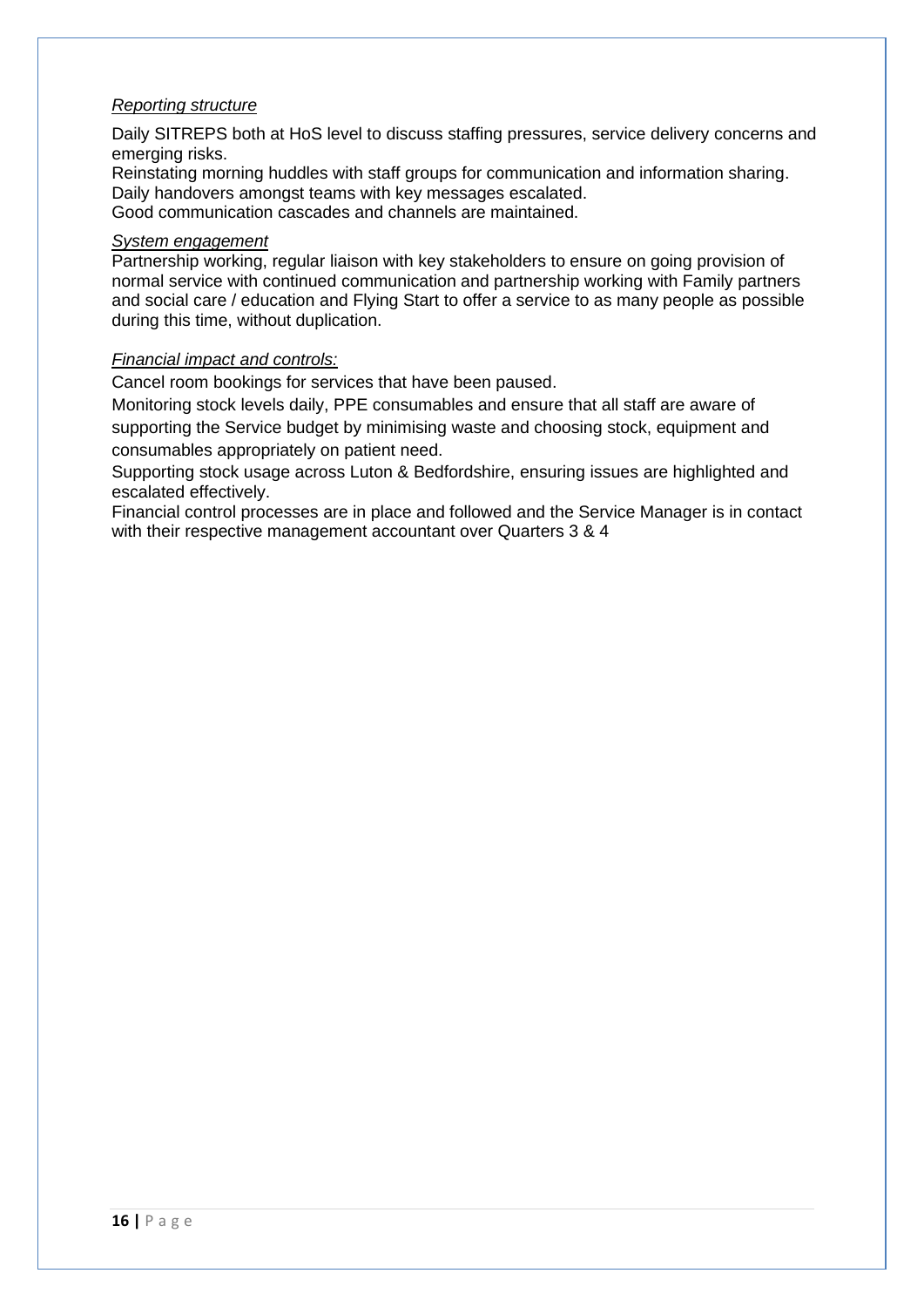*Reporting structure*

Daily SITREPS both at HoS level to discuss staffing pressures, service delivery concerns and emerging risks.
Reinstating morning huddles with staff groups for communication and information sharing.
Daily handovers amongst teams with key messages escalated.
Good communication cascades and channels are maintained.

*System engagement*

Partnership working, regular liaison with key stakeholders to ensure on going provision of normal service with continued communication and partnership working with Family partners and social care / education and Flying Start to offer a service to as many people as possible during this time, without duplication.

*Financial impact and controls:*

Cancel room bookings for services that have been paused.
Monitoring stock levels daily, PPE consumables and ensure that all staff are aware of supporting the Service budget by minimising waste and choosing stock, equipment and consumables appropriately on patient need.
Supporting stock usage across Luton & Bedfordshire, ensuring issues are highlighted and escalated effectively.
Financial control processes are in place and followed and the Service Manager is in contact with their respective management accountant over Quarters 3 & 4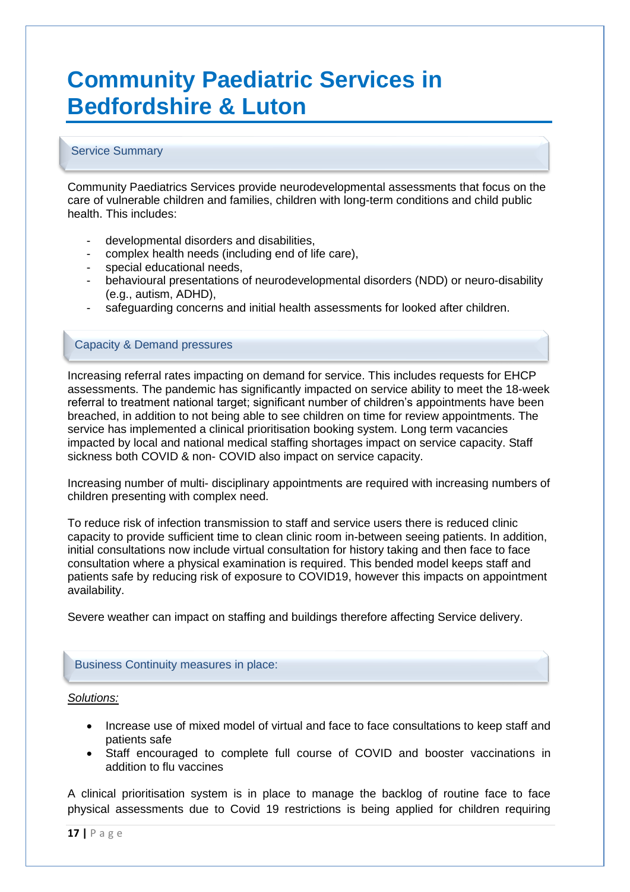# Community Paediatric Services in Bedfordshire & Luton

## Service Summary

Community Paediatrics Services provide neurodevelopmental assessments that focus on the care of vulnerable children and families, children with long-term conditions and child public health. This includes:

- developmental disorders and disabilities,
- complex health needs (including end of life care),
- special educational needs,
- behavioural presentations of neurodevelopmental disorders (NDD) or neuro-disability (e.g., autism, ADHD),
- safeguarding concerns and initial health assessments for looked after children.

## Capacity & Demand pressures

Increasing referral rates impacting on demand for service. This includes requests for EHCP assessments. The pandemic has significantly impacted on service ability to meet the 18-week referral to treatment national target; significant number of children's appointments have been breached, in addition to not being able to see children on time for review appointments. The service has implemented a clinical prioritisation booking system. Long term vacancies impacted by local and national medical staffing shortages impact on service capacity. Staff sickness both COVID & non- COVID also impact on service capacity.

Increasing number of multi- disciplinary appointments are required with increasing numbers of children presenting with complex need.

To reduce risk of infection transmission to staff and service users there is reduced clinic capacity to provide sufficient time to clean clinic room in-between seeing patients. In addition, initial consultations now include virtual consultation for history taking and then face to face consultation where a physical examination is required. This bended model keeps staff and patients safe by reducing risk of exposure to COVID19, however this impacts on appointment availability.

Severe weather can impact on staffing and buildings therefore affecting Service delivery.

## Business Continuity measures in place:

*Solutions:*

- Increase use of mixed model of virtual and face to face consultations to keep staff and patients safe
- Staff encouraged to complete full course of COVID and booster vaccinations in addition to flu vaccines

A clinical prioritisation system is in place to manage the backlog of routine face to face physical assessments due to Covid 19 restrictions is being applied for children requiring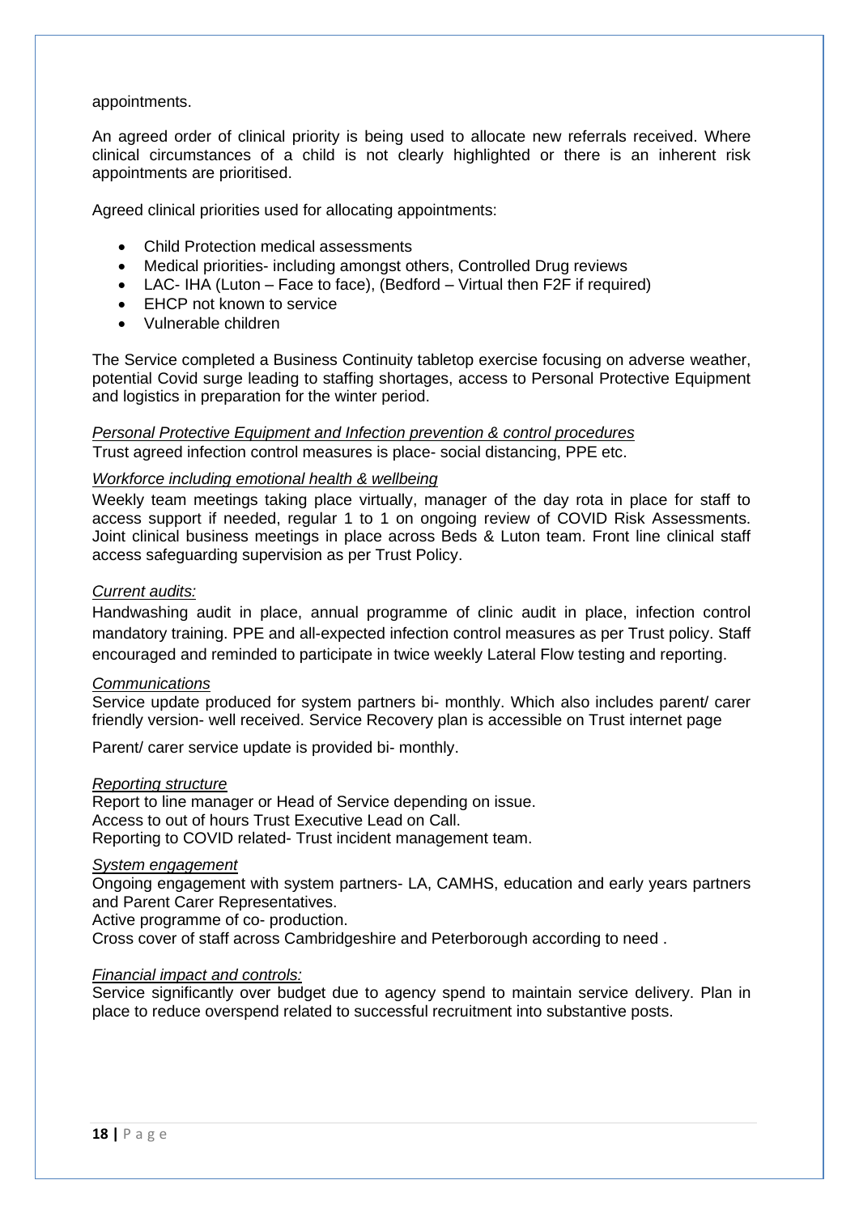appointments.

An agreed order of clinical priority is being used to allocate new referrals received. Where clinical circumstances of a child is not clearly highlighted or there is an inherent risk appointments are prioritised.

Agreed clinical priorities used for allocating appointments:

- Child Protection medical assessments
- Medical priorities- including amongst others, Controlled Drug reviews
- LAC- IHA (Luton – Face to face), (Bedford – Virtual then F2F if required)
- EHCP not known to service
- Vulnerable children

The Service completed a Business Continuity tabletop exercise focusing on adverse weather, potential Covid surge leading to staffing shortages, access to Personal Protective Equipment and logistics in preparation for the winter period.

*Personal Protective Equipment and Infection prevention & control procedures*
Trust agreed infection control measures is place- social distancing, PPE etc.

*Workforce including emotional health & wellbeing*
Weekly team meetings taking place virtually, manager of the day rota in place for staff to access support if needed, regular 1 to 1 on ongoing review of COVID Risk Assessments. Joint clinical business meetings in place across Beds & Luton team. Front line clinical staff access safeguarding supervision as per Trust Policy.

*Current audits:*
Handwashing audit in place, annual programme of clinic audit in place, infection control mandatory training. PPE and all-expected infection control measures as per Trust policy. Staff encouraged and reminded to participate in twice weekly Lateral Flow testing and reporting.

*Communications*
Service update produced for system partners bi- monthly. Which also includes parent/ carer friendly version- well received. Service Recovery plan is accessible on Trust internet page

Parent/ carer service update is provided bi- monthly.

*Reporting structure*
Report to line manager or Head of Service depending on issue.
Access to out of hours Trust Executive Lead on Call.
Reporting to COVID related- Trust incident management team.

*System engagement*
Ongoing engagement with system partners- LA, CAMHS, education and early years partners and Parent Carer Representatives.
Active programme of co- production.
Cross cover of staff across Cambridgeshire and Peterborough according to need .

*Financial impact and controls:*
Service significantly over budget due to agency spend to maintain service delivery. Plan in place to reduce overspend related to successful recruitment into substantive posts.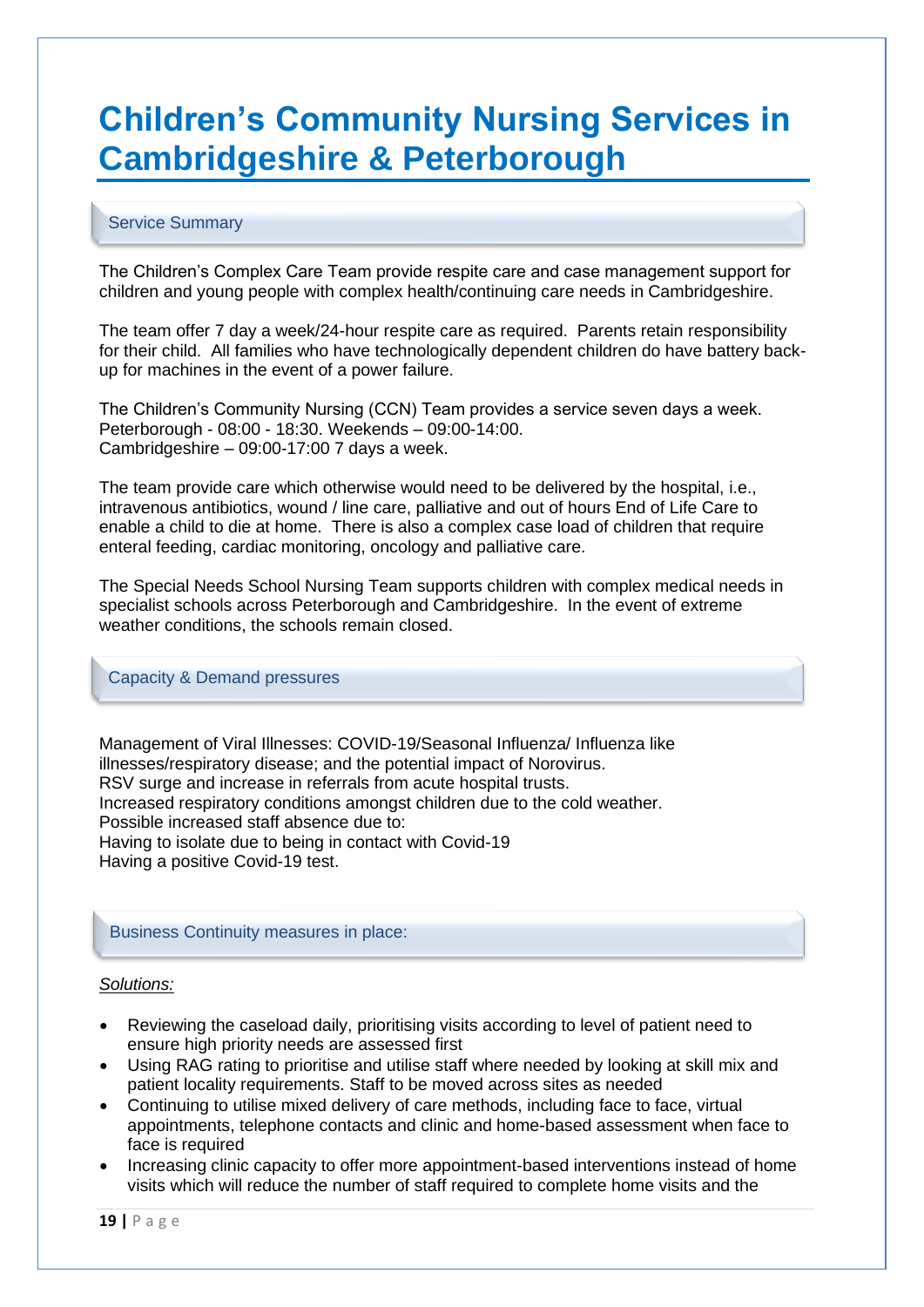# Children's Community Nursing Services in Cambridgeshire & Peterborough

## Service Summary

The Children's Complex Care Team provide respite care and case management support for children and young people with complex health/continuing care needs in Cambridgeshire.

The team offer 7 day a week/24-hour respite care as required. Parents retain responsibility for their child. All families who have technologically dependent children do have battery back-up for machines in the event of a power failure.

The Children's Community Nursing (CCN) Team provides a service seven days a week.
Peterborough - 08:00 - 18:30. Weekends – 09:00-14:00.
Cambridgeshire – 09:00-17:00 7 days a week.

The team provide care which otherwise would need to be delivered by the hospital, i.e., intravenous antibiotics, wound / line care, palliative and out of hours End of Life Care to enable a child to die at home. There is also a complex case load of children that require enteral feeding, cardiac monitoring, oncology and palliative care.

The Special Needs School Nursing Team supports children with complex medical needs in specialist schools across Peterborough and Cambridgeshire. In the event of extreme weather conditions, the schools remain closed.

## Capacity & Demand pressures

Management of Viral Illnesses: COVID-19/Seasonal Influenza/ Influenza like illnesses/respiratory disease; and the potential impact of Norovirus.
RSV surge and increase in referrals from acute hospital trusts.
Increased respiratory conditions amongst children due to the cold weather.
Possible increased staff absence due to:
Having to isolate due to being in contact with Covid-19
Having a positive Covid-19 test.

## Business Continuity measures in place:

*Solutions:*

- Reviewing the caseload daily, prioritising visits according to level of patient need to ensure high priority needs are assessed first
- Using RAG rating to prioritise and utilise staff where needed by looking at skill mix and patient locality requirements. Staff to be moved across sites as needed
- Continuing to utilise mixed delivery of care methods, including face to face, virtual appointments, telephone contacts and clinic and home-based assessment when face to face is required
- Increasing clinic capacity to offer more appointment-based interventions instead of home visits which will reduce the number of staff required to complete home visits and the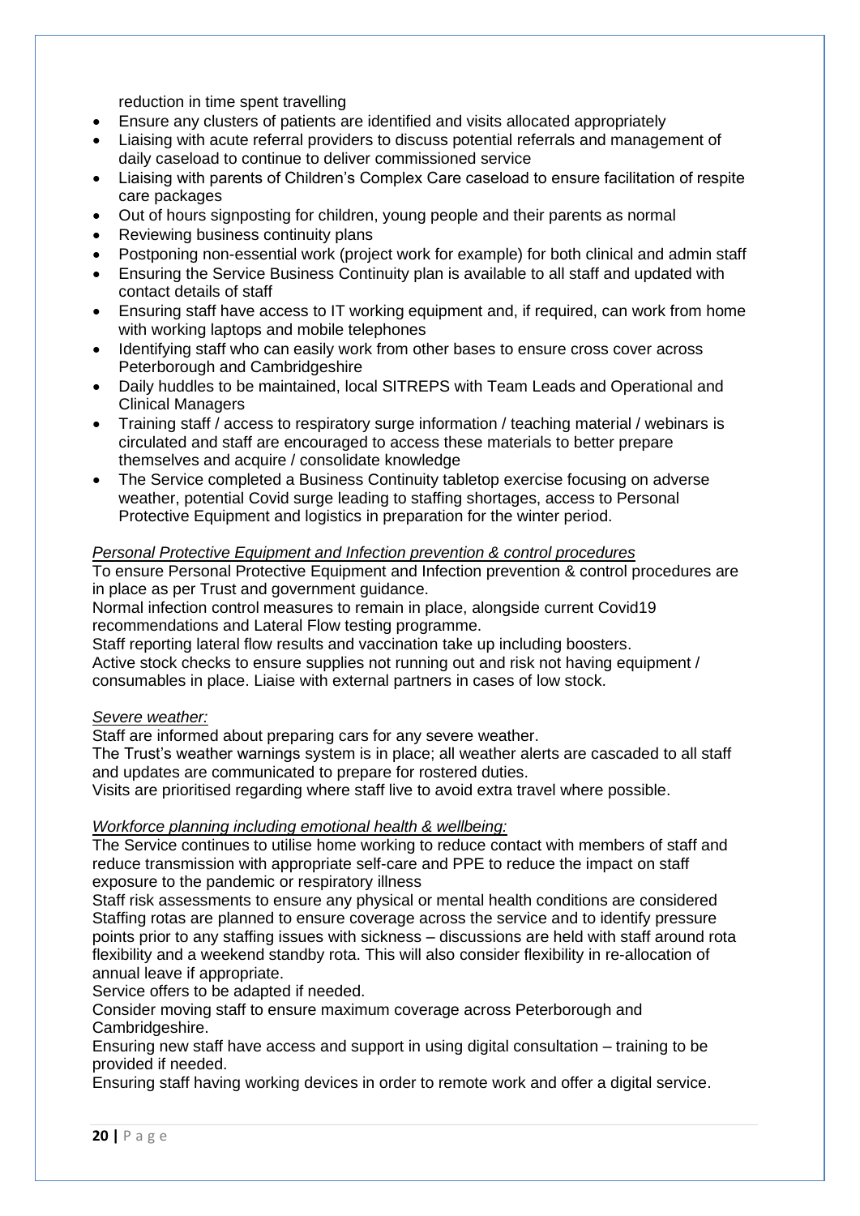reduction in time spent travelling

- Ensure any clusters of patients are identified and visits allocated appropriately
- Liaising with acute referral providers to discuss potential referrals and management of daily caseload to continue to deliver commissioned service
- Liaising with parents of Children's Complex Care caseload to ensure facilitation of respite care packages
- Out of hours signposting for children, young people and their parents as normal
- Reviewing business continuity plans
- Postponing non-essential work (project work for example) for both clinical and admin staff
- Ensuring the Service Business Continuity plan is available to all staff and updated with contact details of staff
- Ensuring staff have access to IT working equipment and, if required, can work from home with working laptops and mobile telephones
- Identifying staff who can easily work from other bases to ensure cross cover across Peterborough and Cambridgeshire
- Daily huddles to be maintained, local SITREPS with Team Leads and Operational and Clinical Managers
- Training staff / access to respiratory surge information / teaching material / webinars is circulated and staff are encouraged to access these materials to better prepare themselves and acquire / consolidate knowledge
- The Service completed a Business Continuity tabletop exercise focusing on adverse weather, potential Covid surge leading to staffing shortages, access to Personal Protective Equipment and logistics in preparation for the winter period.

*Personal Protective Equipment and Infection prevention & control procedures*

To ensure Personal Protective Equipment and Infection prevention & control procedures are in place as per Trust and government guidance.

Normal infection control measures to remain in place, alongside current Covid19 recommendations and Lateral Flow testing programme.

Staff reporting lateral flow results and vaccination take up including boosters.

Active stock checks to ensure supplies not running out and risk not having equipment / consumables in place. Liaise with external partners in cases of low stock.

*Severe weather:*

Staff are informed about preparing cars for any severe weather.

The Trust's weather warnings system is in place; all weather alerts are cascaded to all staff and updates are communicated to prepare for rostered duties.

Visits are prioritised regarding where staff live to avoid extra travel where possible.

*Workforce planning including emotional health & wellbeing:*

The Service continues to utilise home working to reduce contact with members of staff and reduce transmission with appropriate self-care and PPE to reduce the impact on staff exposure to the pandemic or respiratory illness

Staff risk assessments to ensure any physical or mental health conditions are considered

Staffing rotas are planned to ensure coverage across the service and to identify pressure points prior to any staffing issues with sickness – discussions are held with staff around rota flexibility and a weekend standby rota. This will also consider flexibility in re-allocation of annual leave if appropriate.

Service offers to be adapted if needed.

Consider moving staff to ensure maximum coverage across Peterborough and Cambridgeshire.

Ensuring new staff have access and support in using digital consultation – training to be provided if needed.

Ensuring staff having working devices in order to remote work and offer a digital service.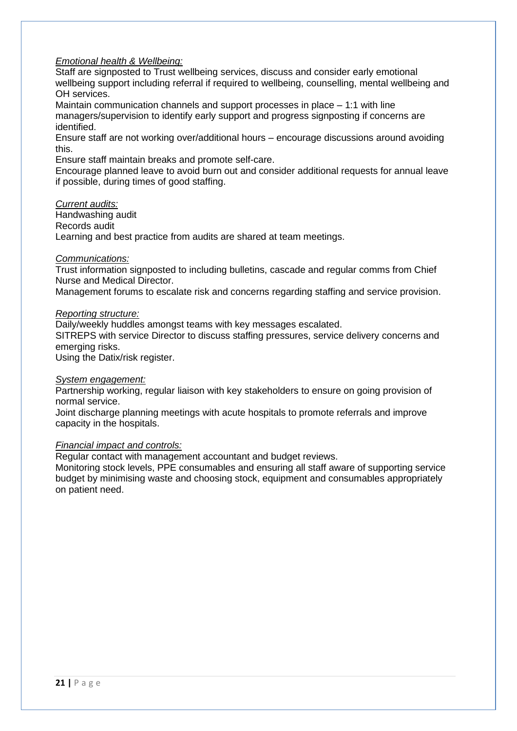*Emotional health & Wellbeing:*

Staff are signposted to Trust wellbeing services, discuss and consider early emotional wellbeing support including referral if required to wellbeing, counselling, mental wellbeing and OH services.

Maintain communication channels and support processes in place – 1:1 with line managers/supervision to identify early support and progress signposting if concerns are identified.

Ensure staff are not working over/additional hours – encourage discussions around avoiding this.

Ensure staff maintain breaks and promote self-care.

Encourage planned leave to avoid burn out and consider additional requests for annual leave if possible, during times of good staffing.

*Current audits:*

Handwashing audit

Records audit

Learning and best practice from audits are shared at team meetings.

*Communications:*

Trust information signposted to including bulletins, cascade and regular comms from Chief Nurse and Medical Director.

Management forums to escalate risk and concerns regarding staffing and service provision.

*Reporting structure:*

Daily/weekly huddles amongst teams with key messages escalated.

SITREPS with service Director to discuss staffing pressures, service delivery concerns and emerging risks.

Using the Datix/risk register.

*System engagement:*

Partnership working, regular liaison with key stakeholders to ensure on going provision of normal service.

Joint discharge planning meetings with acute hospitals to promote referrals and improve capacity in the hospitals.

*Financial impact and controls:*

Regular contact with management accountant and budget reviews.

Monitoring stock levels, PPE consumables and ensuring all staff aware of supporting service budget by minimising waste and choosing stock, equipment and consumables appropriately on patient need.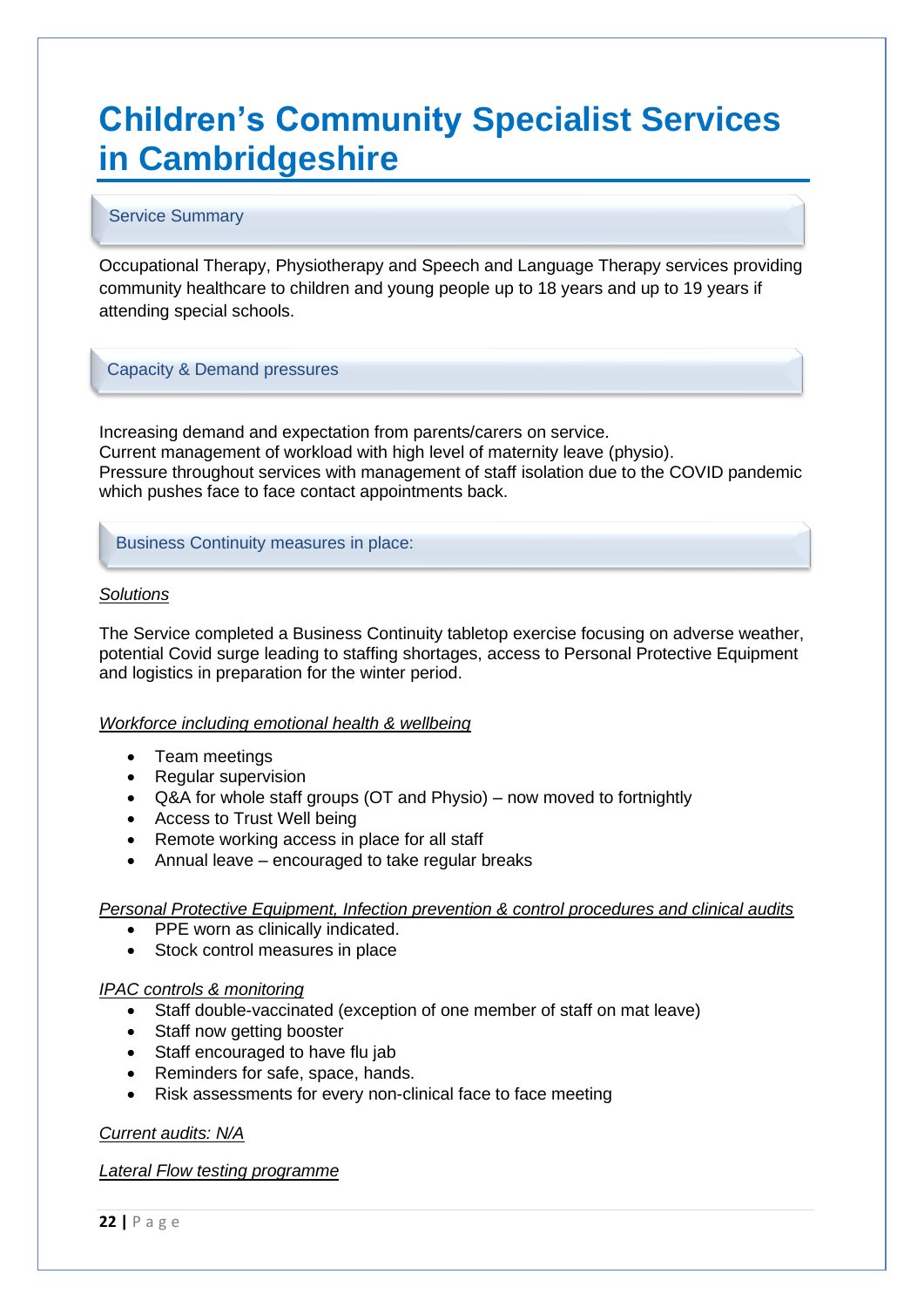# Children's Community Specialist Services in Cambridgeshire

## Service Summary

Occupational Therapy, Physiotherapy and Speech and Language Therapy services providing community healthcare to children and young people up to 18 years and up to 19 years if attending special schools.

## Capacity & Demand pressures

Increasing demand and expectation from parents/carers on service.
Current management of workload with high level of maternity leave (physio).
Pressure throughout services with management of staff isolation due to the COVID pandemic which pushes face to face contact appointments back.

## Business Continuity measures in place:

*Solutions*

The Service completed a Business Continuity tabletop exercise focusing on adverse weather, potential Covid surge leading to staffing shortages, access to Personal Protective Equipment and logistics in preparation for the winter period.

*Workforce including emotional health & wellbeing*

- Team meetings
- Regular supervision
- Q&A for whole staff groups (OT and Physio) – now moved to fortnightly
- Access to Trust Well being
- Remote working access in place for all staff
- Annual leave – encouraged to take regular breaks

*Personal Protective Equipment, Infection prevention & control procedures and clinical audits*

- PPE worn as clinically indicated.
- Stock control measures in place

*IPAC controls & monitoring*

- Staff double-vaccinated (exception of one member of staff on mat leave)
- Staff now getting booster
- Staff encouraged to have flu jab
- Reminders for safe, space, hands.
- Risk assessments for every non-clinical face to face meeting

*Current audits: N/A*

*Lateral Flow testing programme*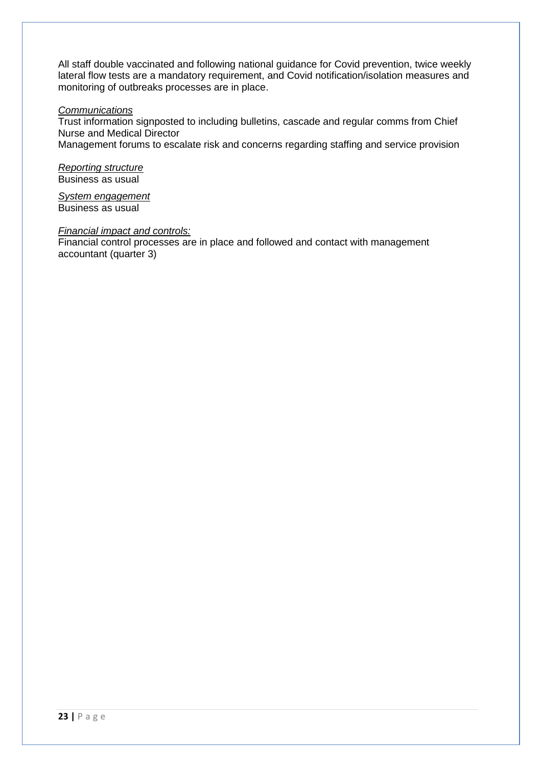All staff double vaccinated and following national guidance for Covid prevention, twice weekly lateral flow tests are a mandatory requirement, and Covid notification/isolation measures and monitoring of outbreaks processes are in place.

*Communications*

Trust information signposted to including bulletins, cascade and regular comms from Chief Nurse and Medical Director

Management forums to escalate risk and concerns regarding staffing and service provision

*Reporting structure*

Business as usual

*System engagement*

Business as usual

*Financial impact and controls:*

Financial control processes are in place and followed and contact with management accountant (quarter 3)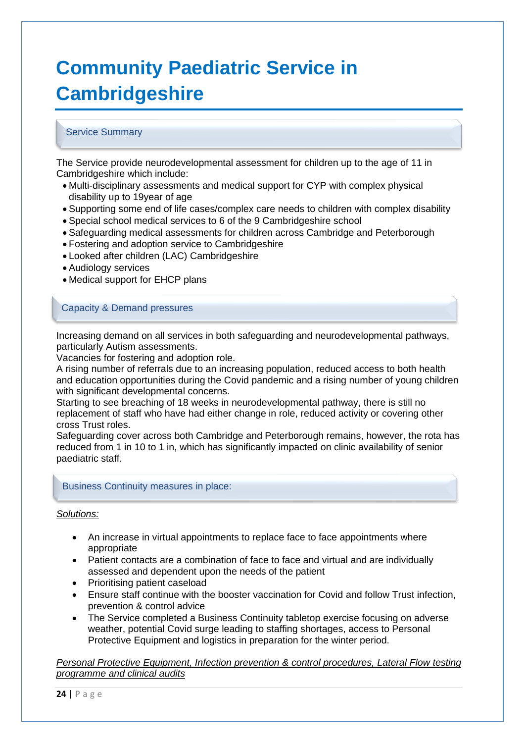# Community Paediatric Service in Cambridgeshire

## Service Summary

The Service provide neurodevelopmental assessment for children up to the age of 11 in Cambridgeshire which include:

- Multi-disciplinary assessments and medical support for CYP with complex physical disability up to 19year of age
- Supporting some end of life cases/complex care needs to children with complex disability
- Special school medical services to 6 of the 9 Cambridgeshire school
- Safeguarding medical assessments for children across Cambridge and Peterborough
- Fostering and adoption service to Cambridgeshire
- Looked after children (LAC) Cambridgeshire
- Audiology services
- Medical support for EHCP plans

## Capacity & Demand pressures

Increasing demand on all services in both safeguarding and neurodevelopmental pathways, particularly Autism assessments.
Vacancies for fostering and adoption role.
A rising number of referrals due to an increasing population, reduced access to both health and education opportunities during the Covid pandemic and a rising number of young children with significant developmental concerns.
Starting to see breaching of 18 weeks in neurodevelopmental pathway, there is still no replacement of staff who have had either change in role, reduced activity or covering other cross Trust roles.
Safeguarding cover across both Cambridge and Peterborough remains, however, the rota has reduced from 1 in 10 to 1 in, which has significantly impacted on clinic availability of senior paediatric staff.

## Business Continuity measures in place:

*Solutions:*

- An increase in virtual appointments to replace face to face appointments where appropriate
- Patient contacts are a combination of face to face and virtual and are individually assessed and dependent upon the needs of the patient
- Prioritising patient caseload
- Ensure staff continue with the booster vaccination for Covid and follow Trust infection, prevention & control advice
- The Service completed a Business Continuity tabletop exercise focusing on adverse weather, potential Covid surge leading to staffing shortages, access to Personal Protective Equipment and logistics in preparation for the winter period.

*Personal Protective Equipment, Infection prevention & control procedures, Lateral Flow testing programme and clinical audits*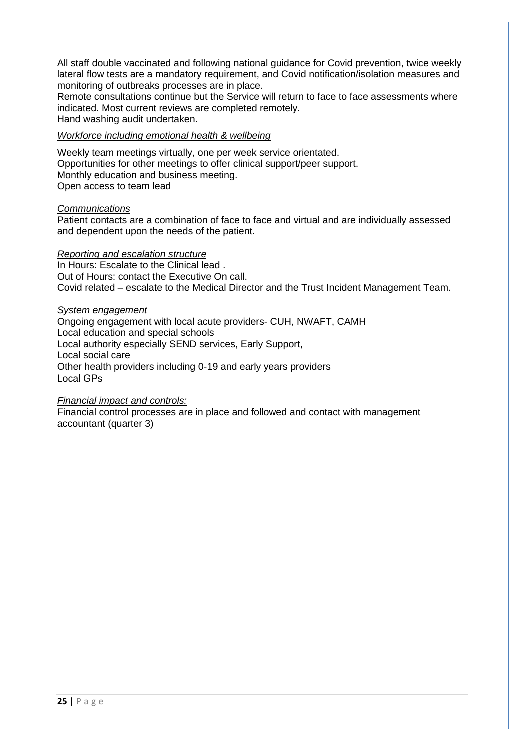All staff double vaccinated and following national guidance for Covid prevention, twice weekly lateral flow tests are a mandatory requirement, and Covid notification/isolation measures and monitoring of outbreaks processes are in place.
Remote consultations continue but the Service will return to face to face assessments where indicated. Most current reviews are completed remotely.
Hand washing audit undertaken.

*Workforce including emotional health & wellbeing*

Weekly team meetings virtually, one per week service orientated.
Opportunities for other meetings to offer clinical support/peer support.
Monthly education and business meeting.
Open access to team lead

*Communications*

Patient contacts are a combination of face to face and virtual and are individually assessed and dependent upon the needs of the patient.

*Reporting and escalation structure*

In Hours: Escalate to the Clinical lead .
Out of Hours: contact the Executive On call.
Covid related – escalate to the Medical Director and the Trust Incident Management Team.

*System engagement*

Ongoing engagement with local acute providers- CUH, NWAFT, CAMH
Local education and special schools
Local authority especially SEND services, Early Support,
Local social care
Other health providers including 0-19 and early years providers
Local GPs

*Financial impact and controls:*

Financial control processes are in place and followed and contact with management accountant (quarter 3)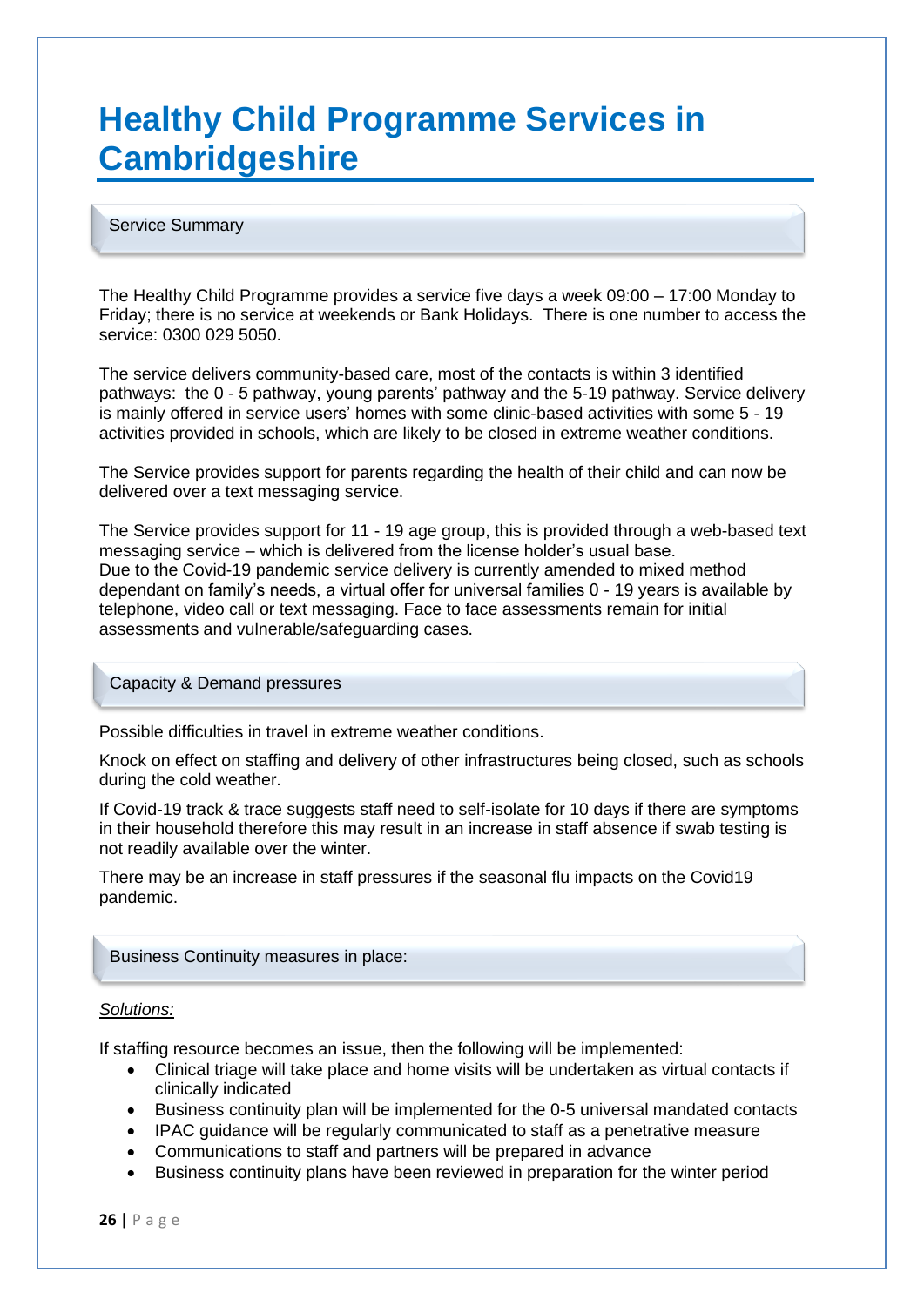# Healthy Child Programme Services in Cambridgeshire

## Service Summary

The Healthy Child Programme provides a service five days a week 09:00 – 17:00 Monday to Friday; there is no service at weekends or Bank Holidays. There is one number to access the service: 0300 029 5050.

The service delivers community-based care, most of the contacts is within 3 identified pathways: the 0 - 5 pathway, young parents' pathway and the 5-19 pathway. Service delivery is mainly offered in service users' homes with some clinic-based activities with some 5 - 19 activities provided in schools, which are likely to be closed in extreme weather conditions.

The Service provides support for parents regarding the health of their child and can now be delivered over a text messaging service.

The Service provides support for 11 - 19 age group, this is provided through a web-based text messaging service – which is delivered from the license holder's usual base.
Due to the Covid-19 pandemic service delivery is currently amended to mixed method dependant on family's needs, a virtual offer for universal families 0 - 19 years is available by telephone, video call or text messaging. Face to face assessments remain for initial assessments and vulnerable/safeguarding cases.

## Capacity & Demand pressures

Possible difficulties in travel in extreme weather conditions.

Knock on effect on staffing and delivery of other infrastructures being closed, such as schools during the cold weather.

If Covid-19 track & trace suggests staff need to self-isolate for 10 days if there are symptoms in their household therefore this may result in an increase in staff absence if swab testing is not readily available over the winter.

There may be an increase in staff pressures if the seasonal flu impacts on the Covid19 pandemic.

## Business Continuity measures in place:

*Solutions:*

If staffing resource becomes an issue, then the following will be implemented:

- Clinical triage will take place and home visits will be undertaken as virtual contacts if clinically indicated
- Business continuity plan will be implemented for the 0-5 universal mandated contacts
- IPAC guidance will be regularly communicated to staff as a penetrative measure
- Communications to staff and partners will be prepared in advance
- Business continuity plans have been reviewed in preparation for the winter period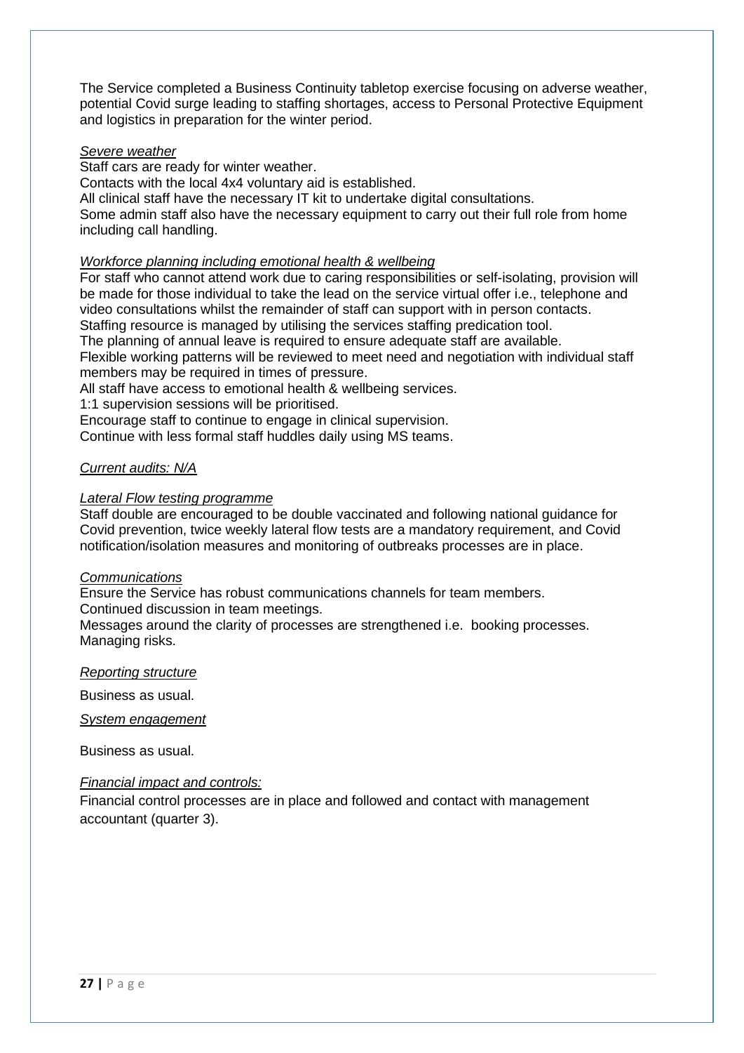The Service completed a Business Continuity tabletop exercise focusing on adverse weather, potential Covid surge leading to staffing shortages, access to Personal Protective Equipment and logistics in preparation for the winter period.

*Severe weather*

Staff cars are ready for winter weather.
Contacts with the local 4x4 voluntary aid is established.
All clinical staff have the necessary IT kit to undertake digital consultations.
Some admin staff also have the necessary equipment to carry out their full role from home including call handling.

*Workforce planning including emotional health & wellbeing*

For staff who cannot attend work due to caring responsibilities or self-isolating, provision will be made for those individual to take the lead on the service virtual offer i.e., telephone and video consultations whilst the remainder of staff can support with in person contacts.
Staffing resource is managed by utilising the services staffing predication tool.
The planning of annual leave is required to ensure adequate staff are available.
Flexible working patterns will be reviewed to meet need and negotiation with individual staff members may be required in times of pressure.
All staff have access to emotional health & wellbeing services.
1:1 supervision sessions will be prioritised.
Encourage staff to continue to engage in clinical supervision.
Continue with less formal staff huddles daily using MS teams.

*Current audits: N/A*

*Lateral Flow testing programme*

Staff double are encouraged to be double vaccinated and following national guidance for Covid prevention, twice weekly lateral flow tests are a mandatory requirement, and Covid notification/isolation measures and monitoring of outbreaks processes are in place.

*Communications*

Ensure the Service has robust communications channels for team members.
Continued discussion in team meetings.
Messages around the clarity of processes are strengthened i.e. booking processes.
Managing risks.

*Reporting structure*

Business as usual.

*System engagement*

Business as usual.

*Financial impact and controls:*

Financial control processes are in place and followed and contact with management accountant (quarter 3).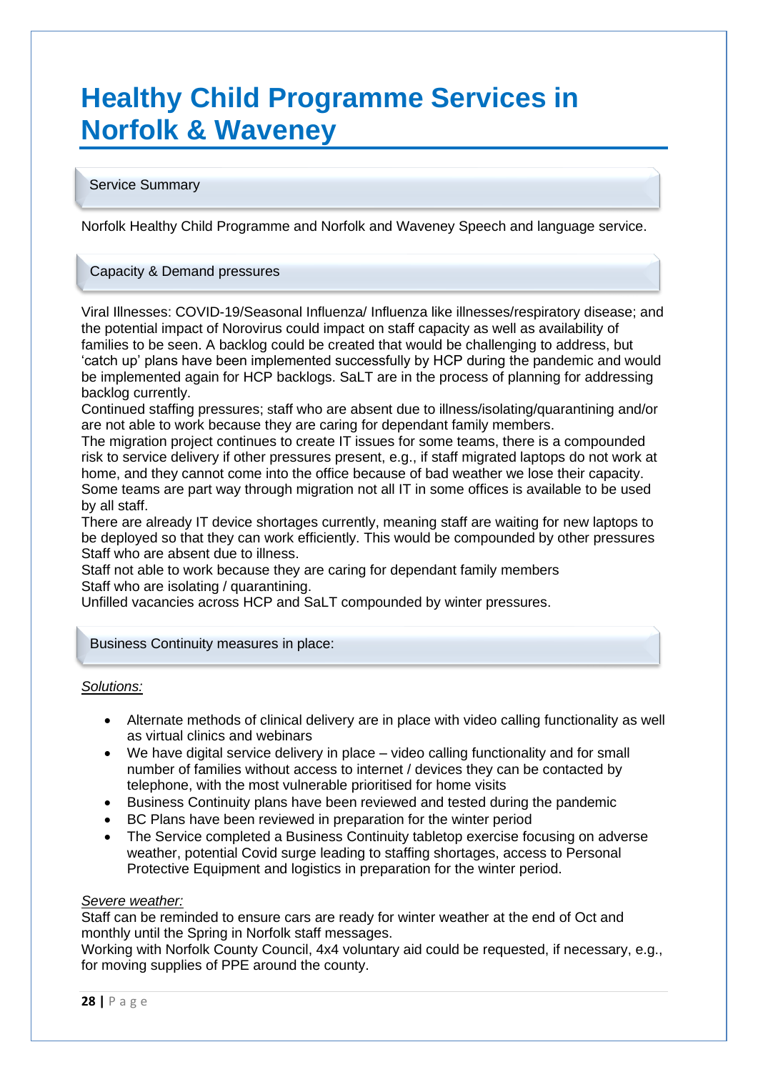# Healthy Child Programme Services in Norfolk & Waveney

## Service Summary

Norfolk Healthy Child Programme and Norfolk and Waveney Speech and language service.

## Capacity & Demand pressures

Viral Illnesses: COVID-19/Seasonal Influenza/ Influenza like illnesses/respiratory disease; and the potential impact of Norovirus could impact on staff capacity as well as availability of families to be seen. A backlog could be created that would be challenging to address, but 'catch up' plans have been implemented successfully by HCP during the pandemic and would be implemented again for HCP backlogs. SaLT are in the process of planning for addressing backlog currently.

Continued staffing pressures; staff who are absent due to illness/isolating/quarantining and/or are not able to work because they are caring for dependant family members.

The migration project continues to create IT issues for some teams, there is a compounded risk to service delivery if other pressures present, e.g., if staff migrated laptops do not work at home, and they cannot come into the office because of bad weather we lose their capacity. Some teams are part way through migration not all IT in some offices is available to be used by all staff.

There are already IT device shortages currently, meaning staff are waiting for new laptops to be deployed so that they can work efficiently. This would be compounded by other pressures Staff who are absent due to illness.

Staff not able to work because they are caring for dependant family members

Staff who are isolating / quarantining.

Unfilled vacancies across HCP and SaLT compounded by winter pressures.

## Business Continuity measures in place:

*Solutions:*

- Alternate methods of clinical delivery are in place with video calling functionality as well as virtual clinics and webinars
- We have digital service delivery in place – video calling functionality and for small number of families without access to internet / devices they can be contacted by telephone, with the most vulnerable prioritised for home visits
- Business Continuity plans have been reviewed and tested during the pandemic
- BC Plans have been reviewed in preparation for the winter period
- The Service completed a Business Continuity tabletop exercise focusing on adverse weather, potential Covid surge leading to staffing shortages, access to Personal Protective Equipment and logistics in preparation for the winter period.

*Severe weather:*

Staff can be reminded to ensure cars are ready for winter weather at the end of Oct and monthly until the Spring in Norfolk staff messages.

Working with Norfolk County Council, 4x4 voluntary aid could be requested, if necessary, e.g., for moving supplies of PPE around the county.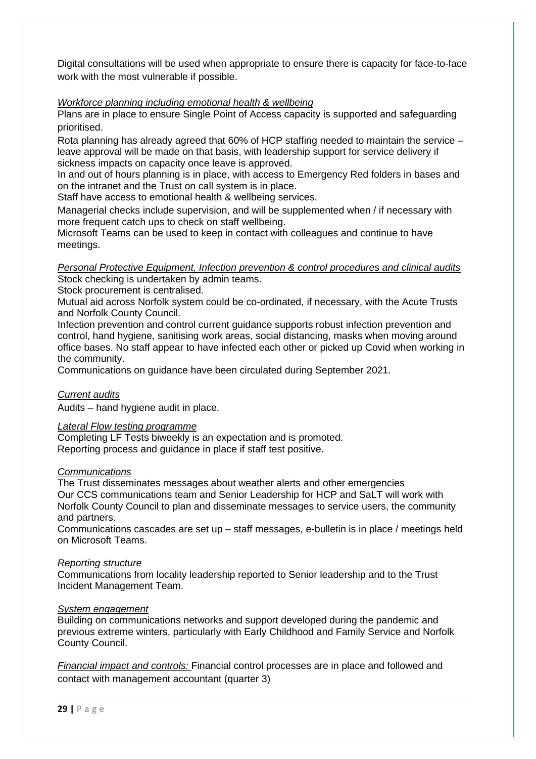Digital consultations will be used when appropriate to ensure there is capacity for face-to-face work with the most vulnerable if possible.

*Workforce planning including emotional health & wellbeing*

Plans are in place to ensure Single Point of Access capacity is supported and safeguarding prioritised.

Rota planning has already agreed that 60% of HCP staffing needed to maintain the service – leave approval will be made on that basis, with leadership support for service delivery if sickness impacts on capacity once leave is approved.

In and out of hours planning is in place, with access to Emergency Red folders in bases and on the intranet and the Trust on call system is in place.

Staff have access to emotional health & wellbeing services.

Managerial checks include supervision, and will be supplemented when / if necessary with more frequent catch ups to check on staff wellbeing.

Microsoft Teams can be used to keep in contact with colleagues and continue to have meetings.

*Personal Protective Equipment, Infection prevention & control procedures and clinical audits*

Stock checking is undertaken by admin teams.

Stock procurement is centralised.

Mutual aid across Norfolk system could be co-ordinated, if necessary, with the Acute Trusts and Norfolk County Council.

Infection prevention and control current guidance supports robust infection prevention and control, hand hygiene, sanitising work areas, social distancing, masks when moving around office bases. No staff appear to have infected each other or picked up Covid when working in the community.

Communications on guidance have been circulated during September 2021.

*Current audits*

Audits – hand hygiene audit in place.

*Lateral Flow testing programme*

Completing LF Tests biweekly is an expectation and is promoted.

Reporting process and guidance in place if staff test positive.

*Communications*

The Trust disseminates messages about weather alerts and other emergencies

Our CCS communications team and Senior Leadership for HCP and SaLT will work with Norfolk County Council to plan and disseminate messages to service users, the community and partners.

Communications cascades are set up – staff messages, e-bulletin is in place / meetings held on Microsoft Teams.

*Reporting structure*

Communications from locality leadership reported to Senior leadership and to the Trust Incident Management Team.

*System engagement*

Building on communications networks and support developed during the pandemic and previous extreme winters, particularly with Early Childhood and Family Service and Norfolk County Council.

*Financial impact and controls:* Financial control processes are in place and followed and contact with management accountant (quarter 3)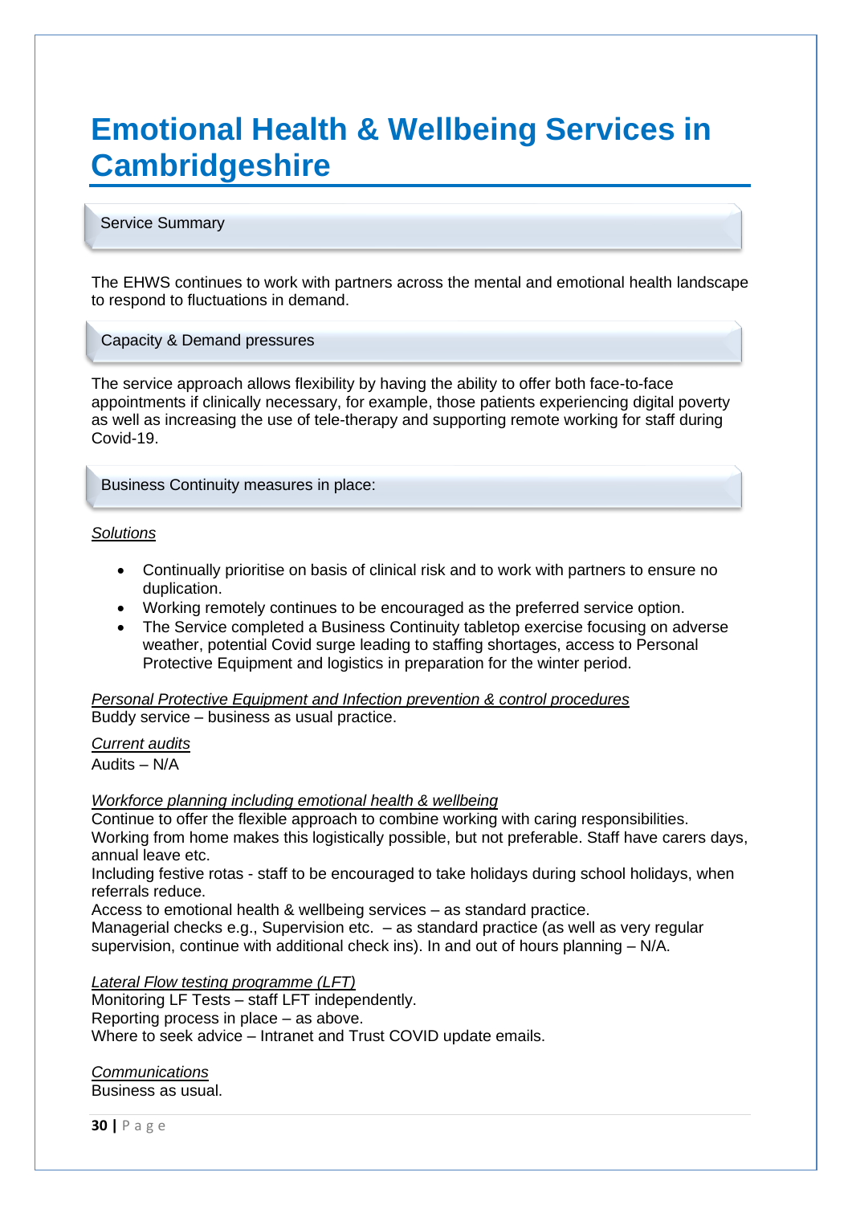# Emotional Health & Wellbeing Services in Cambridgeshire

## Service Summary

The EHWS continues to work with partners across the mental and emotional health landscape to respond to fluctuations in demand.

## Capacity & Demand pressures

The service approach allows flexibility by having the ability to offer both face-to-face appointments if clinically necessary, for example, those patients experiencing digital poverty as well as increasing the use of tele-therapy and supporting remote working for staff during Covid-19.

## Business Continuity measures in place:

*Solutions*

- Continually prioritise on basis of clinical risk and to work with partners to ensure no duplication.
- Working remotely continues to be encouraged as the preferred service option.
- The Service completed a Business Continuity tabletop exercise focusing on adverse weather, potential Covid surge leading to staffing shortages, access to Personal Protective Equipment and logistics in preparation for the winter period.

*Personal Protective Equipment and Infection prevention & control procedures*
Buddy service – business as usual practice.

*Current audits*
Audits – N/A

*Workforce planning including emotional health & wellbeing*
Continue to offer the flexible approach to combine working with caring responsibilities. Working from home makes this logistically possible, but not preferable. Staff have carers days, annual leave etc.
Including festive rotas - staff to be encouraged to take holidays during school holidays, when referrals reduce.
Access to emotional health & wellbeing services – as standard practice.
Managerial checks e.g., Supervision etc. – as standard practice (as well as very regular supervision, continue with additional check ins). In and out of hours planning – N/A.

*Lateral Flow testing programme (LFT)*
Monitoring LF Tests – staff LFT independently.
Reporting process in place – as above.
Where to seek advice – Intranet and Trust COVID update emails.

*Communications*
Business as usual.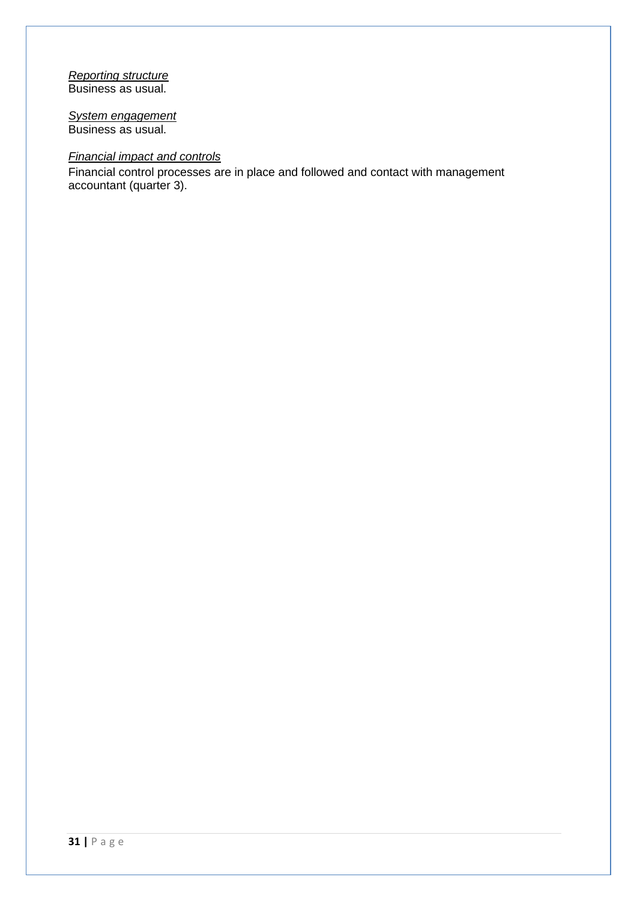*Reporting structure*
Business as usual.

*System engagement*
Business as usual.

*Financial impact and controls*
Financial control processes are in place and followed and contact with management accountant (quarter 3).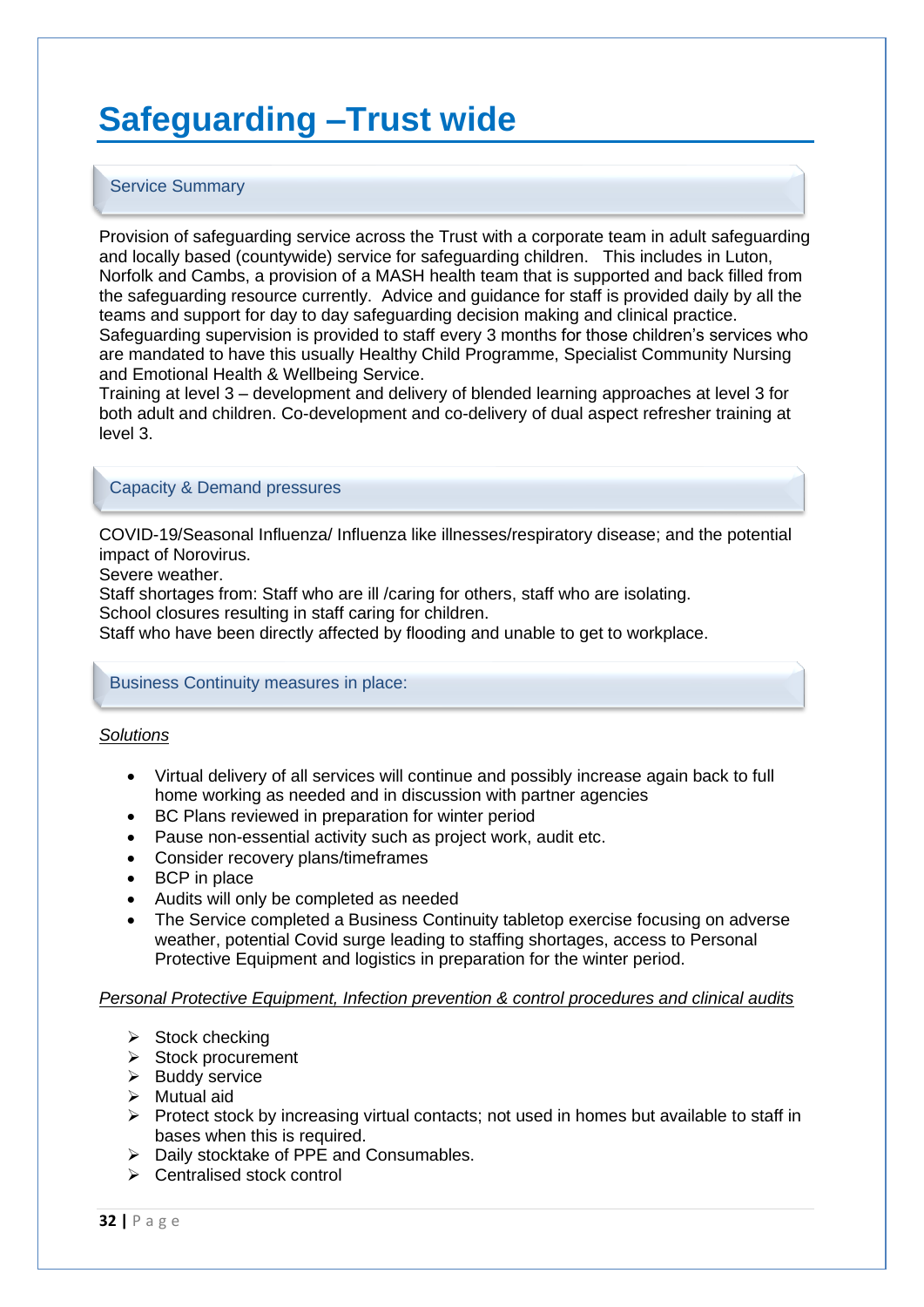# Safeguarding –Trust wide

## Service Summary

Provision of safeguarding service across the Trust with a corporate team in adult safeguarding and locally based (countywide) service for safeguarding children. This includes in Luton, Norfolk and Cambs, a provision of a MASH health team that is supported and back filled from the safeguarding resource currently. Advice and guidance for staff is provided daily by all the teams and support for day to day safeguarding decision making and clinical practice. Safeguarding supervision is provided to staff every 3 months for those children's services who are mandated to have this usually Healthy Child Programme, Specialist Community Nursing and Emotional Health & Wellbeing Service.
Training at level 3 – development and delivery of blended learning approaches at level 3 for both adult and children. Co-development and co-delivery of dual aspect refresher training at level 3.

## Capacity & Demand pressures

COVID-19/Seasonal Influenza/ Influenza like illnesses/respiratory disease; and the potential impact of Norovirus.
Severe weather.
Staff shortages from: Staff who are ill /caring for others, staff who are isolating.
School closures resulting in staff caring for children.
Staff who have been directly affected by flooding and unable to get to workplace.

## Business Continuity measures in place:

*Solutions*

- Virtual delivery of all services will continue and possibly increase again back to full home working as needed and in discussion with partner agencies
- BC Plans reviewed in preparation for winter period
- Pause non-essential activity such as project work, audit etc.
- Consider recovery plans/timeframes
- BCP in place
- Audits will only be completed as needed
- The Service completed a Business Continuity tabletop exercise focusing on adverse weather, potential Covid surge leading to staffing shortages, access to Personal Protective Equipment and logistics in preparation for the winter period.

*Personal Protective Equipment, Infection prevention & control procedures and clinical audits*

- Stock checking
- Stock procurement
- Buddy service
- Mutual aid
- Protect stock by increasing virtual contacts; not used in homes but available to staff in bases when this is required.
- Daily stocktake of PPE and Consumables.
- Centralised stock control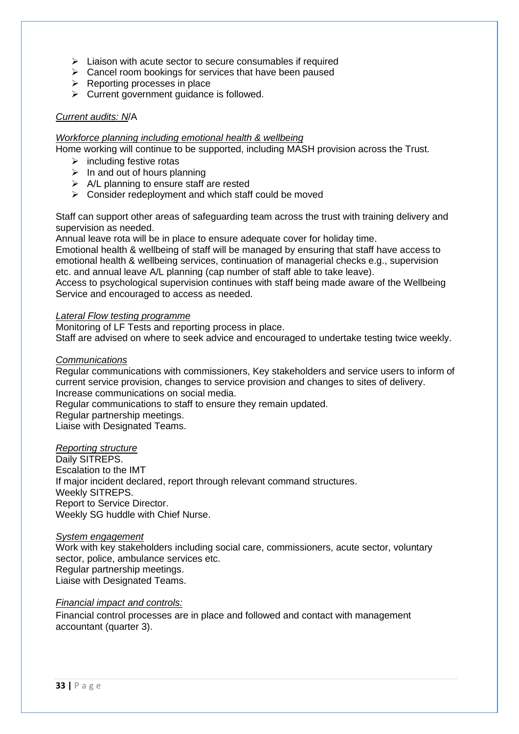- Liaison with acute sector to secure consumables if required
- Cancel room bookings for services that have been paused
- Reporting processes in place
- Current government guidance is followed.

*Current audits: N/A*

*Workforce planning including emotional health & wellbeing*

Home working will continue to be supported, including MASH provision across the Trust.

- including festive rotas
- In and out of hours planning
- A/L planning to ensure staff are rested
- Consider redeployment and which staff could be moved

Staff can support other areas of safeguarding team across the trust with training delivery and supervision as needed.

Annual leave rota will be in place to ensure adequate cover for holiday time.

Emotional health & wellbeing of staff will be managed by ensuring that staff have access to emotional health & wellbeing services, continuation of managerial checks e.g., supervision etc. and annual leave A/L planning (cap number of staff able to take leave).

Access to psychological supervision continues with staff being made aware of the Wellbeing Service and encouraged to access as needed.

*Lateral Flow testing programme*

Monitoring of LF Tests and reporting process in place.

Staff are advised on where to seek advice and encouraged to undertake testing twice weekly.

*Communications*

Regular communications with commissioners, Key stakeholders and service users to inform of current service provision, changes to service provision and changes to sites of delivery.

Increase communications on social media.

Regular communications to staff to ensure they remain updated.

Regular partnership meetings.

Liaise with Designated Teams.

*Reporting structure*

Daily SITREPS.

Escalation to the IMT

If major incident declared, report through relevant command structures.

Weekly SITREPS.

Report to Service Director.

Weekly SG huddle with Chief Nurse.

*System engagement*

Work with key stakeholders including social care, commissioners, acute sector, voluntary sector, police, ambulance services etc.

Regular partnership meetings.

Liaise with Designated Teams.

*Financial impact and controls:*

Financial control processes are in place and followed and contact with management accountant (quarter 3).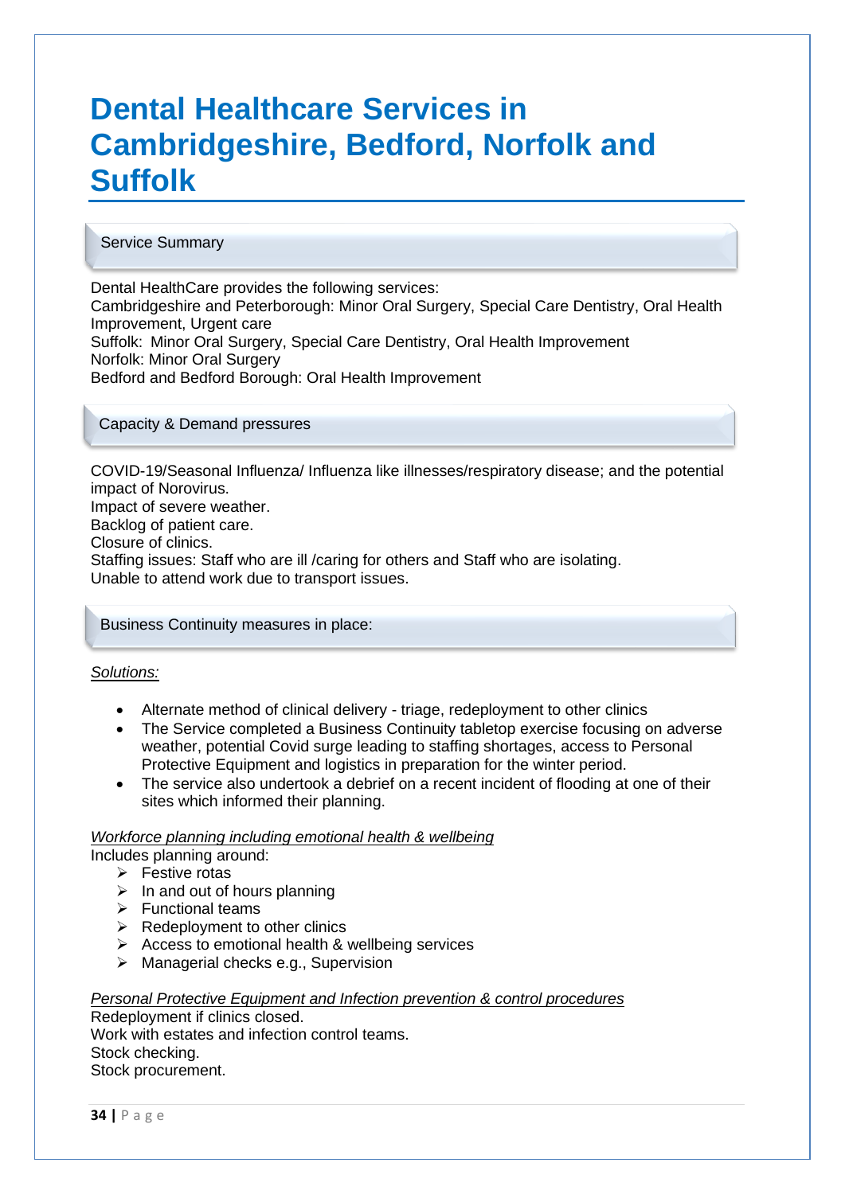# Dental Healthcare Services in Cambridgeshire, Bedford, Norfolk and Suffolk

## Service Summary

Dental HealthCare provides the following services:
Cambridgeshire and Peterborough: Minor Oral Surgery, Special Care Dentistry, Oral Health Improvement, Urgent care
Suffolk: Minor Oral Surgery, Special Care Dentistry, Oral Health Improvement
Norfolk: Minor Oral Surgery
Bedford and Bedford Borough: Oral Health Improvement

## Capacity & Demand pressures

COVID-19/Seasonal Influenza/ Influenza like illnesses/respiratory disease; and the potential impact of Norovirus.
Impact of severe weather.
Backlog of patient care.
Closure of clinics.
Staffing issues: Staff who are ill /caring for others and Staff who are isolating.
Unable to attend work due to transport issues.

## Business Continuity measures in place:

*Solutions:*

- Alternate method of clinical delivery - triage, redeployment to other clinics
- The Service completed a Business Continuity tabletop exercise focusing on adverse weather, potential Covid surge leading to staffing shortages, access to Personal Protective Equipment and logistics in preparation for the winter period.
- The service also undertook a debrief on a recent incident of flooding at one of their sites which informed their planning.

*Workforce planning including emotional health & wellbeing*

Includes planning around:

- Festive rotas
- In and out of hours planning
- Functional teams
- Redeployment to other clinics
- Access to emotional health & wellbeing services
- Managerial checks e.g., Supervision

*Personal Protective Equipment and Infection prevention & control procedures*

Redeployment if clinics closed.
Work with estates and infection control teams.
Stock checking.
Stock procurement.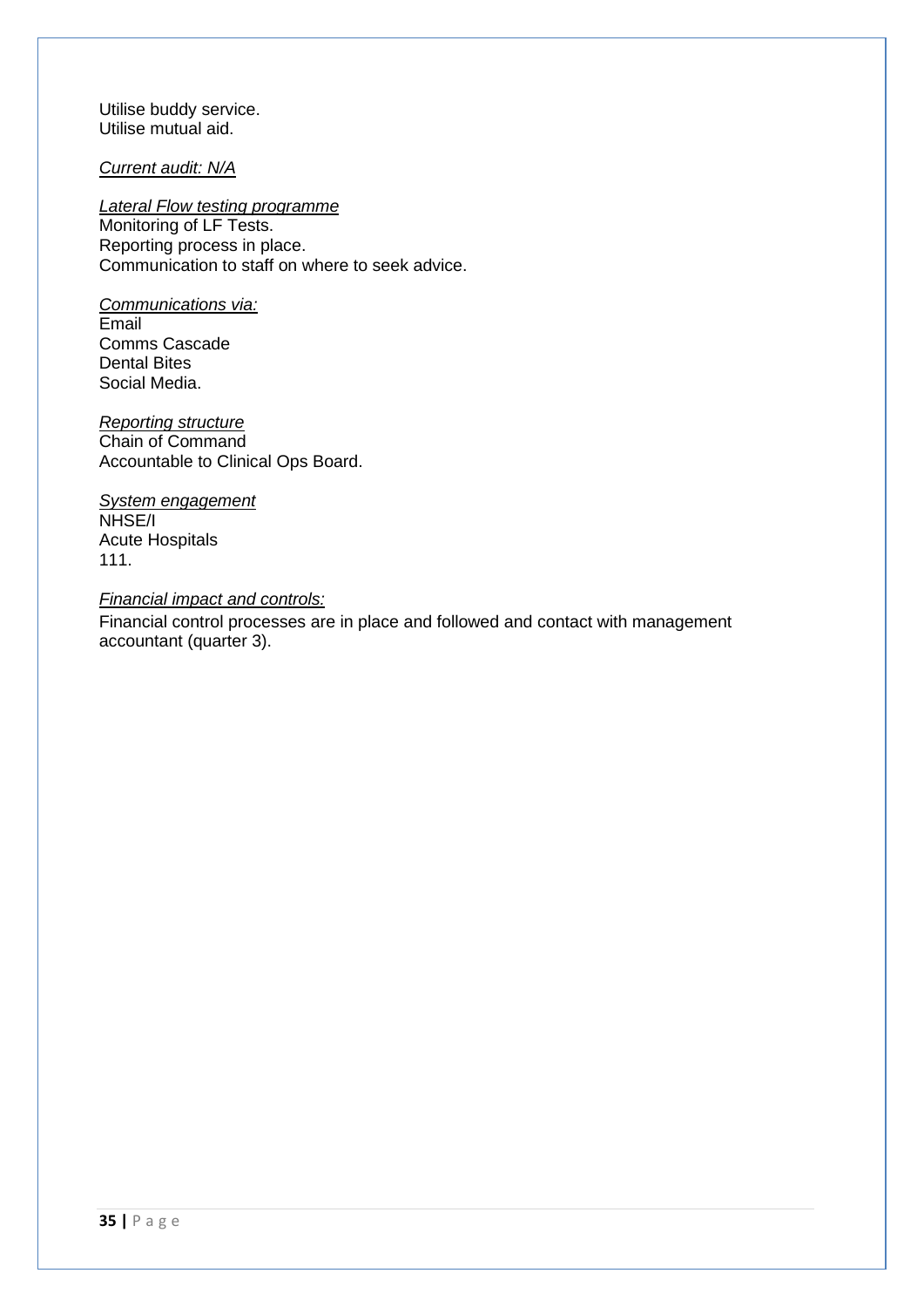Utilise buddy service.
Utilise mutual aid.

*Current audit: N/A*

*Lateral Flow testing programme*
Monitoring of LF Tests.
Reporting process in place.
Communication to staff on where to seek advice.

*Communications via:*
Email
Comms Cascade
Dental Bites
Social Media.

*Reporting structure*
Chain of Command
Accountable to Clinical Ops Board.

*System engagement*
NHSE/I
Acute Hospitals
111.

*Financial impact and controls:*
Financial control processes are in place and followed and contact with management accountant (quarter 3).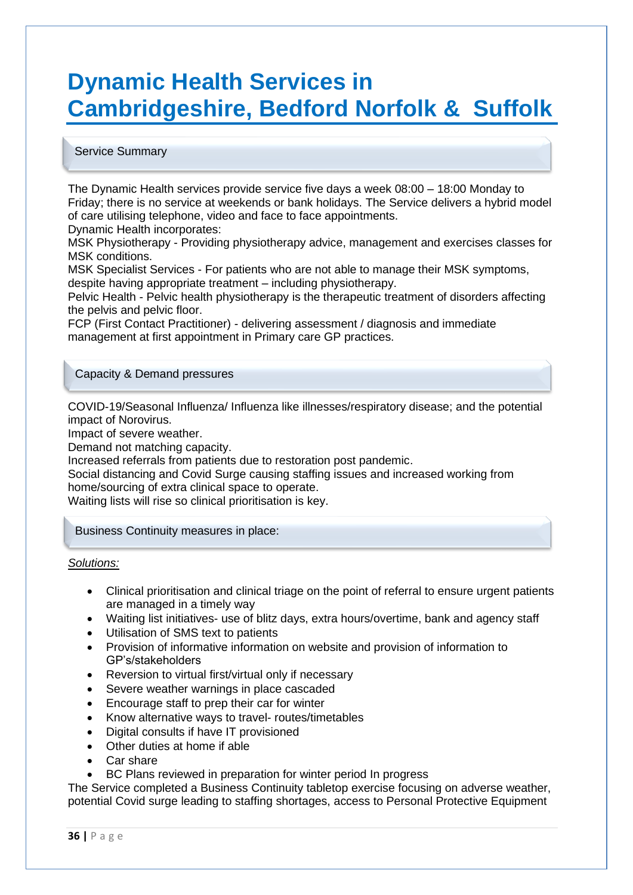# Dynamic Health Services in Cambridgeshire, Bedford Norfolk & Suffolk

## Service Summary

The Dynamic Health services provide service five days a week 08:00 – 18:00 Monday to Friday; there is no service at weekends or bank holidays. The Service delivers a hybrid model of care utilising telephone, video and face to face appointments.

Dynamic Health incorporates:

MSK Physiotherapy - Providing physiotherapy advice, management and exercises classes for MSK conditions.

MSK Specialist Services - For patients who are not able to manage their MSK symptoms, despite having appropriate treatment – including physiotherapy.

Pelvic Health - Pelvic health physiotherapy is the therapeutic treatment of disorders affecting the pelvis and pelvic floor.

FCP (First Contact Practitioner) - delivering assessment / diagnosis and immediate management at first appointment in Primary care GP practices.

## Capacity & Demand pressures

COVID-19/Seasonal Influenza/ Influenza like illnesses/respiratory disease; and the potential impact of Norovirus.

Impact of severe weather.

Demand not matching capacity.

Increased referrals from patients due to restoration post pandemic.

Social distancing and Covid Surge causing staffing issues and increased working from home/sourcing of extra clinical space to operate.

Waiting lists will rise so clinical prioritisation is key.

## Business Continuity measures in place:

*Solutions:*

- Clinical prioritisation and clinical triage on the point of referral to ensure urgent patients are managed in a timely way
- Waiting list initiatives- use of blitz days, extra hours/overtime, bank and agency staff
- Utilisation of SMS text to patients
- Provision of informative information on website and provision of information to GP's/stakeholders
- Reversion to virtual first/virtual only if necessary
- Severe weather warnings in place cascaded
- Encourage staff to prep their car for winter
- Know alternative ways to travel- routes/timetables
- Digital consults if have IT provisioned
- Other duties at home if able
- Car share
- BC Plans reviewed in preparation for winter period In progress

The Service completed a Business Continuity tabletop exercise focusing on adverse weather, potential Covid surge leading to staffing shortages, access to Personal Protective Equipment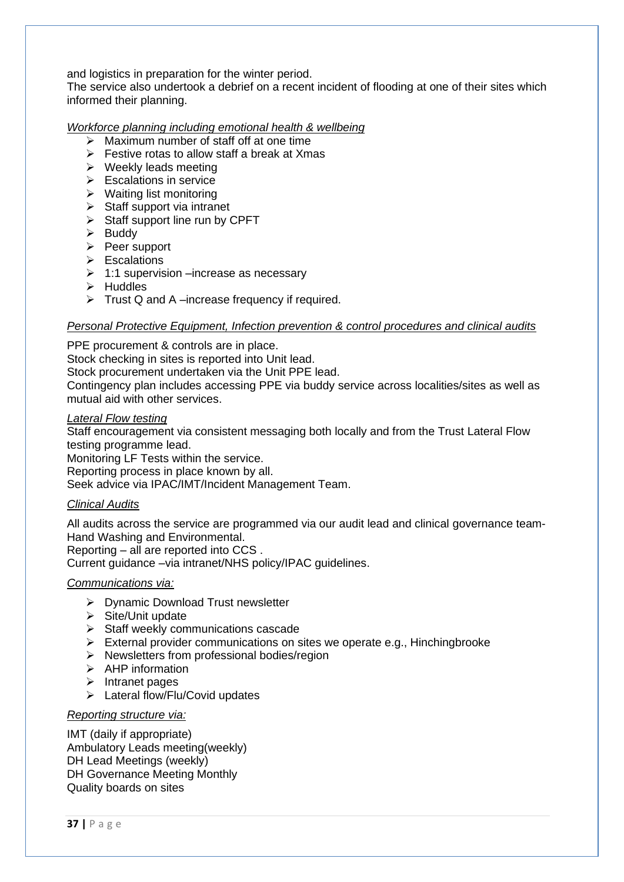and logistics in preparation for the winter period.
The service also undertook a debrief on a recent incident of flooding at one of their sites which informed their planning.

*<u>Workforce planning including emotional health & wellbeing</u>*

- Maximum number of staff off at one time
- Festive rotas to allow staff a break at Xmas
- Weekly leads meeting
- Escalations in service
- Waiting list monitoring
- Staff support via intranet
- Staff support line run by CPFT
- Buddy
- Peer support
- Escalations
- 1:1 supervision –increase as necessary
- Huddles
- Trust Q and A –increase frequency if required.

*<u>Personal Protective Equipment, Infection prevention & control procedures and clinical audits</u>*

PPE procurement & controls are in place.
Stock checking in sites is reported into Unit lead.
Stock procurement undertaken via the Unit PPE lead.
Contingency plan includes accessing PPE via buddy service across localities/sites as well as mutual aid with other services.

*<u>Lateral Flow testing</u>*

Staff encouragement via consistent messaging both locally and from the Trust Lateral Flow testing programme lead.
Monitoring LF Tests within the service.
Reporting process in place known by all.
Seek advice via IPAC/IMT/Incident Management Team.

*<u>Clinical Audits</u>*

All audits across the service are programmed via our audit lead and clinical governance team- Hand Washing and Environmental.
Reporting – all are reported into CCS .
Current guidance –via intranet/NHS policy/IPAC guidelines.

*<u>Communications via:</u>*

- Dynamic Download Trust newsletter
- Site/Unit update
- Staff weekly communications cascade
- External provider communications on sites we operate e.g., Hinchingbrooke
- Newsletters from professional bodies/region
- AHP information
- Intranet pages
- Lateral flow/Flu/Covid updates

*<u>Reporting structure via:</u>*

IMT (daily if appropriate)
Ambulatory Leads meeting(weekly)
DH Lead Meetings (weekly)
DH Governance Meeting Monthly
Quality boards on sites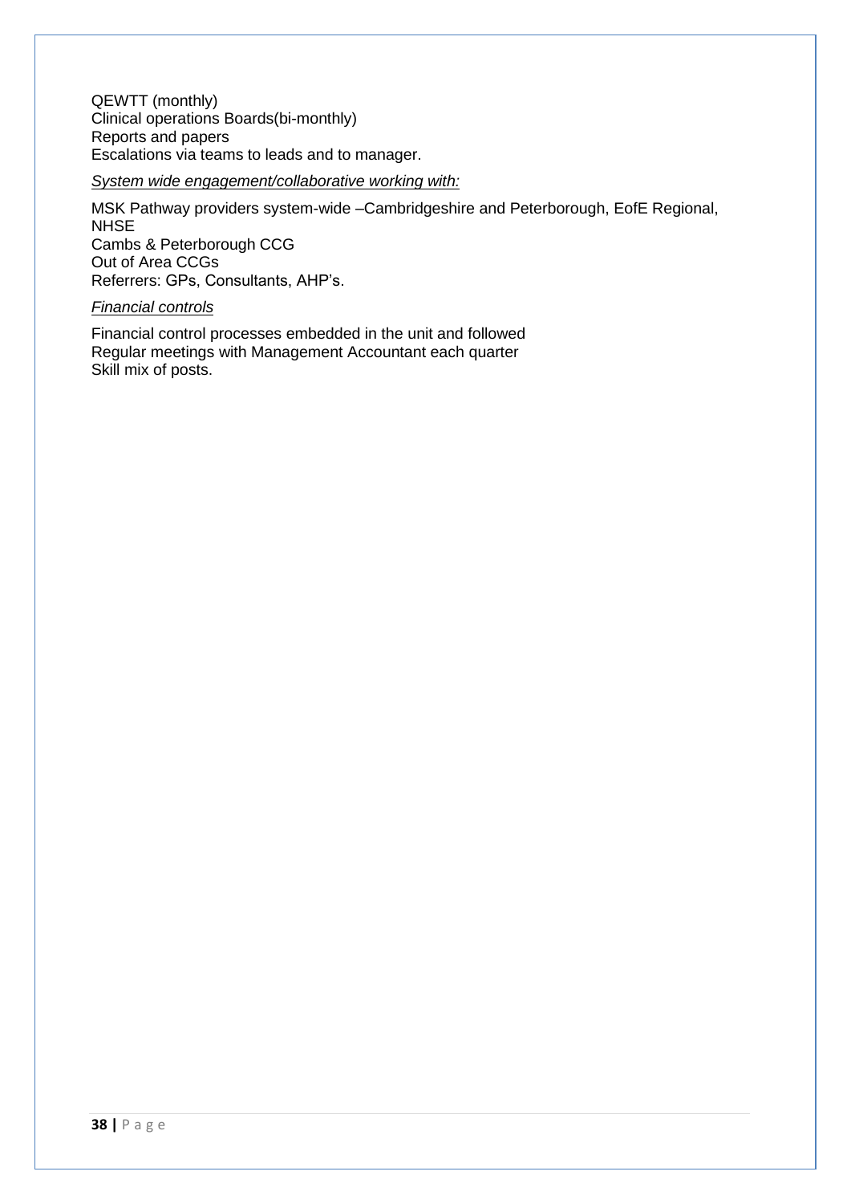QEWTT (monthly)
Clinical operations Boards(bi-monthly)
Reports and papers
Escalations via teams to leads and to manager.

*System wide engagement/collaborative working with:*

MSK Pathway providers system-wide –Cambridgeshire and Peterborough, EofE Regional, NHSE
Cambs & Peterborough CCG
Out of Area CCGs
Referrers: GPs, Consultants, AHP's.

*Financial controls*

Financial control processes embedded in the unit and followed
Regular meetings with Management Accountant each quarter
Skill mix of posts.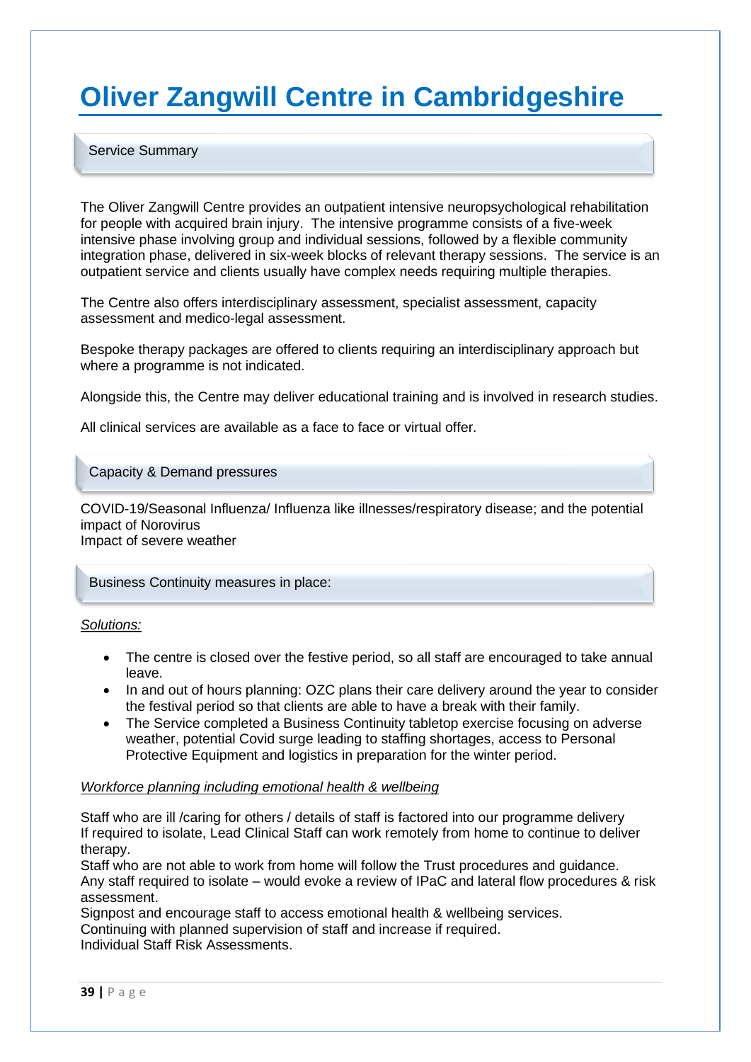# Oliver Zangwill Centre in Cambridgeshire

## Service Summary

The Oliver Zangwill Centre provides an outpatient intensive neuropsychological rehabilitation for people with acquired brain injury. The intensive programme consists of a five-week intensive phase involving group and individual sessions, followed by a flexible community integration phase, delivered in six-week blocks of relevant therapy sessions. The service is an outpatient service and clients usually have complex needs requiring multiple therapies.

The Centre also offers interdisciplinary assessment, specialist assessment, capacity assessment and medico-legal assessment.

Bespoke therapy packages are offered to clients requiring an interdisciplinary approach but where a programme is not indicated.

Alongside this, the Centre may deliver educational training and is involved in research studies.

All clinical services are available as a face to face or virtual offer.

## Capacity & Demand pressures

COVID-19/Seasonal Influenza/ Influenza like illnesses/respiratory disease; and the potential impact of Norovirus
Impact of severe weather

## Business Continuity measures in place:

*Solutions:*

- The centre is closed over the festive period, so all staff are encouraged to take annual leave.
- In and out of hours planning: OZC plans their care delivery around the year to consider the festival period so that clients are able to have a break with their family.
- The Service completed a Business Continuity tabletop exercise focusing on adverse weather, potential Covid surge leading to staffing shortages, access to Personal Protective Equipment and logistics in preparation for the winter period.

*Workforce planning including emotional health & wellbeing*

Staff who are ill /caring for others / details of staff is factored into our programme delivery
If required to isolate, Lead Clinical Staff can work remotely from home to continue to deliver therapy.
Staff who are not able to work from home will follow the Trust procedures and guidance.
Any staff required to isolate – would evoke a review of IPaC and lateral flow procedures & risk assessment.
Signpost and encourage staff to access emotional health & wellbeing services.
Continuing with planned supervision of staff and increase if required.
Individual Staff Risk Assessments.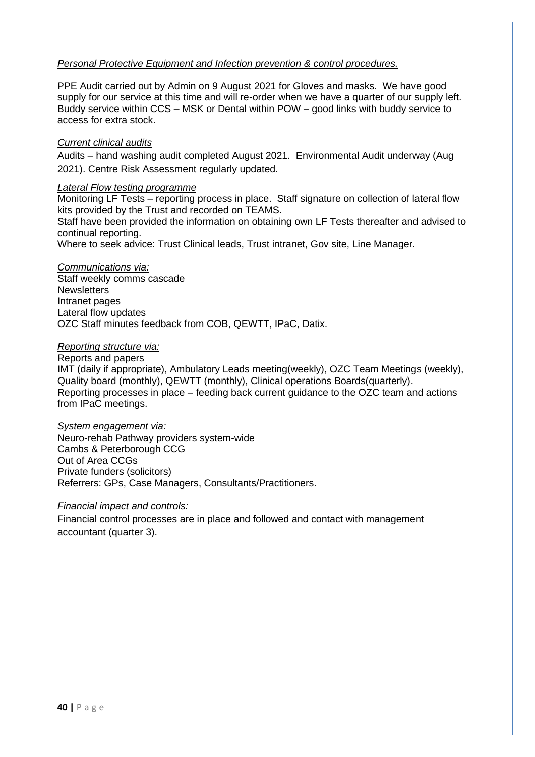*Personal Protective Equipment and Infection prevention & control procedures.*

PPE Audit carried out by Admin on 9 August 2021 for Gloves and masks. We have good supply for our service at this time and will re-order when we have a quarter of our supply left. Buddy service within CCS – MSK or Dental within POW – good links with buddy service to access for extra stock.

*Current clinical audits*

Audits – hand washing audit completed August 2021. Environmental Audit underway (Aug 2021). Centre Risk Assessment regularly updated.

*Lateral Flow testing programme*

Monitoring LF Tests – reporting process in place. Staff signature on collection of lateral flow kits provided by the Trust and recorded on TEAMS.
Staff have been provided the information on obtaining own LF Tests thereafter and advised to continual reporting.
Where to seek advice: Trust Clinical leads, Trust intranet, Gov site, Line Manager.

*Communications via:*

Staff weekly comms cascade
Newsletters
Intranet pages
Lateral flow updates
OZC Staff minutes feedback from COB, QEWTT, IPaC, Datix.

*Reporting structure via:*

Reports and papers
IMT (daily if appropriate), Ambulatory Leads meeting(weekly), OZC Team Meetings (weekly), Quality board (monthly), QEWTT (monthly), Clinical operations Boards(quarterly).
Reporting processes in place – feeding back current guidance to the OZC team and actions from IPaC meetings.

*System engagement via:*

Neuro-rehab Pathway providers system-wide
Cambs & Peterborough CCG
Out of Area CCGs
Private funders (solicitors)
Referrers: GPs, Case Managers, Consultants/Practitioners.

*Financial impact and controls:*

Financial control processes are in place and followed and contact with management accountant (quarter 3).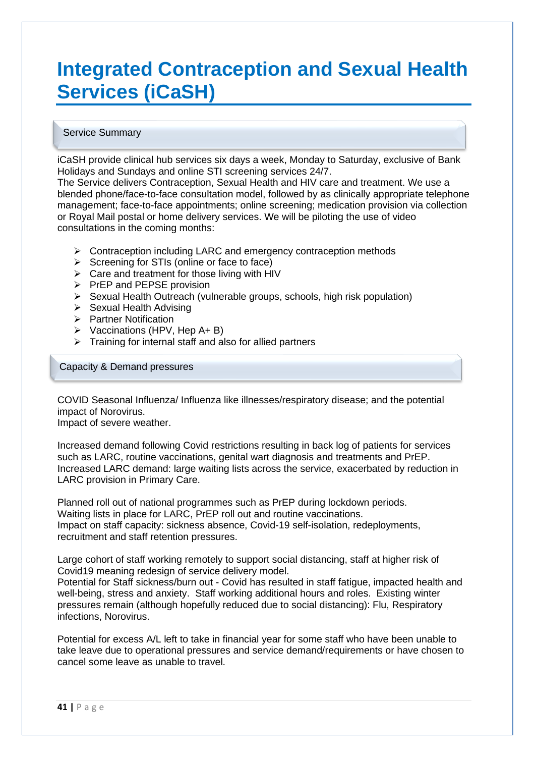# Integrated Contraception and Sexual Health Services (iCaSH)

## Service Summary

iCaSH provide clinical hub services six days a week, Monday to Saturday, exclusive of Bank Holidays and Sundays and online STI screening services 24/7.
The Service delivers Contraception, Sexual Health and HIV care and treatment. We use a blended phone/face-to-face consultation model, followed by as clinically appropriate telephone management; face-to-face appointments; online screening; medication provision via collection or Royal Mail postal or home delivery services. We will be piloting the use of video consultations in the coming months:

- Contraception including LARC and emergency contraception methods
- Screening for STIs (online or face to face)
- Care and treatment for those living with HIV
- PrEP and PEPSE provision
- Sexual Health Outreach (vulnerable groups, schools, high risk population)
- Sexual Health Advising
- Partner Notification
- Vaccinations (HPV, Hep A+ B)
- Training for internal staff and also for allied partners

## Capacity & Demand pressures

COVID Seasonal Influenza/ Influenza like illnesses/respiratory disease; and the potential impact of Norovirus.
Impact of severe weather.

Increased demand following Covid restrictions resulting in back log of patients for services such as LARC, routine vaccinations, genital wart diagnosis and treatments and PrEP.
Increased LARC demand: large waiting lists across the service, exacerbated by reduction in LARC provision in Primary Care.

Planned roll out of national programmes such as PrEP during lockdown periods.
Waiting lists in place for LARC, PrEP roll out and routine vaccinations.
Impact on staff capacity: sickness absence, Covid-19 self-isolation, redeployments, recruitment and staff retention pressures.

Large cohort of staff working remotely to support social distancing, staff at higher risk of Covid19 meaning redesign of service delivery model.
Potential for Staff sickness/burn out - Covid has resulted in staff fatigue, impacted health and well-being, stress and anxiety. Staff working additional hours and roles. Existing winter pressures remain (although hopefully reduced due to social distancing): Flu, Respiratory infections, Norovirus.

Potential for excess A/L left to take in financial year for some staff who have been unable to take leave due to operational pressures and service demand/requirements or have chosen to cancel some leave as unable to travel.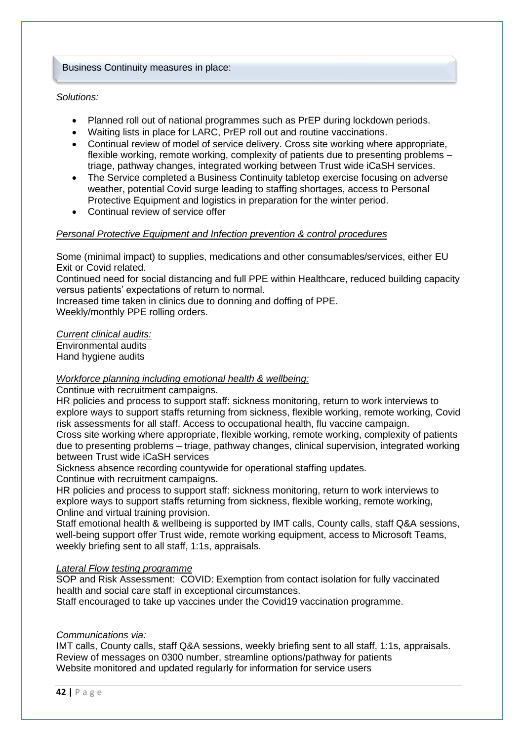## Business Continuity measures in place:

*Solutions:*

- Planned roll out of national programmes such as PrEP during lockdown periods.
- Waiting lists in place for LARC, PrEP roll out and routine vaccinations.
- Continual review of model of service delivery. Cross site working where appropriate, flexible working, remote working, complexity of patients due to presenting problems – triage, pathway changes, integrated working between Trust wide iCaSH services.
- The Service completed a Business Continuity tabletop exercise focusing on adverse weather, potential Covid surge leading to staffing shortages, access to Personal Protective Equipment and logistics in preparation for the winter period.
- Continual review of service offer

*Personal Protective Equipment and Infection prevention & control procedures*

Some (minimal impact) to supplies, medications and other consumables/services, either EU Exit or Covid related.
Continued need for social distancing and full PPE within Healthcare, reduced building capacity versus patients' expectations of return to normal.
Increased time taken in clinics due to donning and doffing of PPE.
Weekly/monthly PPE rolling orders.

*Current clinical audits:*
Environmental audits
Hand hygiene audits

*Workforce planning including emotional health & wellbeing:*
Continue with recruitment campaigns.
HR policies and process to support staff: sickness monitoring, return to work interviews to explore ways to support staffs returning from sickness, flexible working, remote working, Covid risk assessments for all staff. Access to occupational health, flu vaccine campaign.
Cross site working where appropriate, flexible working, remote working, complexity of patients due to presenting problems – triage, pathway changes, clinical supervision, integrated working between Trust wide iCaSH services
Sickness absence recording countywide for operational staffing updates.
Continue with recruitment campaigns.
HR policies and process to support staff: sickness monitoring, return to work interviews to explore ways to support staffs returning from sickness, flexible working, remote working, Online and virtual training provision.
Staff emotional health & wellbeing is supported by IMT calls, County calls, staff Q&A sessions, well-being support offer Trust wide, remote working equipment, access to Microsoft Teams, weekly briefing sent to all staff, 1:1s, appraisals.

*Lateral Flow testing programme*
SOP and Risk Assessment: COVID: Exemption from contact isolation for fully vaccinated health and social care staff in exceptional circumstances.
Staff encouraged to take up vaccines under the Covid19 vaccination programme.

*Communications via:*
IMT calls, County calls, staff Q&A sessions, weekly briefing sent to all staff, 1:1s, appraisals.
Review of messages on 0300 number, streamline options/pathway for patients
Website monitored and updated regularly for information for service users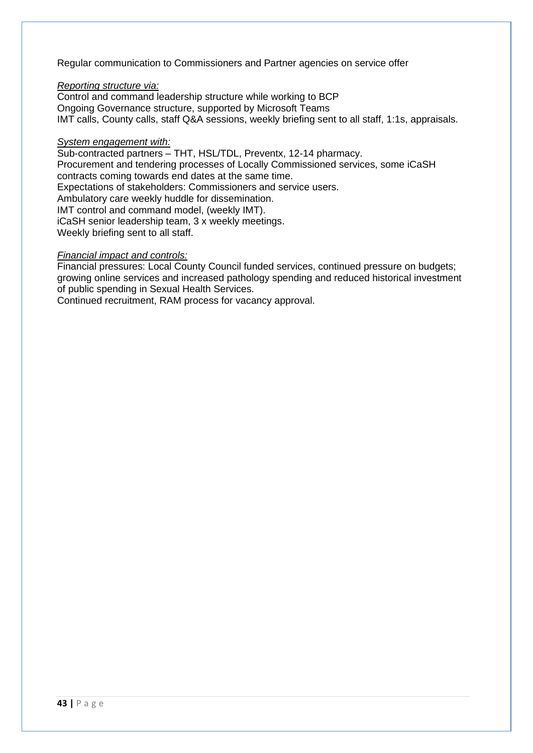Regular communication to Commissioners and Partner agencies on service offer

*Reporting structure via:*
Control and command leadership structure while working to BCP
Ongoing Governance structure, supported by Microsoft Teams
IMT calls, County calls, staff Q&A sessions, weekly briefing sent to all staff, 1:1s, appraisals.

*System engagement with:*
Sub-contracted partners – THT, HSL/TDL, Preventx, 12-14 pharmacy.
Procurement and tendering processes of Locally Commissioned services, some iCaSH contracts coming towards end dates at the same time.
Expectations of stakeholders: Commissioners and service users.
Ambulatory care weekly huddle for dissemination.
IMT control and command model, (weekly IMT).
iCaSH senior leadership team, 3 x weekly meetings.
Weekly briefing sent to all staff.

*Financial impact and controls:*
Financial pressures: Local County Council funded services, continued pressure on budgets; growing online services and increased pathology spending and reduced historical investment of public spending in Sexual Health Services.
Continued recruitment, RAM process for vacancy approval.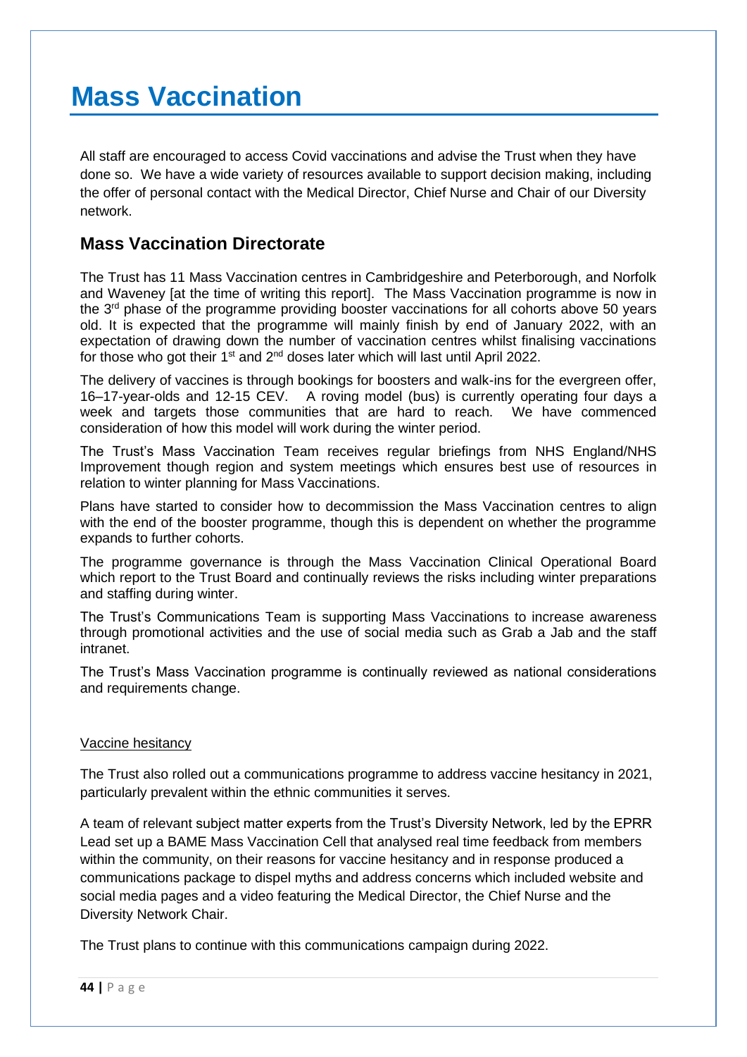# Mass Vaccination

All staff are encouraged to access Covid vaccinations and advise the Trust when they have done so. We have a wide variety of resources available to support decision making, including the offer of personal contact with the Medical Director, Chief Nurse and Chair of our Diversity network.

## Mass Vaccination Directorate

The Trust has 11 Mass Vaccination centres in Cambridgeshire and Peterborough, and Norfolk and Waveney [at the time of writing this report]. The Mass Vaccination programme is now in the 3rd phase of the programme providing booster vaccinations for all cohorts above 50 years old. It is expected that the programme will mainly finish by end of January 2022, with an expectation of drawing down the number of vaccination centres whilst finalising vaccinations for those who got their 1st and 2nd doses later which will last until April 2022.

The delivery of vaccines is through bookings for boosters and walk-ins for the evergreen offer, 16–17-year-olds and 12-15 CEV. A roving model (bus) is currently operating four days a week and targets those communities that are hard to reach. We have commenced consideration of how this model will work during the winter period.

The Trust's Mass Vaccination Team receives regular briefings from NHS England/NHS Improvement though region and system meetings which ensures best use of resources in relation to winter planning for Mass Vaccinations.

Plans have started to consider how to decommission the Mass Vaccination centres to align with the end of the booster programme, though this is dependent on whether the programme expands to further cohorts.

The programme governance is through the Mass Vaccination Clinical Operational Board which report to the Trust Board and continually reviews the risks including winter preparations and staffing during winter.

The Trust's Communications Team is supporting Mass Vaccinations to increase awareness through promotional activities and the use of social media such as Grab a Jab and the staff intranet.

The Trust's Mass Vaccination programme is continually reviewed as national considerations and requirements change.

Vaccine hesitancy

The Trust also rolled out a communications programme to address vaccine hesitancy in 2021, particularly prevalent within the ethnic communities it serves.

A team of relevant subject matter experts from the Trust's Diversity Network, led by the EPRR Lead set up a BAME Mass Vaccination Cell that analysed real time feedback from members within the community, on their reasons for vaccine hesitancy and in response produced a communications package to dispel myths and address concerns which included website and social media pages and a video featuring the Medical Director, the Chief Nurse and the Diversity Network Chair.

The Trust plans to continue with this communications campaign during 2022.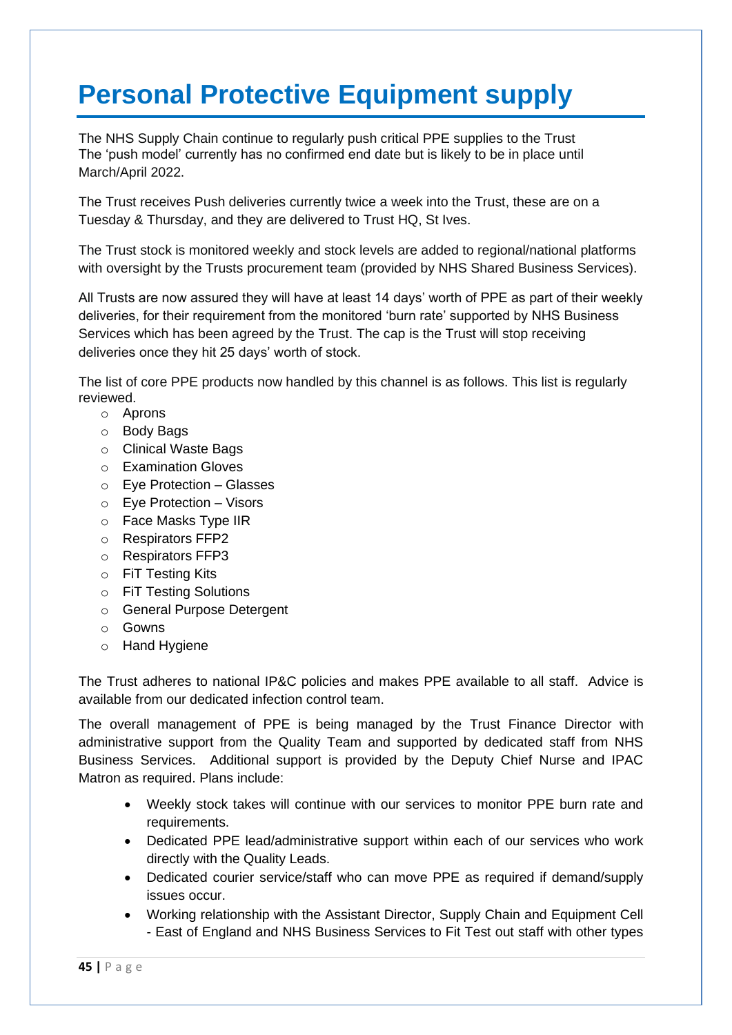# Personal Protective Equipment supply

The NHS Supply Chain continue to regularly push critical PPE supplies to the Trust The 'push model' currently has no confirmed end date but is likely to be in place until March/April 2022.

The Trust receives Push deliveries currently twice a week into the Trust, these are on a Tuesday & Thursday, and they are delivered to Trust HQ, St Ives.

The Trust stock is monitored weekly and stock levels are added to regional/national platforms with oversight by the Trusts procurement team (provided by NHS Shared Business Services).

All Trusts are now assured they will have at least 14 days' worth of PPE as part of their weekly deliveries, for their requirement from the monitored 'burn rate' supported by NHS Business Services which has been agreed by the Trust. The cap is the Trust will stop receiving deliveries once they hit 25 days' worth of stock.

The list of core PPE products now handled by this channel is as follows. This list is regularly reviewed.

- Aprons
- Body Bags
- Clinical Waste Bags
- Examination Gloves
- Eye Protection – Glasses
- Eye Protection – Visors
- Face Masks Type IIR
- Respirators FFP2
- Respirators FFP3
- FiT Testing Kits
- FiT Testing Solutions
- General Purpose Detergent
- Gowns
- Hand Hygiene

The Trust adheres to national IP&C policies and makes PPE available to all staff. Advice is available from our dedicated infection control team.

The overall management of PPE is being managed by the Trust Finance Director with administrative support from the Quality Team and supported by dedicated staff from NHS Business Services. Additional support is provided by the Deputy Chief Nurse and IPAC Matron as required. Plans include:

- Weekly stock takes will continue with our services to monitor PPE burn rate and requirements.
- Dedicated PPE lead/administrative support within each of our services who work directly with the Quality Leads.
- Dedicated courier service/staff who can move PPE as required if demand/supply issues occur.
- Working relationship with the Assistant Director, Supply Chain and Equipment Cell - East of England and NHS Business Services to Fit Test out staff with other types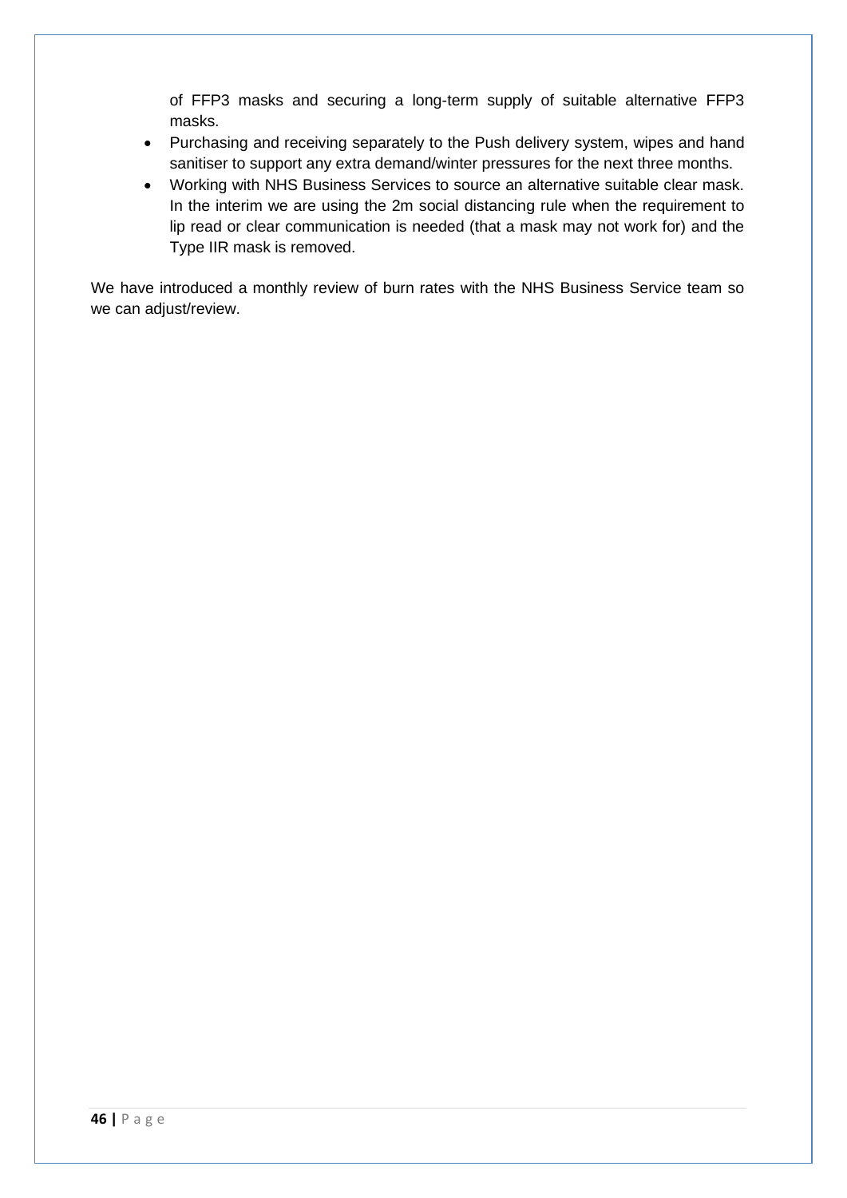of FFP3 masks and securing a long-term supply of suitable alternative FFP3 masks.

- Purchasing and receiving separately to the Push delivery system, wipes and hand sanitiser to support any extra demand/winter pressures for the next three months.
- Working with NHS Business Services to source an alternative suitable clear mask. In the interim we are using the 2m social distancing rule when the requirement to lip read or clear communication is needed (that a mask may not work for) and the Type IIR mask is removed.

We have introduced a monthly review of burn rates with the NHS Business Service team so we can adjust/review.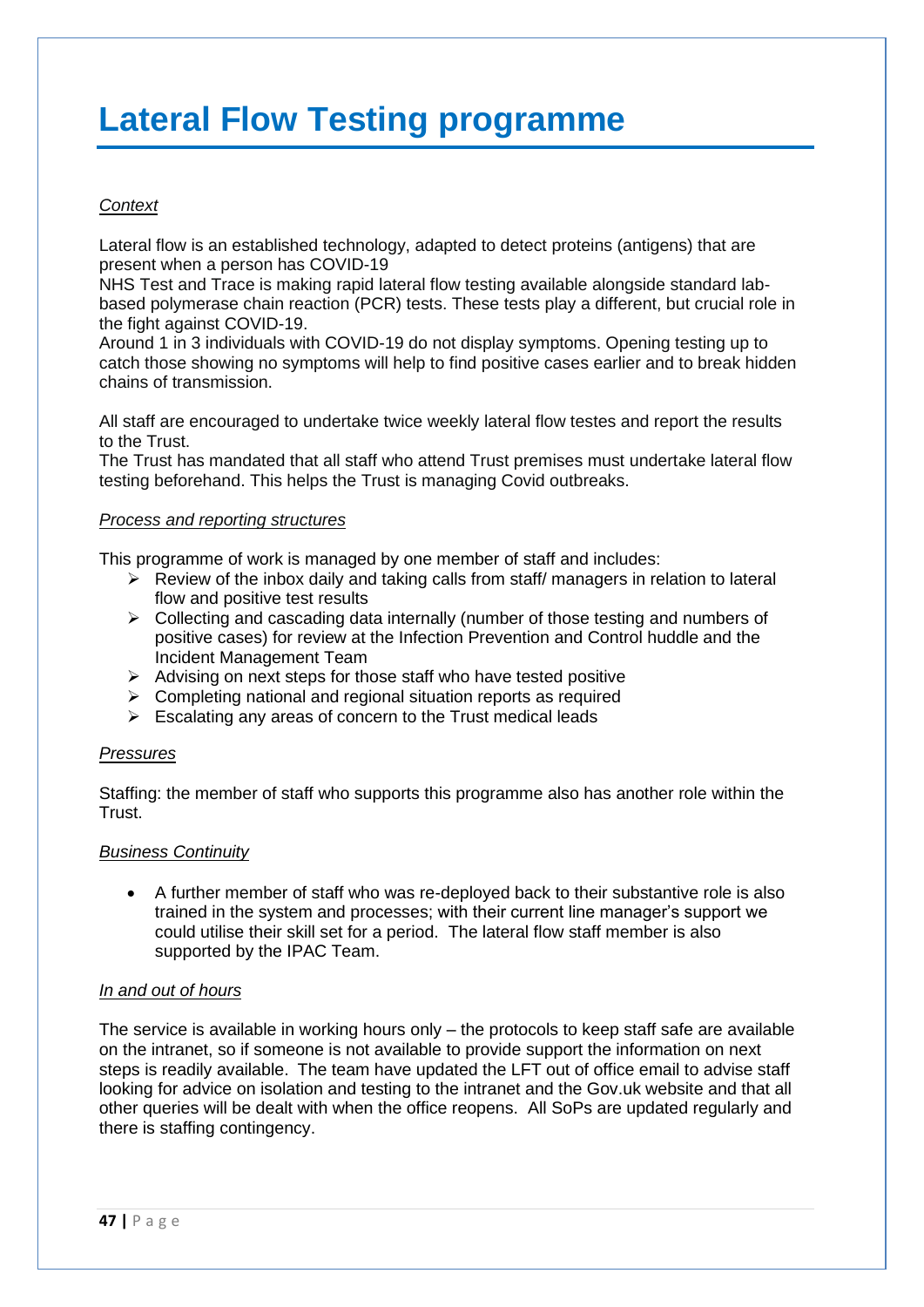# Lateral Flow Testing programme

*Context*

Lateral flow is an established technology, adapted to detect proteins (antigens) that are present when a person has COVID-19
NHS Test and Trace is making rapid lateral flow testing available alongside standard lab-based polymerase chain reaction (PCR) tests. These tests play a different, but crucial role in the fight against COVID-19.
Around 1 in 3 individuals with COVID-19 do not display symptoms. Opening testing up to catch those showing no symptoms will help to find positive cases earlier and to break hidden chains of transmission.

All staff are encouraged to undertake twice weekly lateral flow testes and report the results to the Trust.
The Trust has mandated that all staff who attend Trust premises must undertake lateral flow testing beforehand. This helps the Trust is managing Covid outbreaks.

*Process and reporting structures*

This programme of work is managed by one member of staff and includes:

- Review of the inbox daily and taking calls from staff/ managers in relation to lateral flow and positive test results
- Collecting and cascading data internally (number of those testing and numbers of positive cases) for review at the Infection Prevention and Control huddle and the Incident Management Team
- Advising on next steps for those staff who have tested positive
- Completing national and regional situation reports as required
- Escalating any areas of concern to the Trust medical leads

*Pressures*

Staffing: the member of staff who supports this programme also has another role within the Trust.

*Business Continuity*

- A further member of staff who was re-deployed back to their substantive role is also trained in the system and processes; with their current line manager's support we could utilise their skill set for a period. The lateral flow staff member is also supported by the IPAC Team.

*In and out of hours*

The service is available in working hours only – the protocols to keep staff safe are available on the intranet, so if someone is not available to provide support the information on next steps is readily available. The team have updated the LFT out of office email to advise staff looking for advice on isolation and testing to the intranet and the Gov.uk website and that all other queries will be dealt with when the office reopens. All SoPs are updated regularly and there is staffing contingency.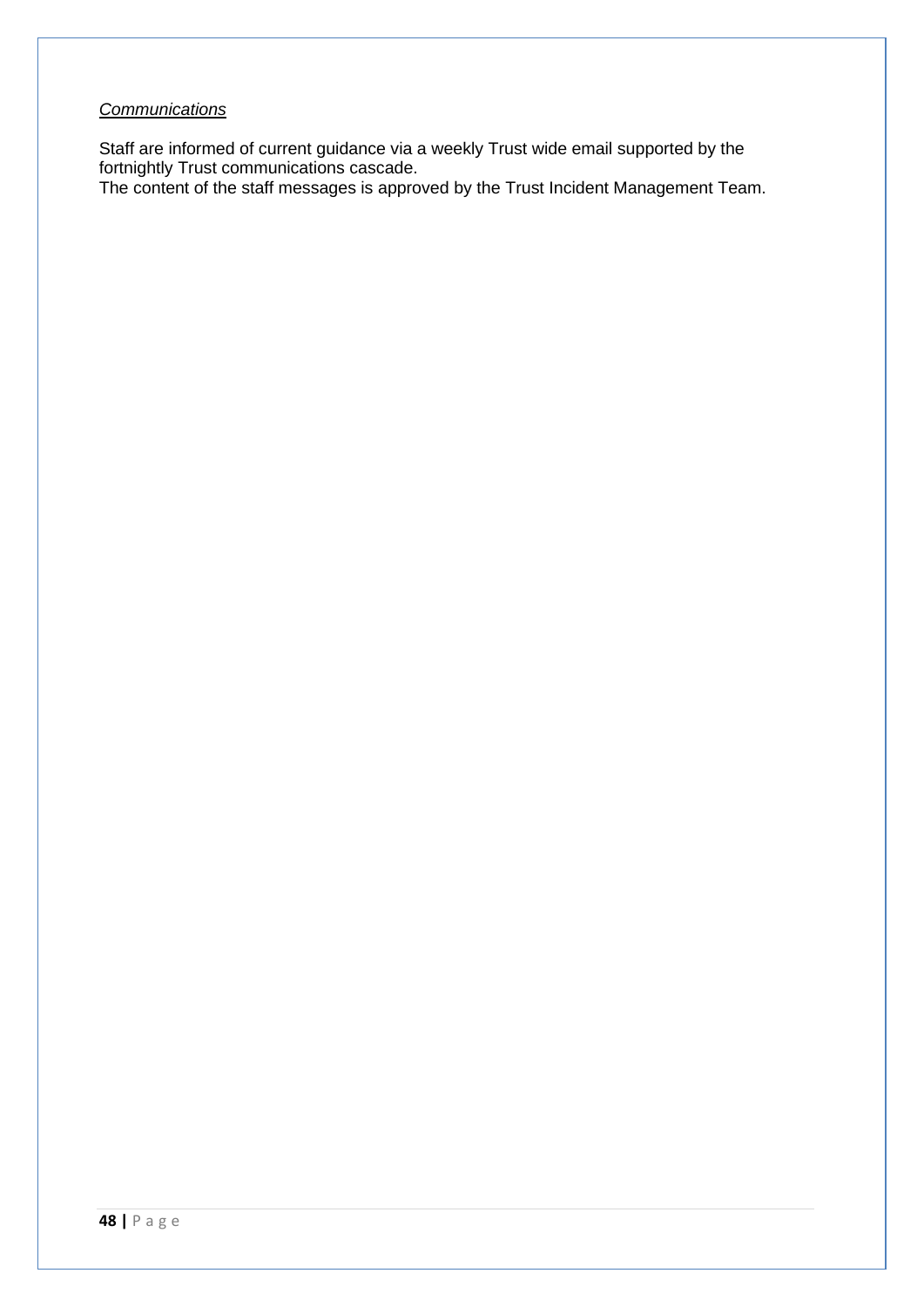*<u>Communications</u>*

Staff are informed of current guidance via a weekly Trust wide email supported by the fortnightly Trust communications cascade.
The content of the staff messages is approved by the Trust Incident Management Team.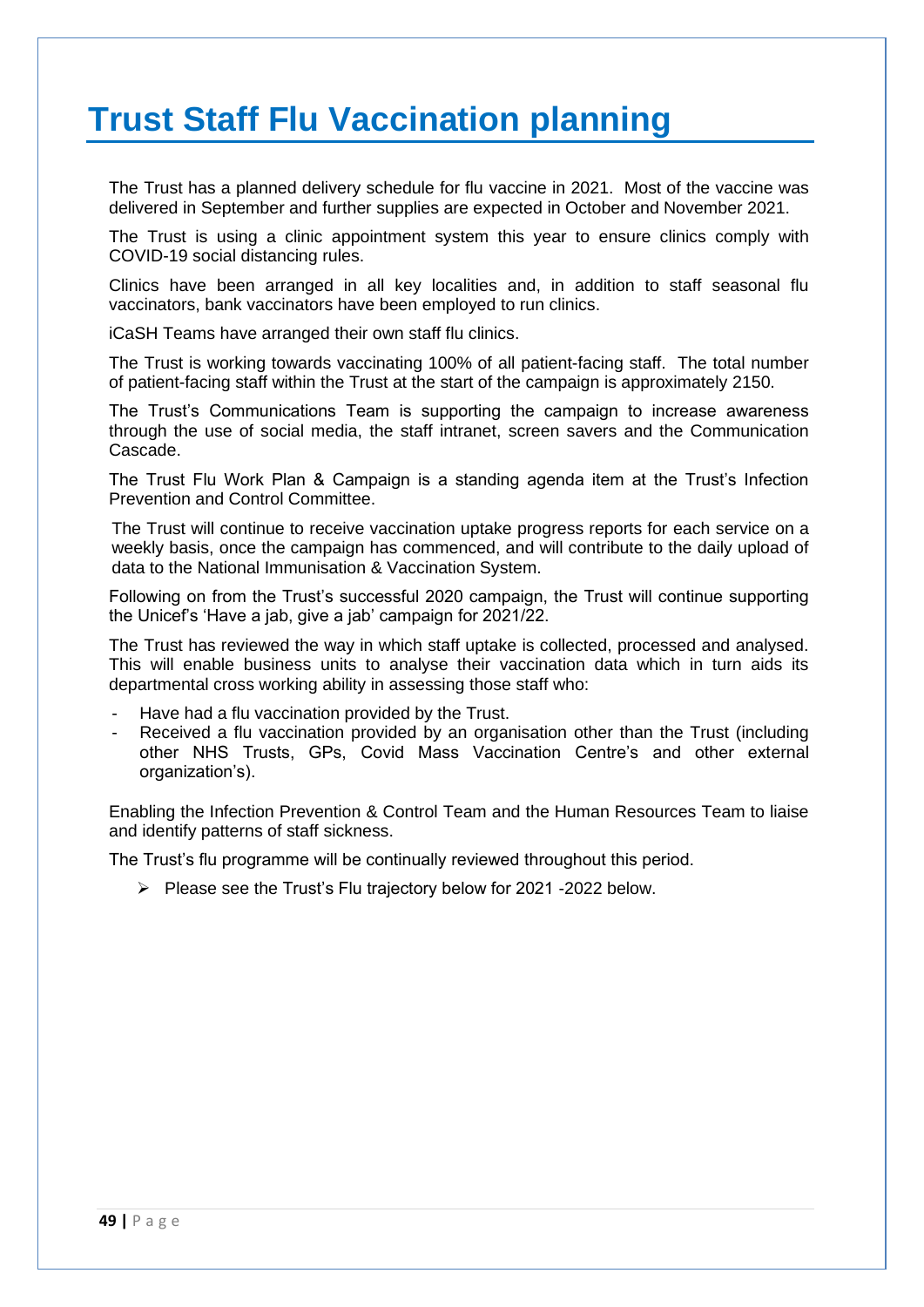# Trust Staff Flu Vaccination planning

The Trust has a planned delivery schedule for flu vaccine in 2021. Most of the vaccine was delivered in September and further supplies are expected in October and November 2021.

The Trust is using a clinic appointment system this year to ensure clinics comply with COVID-19 social distancing rules.

Clinics have been arranged in all key localities and, in addition to staff seasonal flu vaccinators, bank vaccinators have been employed to run clinics.

iCaSH Teams have arranged their own staff flu clinics.

The Trust is working towards vaccinating 100% of all patient-facing staff. The total number of patient-facing staff within the Trust at the start of the campaign is approximately 2150.

The Trust's Communications Team is supporting the campaign to increase awareness through the use of social media, the staff intranet, screen savers and the Communication Cascade.

The Trust Flu Work Plan & Campaign is a standing agenda item at the Trust's Infection Prevention and Control Committee.

The Trust will continue to receive vaccination uptake progress reports for each service on a weekly basis, once the campaign has commenced, and will contribute to the daily upload of data to the National Immunisation & Vaccination System.

Following on from the Trust's successful 2020 campaign, the Trust will continue supporting the Unicef's 'Have a jab, give a jab' campaign for 2021/22.

The Trust has reviewed the way in which staff uptake is collected, processed and analysed. This will enable business units to analyse their vaccination data which in turn aids its departmental cross working ability in assessing those staff who:

- Have had a flu vaccination provided by the Trust.
- Received a flu vaccination provided by an organisation other than the Trust (including other NHS Trusts, GPs, Covid Mass Vaccination Centre's and other external organization's).

Enabling the Infection Prevention & Control Team and the Human Resources Team to liaise and identify patterns of staff sickness.

The Trust's flu programme will be continually reviewed throughout this period.

- Please see the Trust's Flu trajectory below for 2021 -2022 below.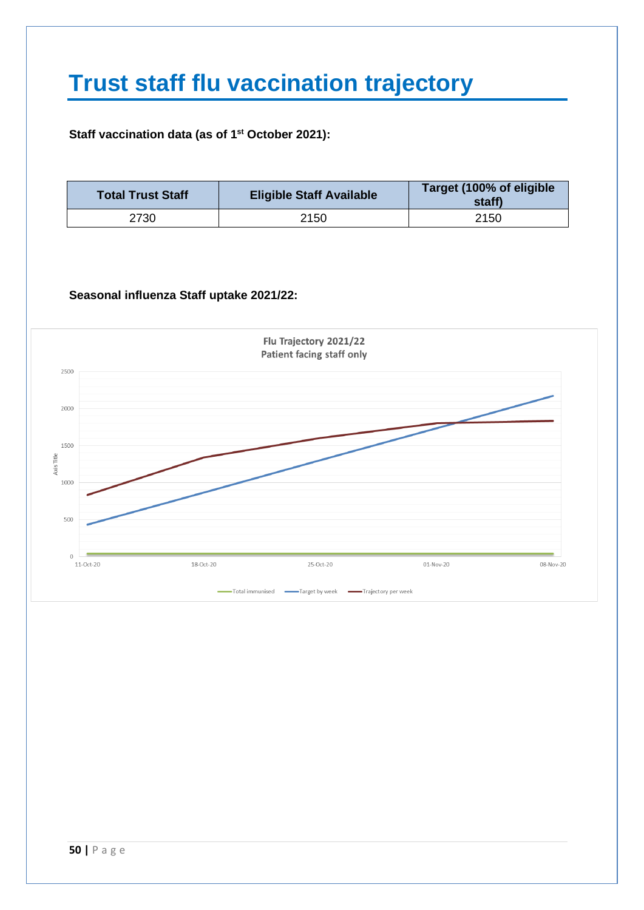# Trust staff flu vaccination trajectory

**Staff vaccination data (as of 1st October 2021):**

| Total Trust Staff | Eligible Staff Available | Target (100% of eligible staff) |
|---|---|---|
| 2730 | 2150 | 2150 |

**Seasonal influenza Staff uptake 2021/22:**

Flu Trajectory 2021/22
Patient facing staff only

Axis Title: 0, 500, 1000, 1500, 2000, 2500

11-Oct-20, 18-Oct-20, 25-Oct-20, 01-Nov-20, 08-Nov-20

Total immunised — Target by week — Trajectory per week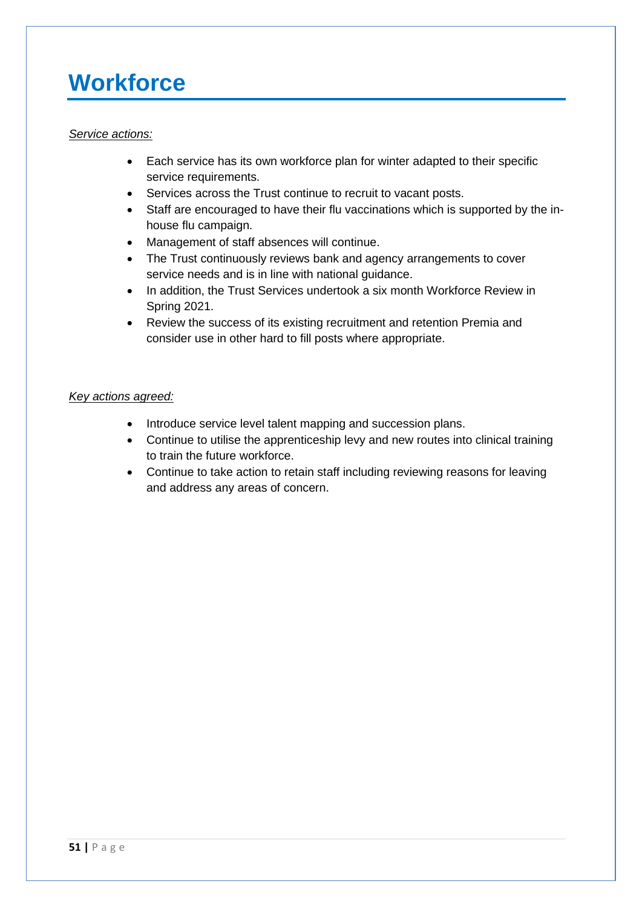# Workforce

*Service actions:*

- Each service has its own workforce plan for winter adapted to their specific service requirements.
- Services across the Trust continue to recruit to vacant posts.
- Staff are encouraged to have their flu vaccinations which is supported by the in-house flu campaign.
- Management of staff absences will continue.
- The Trust continuously reviews bank and agency arrangements to cover service needs and is in line with national guidance.
- In addition, the Trust Services undertook a six month Workforce Review in Spring 2021.
- Review the success of its existing recruitment and retention Premia and consider use in other hard to fill posts where appropriate.

*Key actions agreed:*

- Introduce service level talent mapping and succession plans.
- Continue to utilise the apprenticeship levy and new routes into clinical training to train the future workforce.
- Continue to take action to retain staff including reviewing reasons for leaving and address any areas of concern.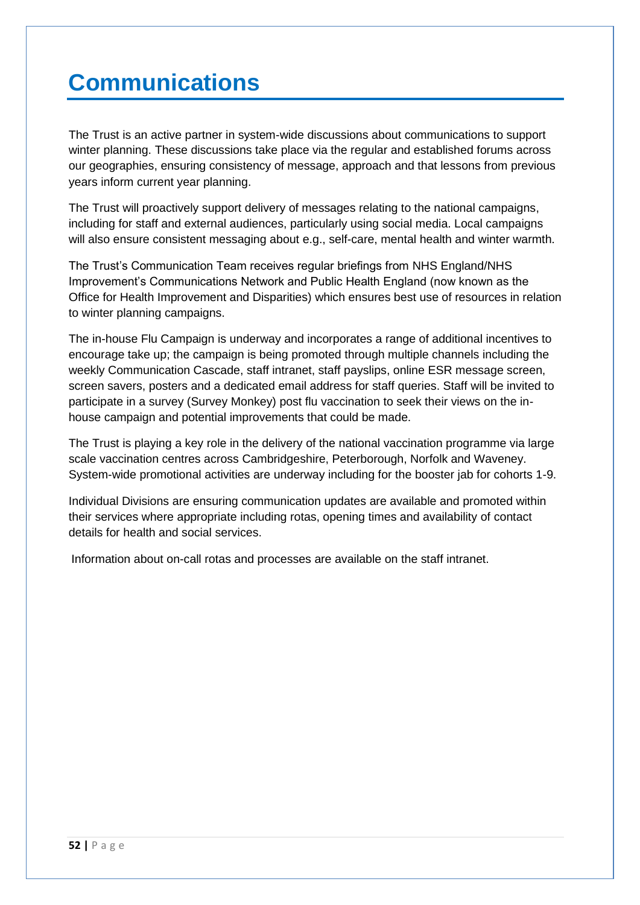# Communications

The Trust is an active partner in system-wide discussions about communications to support winter planning. These discussions take place via the regular and established forums across our geographies, ensuring consistency of message, approach and that lessons from previous years inform current year planning.

The Trust will proactively support delivery of messages relating to the national campaigns, including for staff and external audiences, particularly using social media. Local campaigns will also ensure consistent messaging about e.g., self-care, mental health and winter warmth.

The Trust's Communication Team receives regular briefings from NHS England/NHS Improvement's Communications Network and Public Health England (now known as the Office for Health Improvement and Disparities) which ensures best use of resources in relation to winter planning campaigns.

The in-house Flu Campaign is underway and incorporates a range of additional incentives to encourage take up; the campaign is being promoted through multiple channels including the weekly Communication Cascade, staff intranet, staff payslips, online ESR message screen, screen savers, posters and a dedicated email address for staff queries. Staff will be invited to participate in a survey (Survey Monkey) post flu vaccination to seek their views on the in-house campaign and potential improvements that could be made.

The Trust is playing a key role in the delivery of the national vaccination programme via large scale vaccination centres across Cambridgeshire, Peterborough, Norfolk and Waveney. System-wide promotional activities are underway including for the booster jab for cohorts 1-9.

Individual Divisions are ensuring communication updates are available and promoted within their services where appropriate including rotas, opening times and availability of contact details for health and social services.

Information about on-call rotas and processes are available on the staff intranet.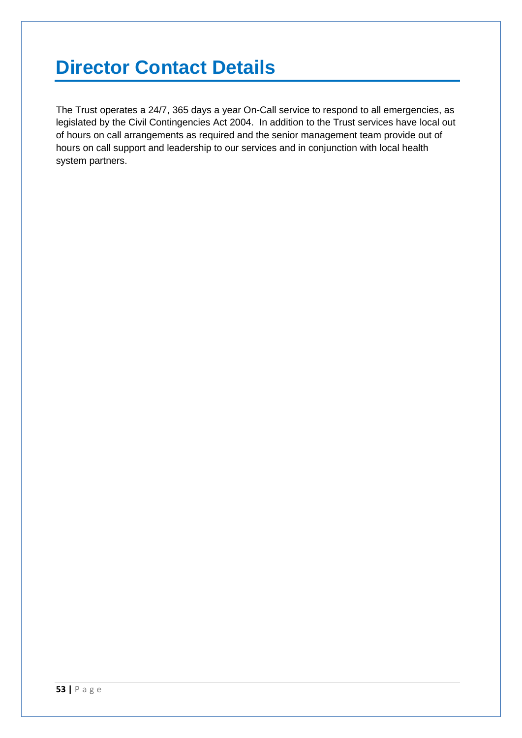# Director Contact Details

The Trust operates a 24/7, 365 days a year On-Call service to respond to all emergencies, as legislated by the Civil Contingencies Act 2004. In addition to the Trust services have local out of hours on call arrangements as required and the senior management team provide out of hours on call support and leadership to our services and in conjunction with local health system partners.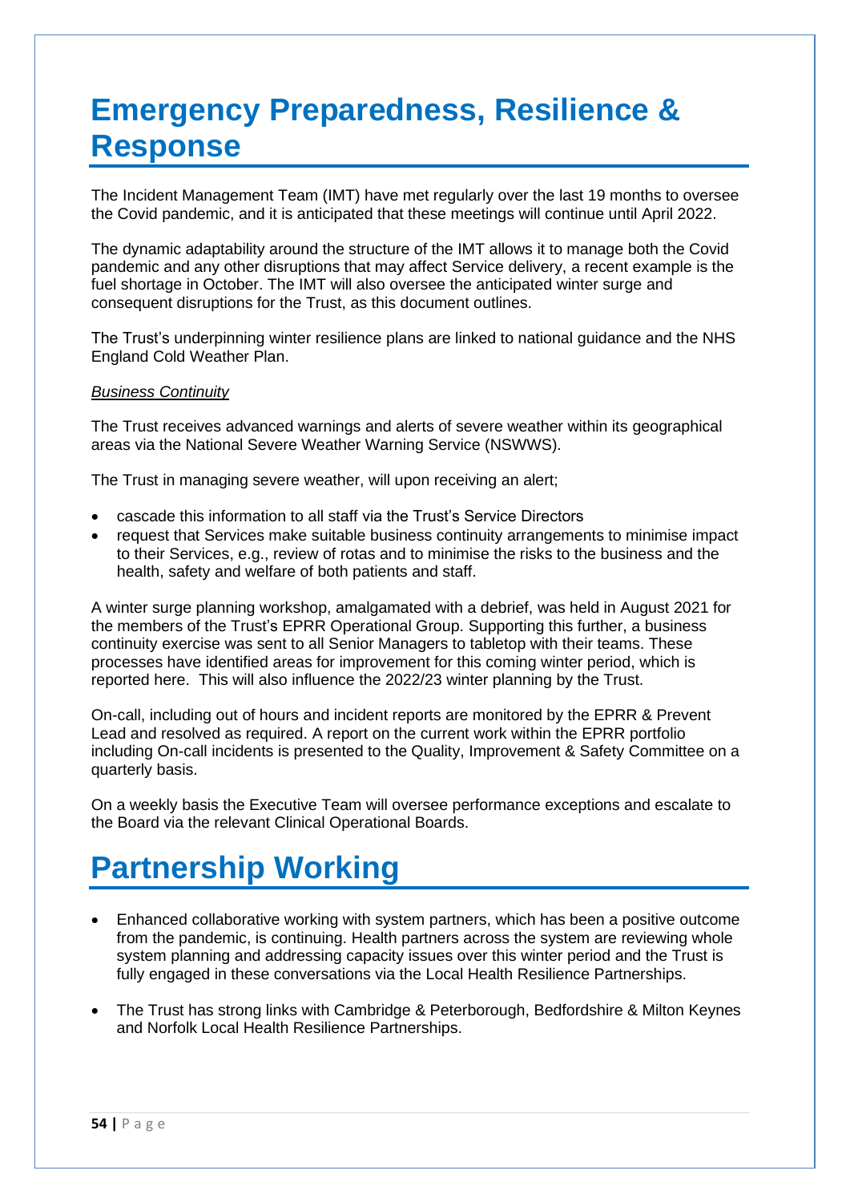# Emergency Preparedness, Resilience & Response

The Incident Management Team (IMT) have met regularly over the last 19 months to oversee the Covid pandemic, and it is anticipated that these meetings will continue until April 2022.

The dynamic adaptability around the structure of the IMT allows it to manage both the Covid pandemic and any other disruptions that may affect Service delivery, a recent example is the fuel shortage in October. The IMT will also oversee the anticipated winter surge and consequent disruptions for the Trust, as this document outlines.

The Trust's underpinning winter resilience plans are linked to national guidance and the NHS England Cold Weather Plan.

*Business Continuity*

The Trust receives advanced warnings and alerts of severe weather within its geographical areas via the National Severe Weather Warning Service (NSWWS).

The Trust in managing severe weather, will upon receiving an alert;

- cascade this information to all staff via the Trust's Service Directors
- request that Services make suitable business continuity arrangements to minimise impact to their Services, e.g., review of rotas and to minimise the risks to the business and the health, safety and welfare of both patients and staff.

A winter surge planning workshop, amalgamated with a debrief, was held in August 2021 for the members of the Trust's EPRR Operational Group. Supporting this further, a business continuity exercise was sent to all Senior Managers to tabletop with their teams. These processes have identified areas for improvement for this coming winter period, which is reported here. This will also influence the 2022/23 winter planning by the Trust.

On-call, including out of hours and incident reports are monitored by the EPRR & Prevent Lead and resolved as required. A report on the current work within the EPRR portfolio including On-call incidents is presented to the Quality, Improvement & Safety Committee on a quarterly basis.

On a weekly basis the Executive Team will oversee performance exceptions and escalate to the Board via the relevant Clinical Operational Boards.

# Partnership Working

- Enhanced collaborative working with system partners, which has been a positive outcome from the pandemic, is continuing. Health partners across the system are reviewing whole system planning and addressing capacity issues over this winter period and the Trust is fully engaged in these conversations via the Local Health Resilience Partnerships.

- The Trust has strong links with Cambridge & Peterborough, Bedfordshire & Milton Keynes and Norfolk Local Health Resilience Partnerships.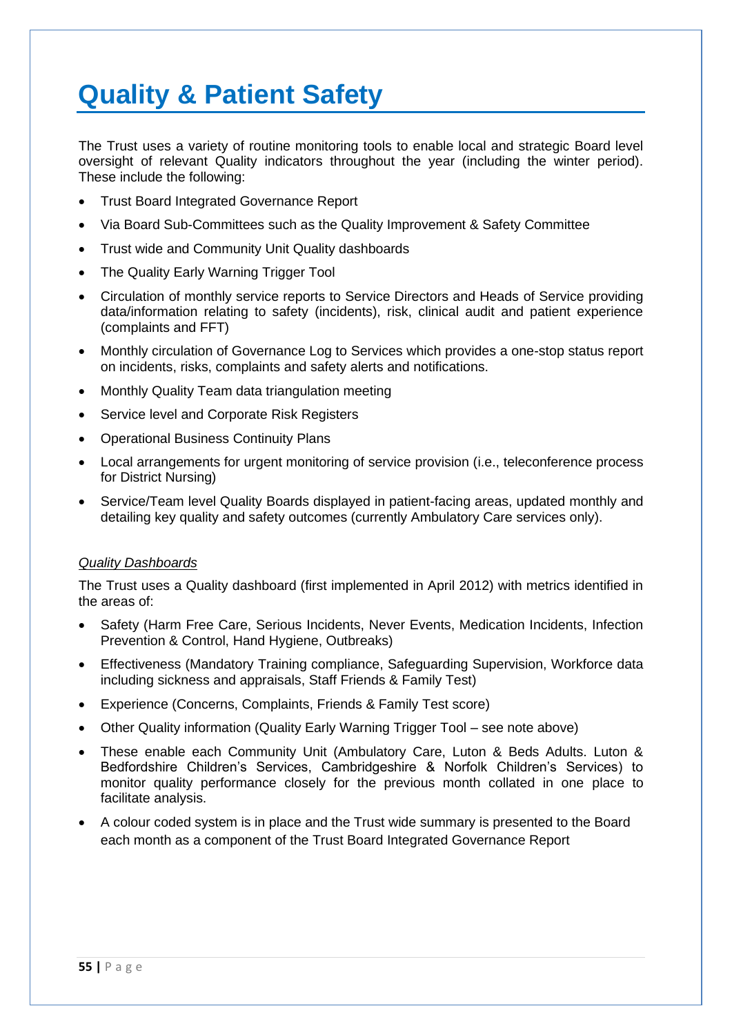# Quality & Patient Safety

The Trust uses a variety of routine monitoring tools to enable local and strategic Board level oversight of relevant Quality indicators throughout the year (including the winter period). These include the following:

- Trust Board Integrated Governance Report
- Via Board Sub-Committees such as the Quality Improvement & Safety Committee
- Trust wide and Community Unit Quality dashboards
- The Quality Early Warning Trigger Tool
- Circulation of monthly service reports to Service Directors and Heads of Service providing data/information relating to safety (incidents), risk, clinical audit and patient experience (complaints and FFT)
- Monthly circulation of Governance Log to Services which provides a one-stop status report on incidents, risks, complaints and safety alerts and notifications.
- Monthly Quality Team data triangulation meeting
- Service level and Corporate Risk Registers
- Operational Business Continuity Plans
- Local arrangements for urgent monitoring of service provision (i.e., teleconference process for District Nursing)
- Service/Team level Quality Boards displayed in patient-facing areas, updated monthly and detailing key quality and safety outcomes (currently Ambulatory Care services only).

*Quality Dashboards*

The Trust uses a Quality dashboard (first implemented in April 2012) with metrics identified in the areas of:

- Safety (Harm Free Care, Serious Incidents, Never Events, Medication Incidents, Infection Prevention & Control, Hand Hygiene, Outbreaks)
- Effectiveness (Mandatory Training compliance, Safeguarding Supervision, Workforce data including sickness and appraisals, Staff Friends & Family Test)
- Experience (Concerns, Complaints, Friends & Family Test score)
- Other Quality information (Quality Early Warning Trigger Tool – see note above)
- These enable each Community Unit (Ambulatory Care, Luton & Beds Adults. Luton & Bedfordshire Children's Services, Cambridgeshire & Norfolk Children's Services) to monitor quality performance closely for the previous month collated in one place to facilitate analysis.
- A colour coded system is in place and the Trust wide summary is presented to the Board each month as a component of the Trust Board Integrated Governance Report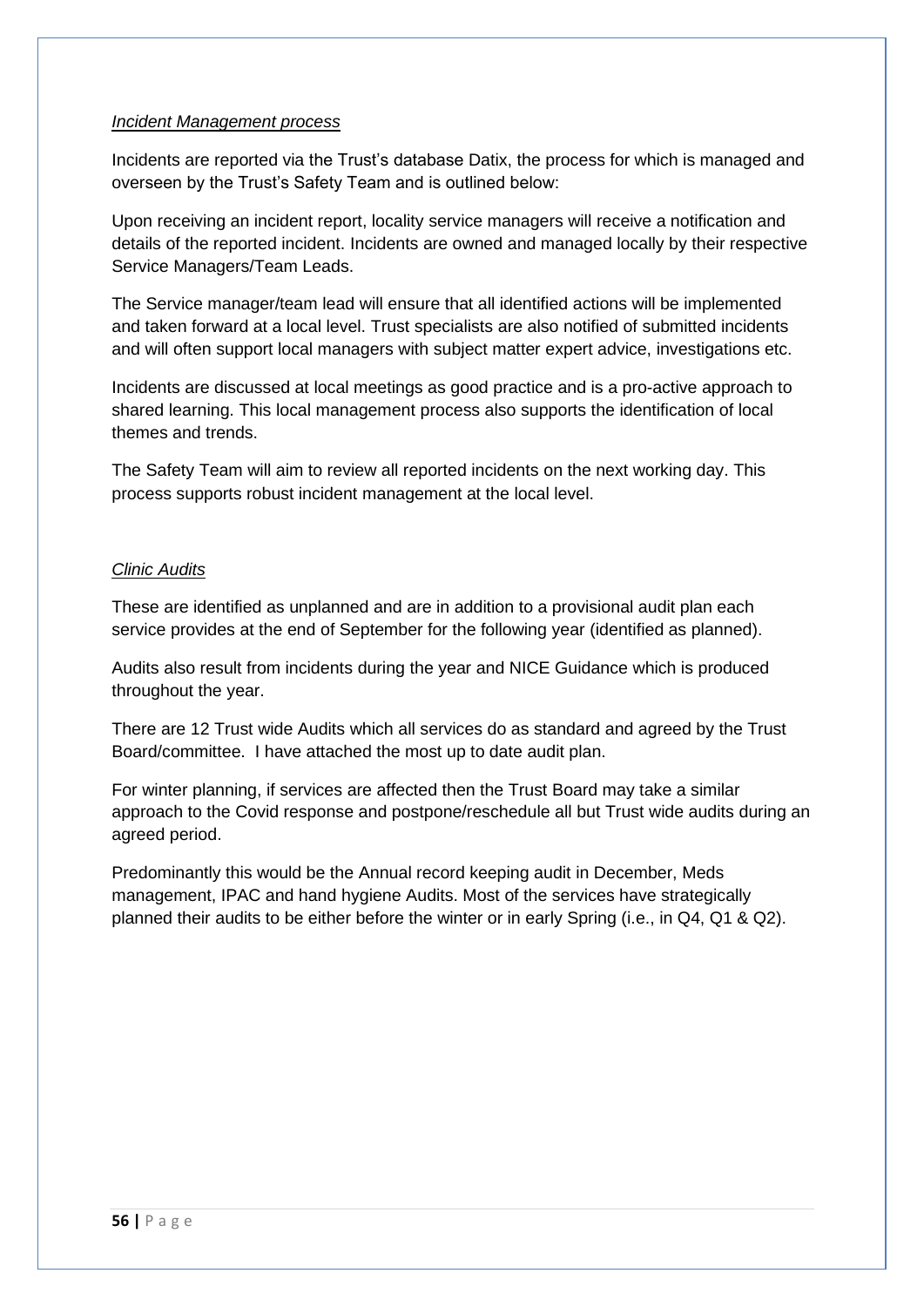*Incident Management process*

Incidents are reported via the Trust's database Datix, the process for which is managed and overseen by the Trust's Safety Team and is outlined below:

Upon receiving an incident report, locality service managers will receive a notification and details of the reported incident. Incidents are owned and managed locally by their respective Service Managers/Team Leads.

The Service manager/team lead will ensure that all identified actions will be implemented and taken forward at a local level. Trust specialists are also notified of submitted incidents and will often support local managers with subject matter expert advice, investigations etc.

Incidents are discussed at local meetings as good practice and is a pro-active approach to shared learning. This local management process also supports the identification of local themes and trends.

The Safety Team will aim to review all reported incidents on the next working day. This process supports robust incident management at the local level.

*Clinic Audits*

These are identified as unplanned and are in addition to a provisional audit plan each service provides at the end of September for the following year (identified as planned).

Audits also result from incidents during the year and NICE Guidance which is produced throughout the year.

There are 12 Trust wide Audits which all services do as standard and agreed by the Trust Board/committee. I have attached the most up to date audit plan.

For winter planning, if services are affected then the Trust Board may take a similar approach to the Covid response and postpone/reschedule all but Trust wide audits during an agreed period.

Predominantly this would be the Annual record keeping audit in December, Meds management, IPAC and hand hygiene Audits. Most of the services have strategically planned their audits to be either before the winter or in early Spring (i.e., in Q4, Q1 & Q2).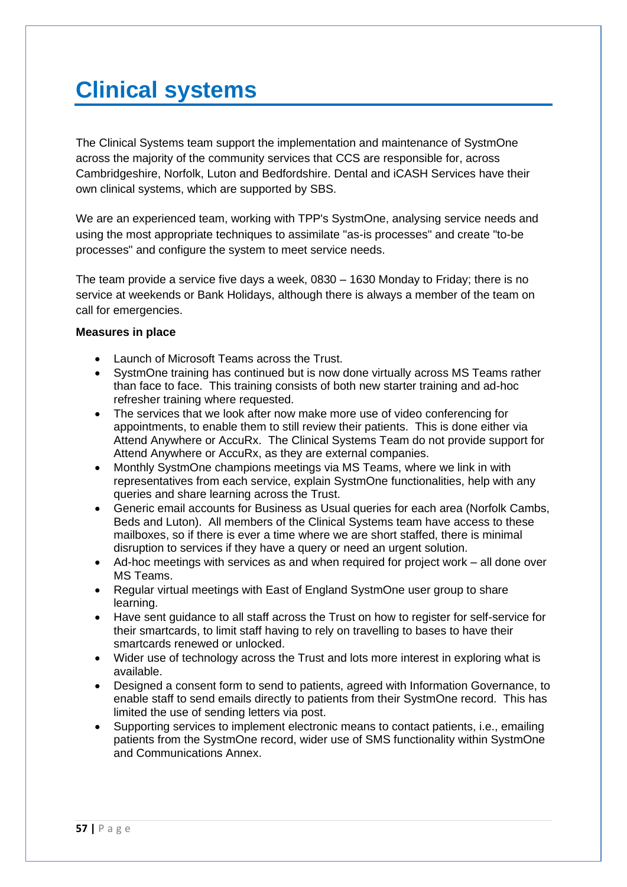# Clinical systems

The Clinical Systems team support the implementation and maintenance of SystmOne across the majority of the community services that CCS are responsible for, across Cambridgeshire, Norfolk, Luton and Bedfordshire. Dental and iCASH Services have their own clinical systems, which are supported by SBS.

We are an experienced team, working with TPP's SystmOne, analysing service needs and using the most appropriate techniques to assimilate "as-is processes" and create "to-be processes" and configure the system to meet service needs.

The team provide a service five days a week, 0830 – 1630 Monday to Friday; there is no service at weekends or Bank Holidays, although there is always a member of the team on call for emergencies.

**Measures in place**

- Launch of Microsoft Teams across the Trust.
- SystmOne training has continued but is now done virtually across MS Teams rather than face to face. This training consists of both new starter training and ad-hoc refresher training where requested.
- The services that we look after now make more use of video conferencing for appointments, to enable them to still review their patients. This is done either via Attend Anywhere or AccuRx. The Clinical Systems Team do not provide support for Attend Anywhere or AccuRx, as they are external companies.
- Monthly SystmOne champions meetings via MS Teams, where we link in with representatives from each service, explain SystmOne functionalities, help with any queries and share learning across the Trust.
- Generic email accounts for Business as Usual queries for each area (Norfolk Cambs, Beds and Luton). All members of the Clinical Systems team have access to these mailboxes, so if there is ever a time where we are short staffed, there is minimal disruption to services if they have a query or need an urgent solution.
- Ad-hoc meetings with services as and when required for project work – all done over MS Teams.
- Regular virtual meetings with East of England SystmOne user group to share learning.
- Have sent guidance to all staff across the Trust on how to register for self-service for their smartcards, to limit staff having to rely on travelling to bases to have their smartcards renewed or unlocked.
- Wider use of technology across the Trust and lots more interest in exploring what is available.
- Designed a consent form to send to patients, agreed with Information Governance, to enable staff to send emails directly to patients from their SystmOne record. This has limited the use of sending letters via post.
- Supporting services to implement electronic means to contact patients, i.e., emailing patients from the SystmOne record, wider use of SMS functionality within SystmOne and Communications Annex.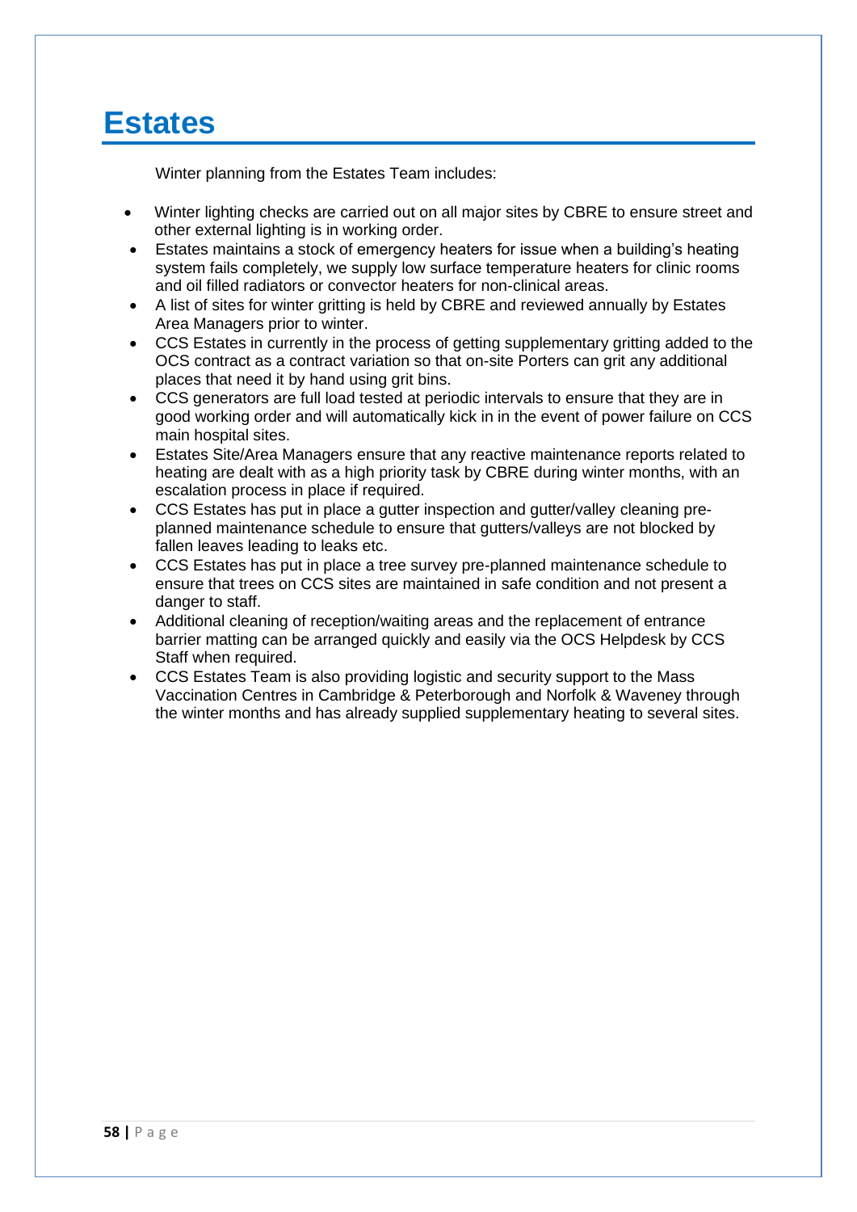# Estates

Winter planning from the Estates Team includes:

- Winter lighting checks are carried out on all major sites by CBRE to ensure street and other external lighting is in working order.
- Estates maintains a stock of emergency heaters for issue when a building's heating system fails completely, we supply low surface temperature heaters for clinic rooms and oil filled radiators or convector heaters for non-clinical areas.
- A list of sites for winter gritting is held by CBRE and reviewed annually by Estates Area Managers prior to winter.
- CCS Estates in currently in the process of getting supplementary gritting added to the OCS contract as a contract variation so that on-site Porters can grit any additional places that need it by hand using grit bins.
- CCS generators are full load tested at periodic intervals to ensure that they are in good working order and will automatically kick in in the event of power failure on CCS main hospital sites.
- Estates Site/Area Managers ensure that any reactive maintenance reports related to heating are dealt with as a high priority task by CBRE during winter months, with an escalation process in place if required.
- CCS Estates has put in place a gutter inspection and gutter/valley cleaning pre-planned maintenance schedule to ensure that gutters/valleys are not blocked by fallen leaves leading to leaks etc.
- CCS Estates has put in place a tree survey pre-planned maintenance schedule to ensure that trees on CCS sites are maintained in safe condition and not present a danger to staff.
- Additional cleaning of reception/waiting areas and the replacement of entrance barrier matting can be arranged quickly and easily via the OCS Helpdesk by CCS Staff when required.
- CCS Estates Team is also providing logistic and security support to the Mass Vaccination Centres in Cambridge & Peterborough and Norfolk & Waveney through the winter months and has already supplied supplementary heating to several sites.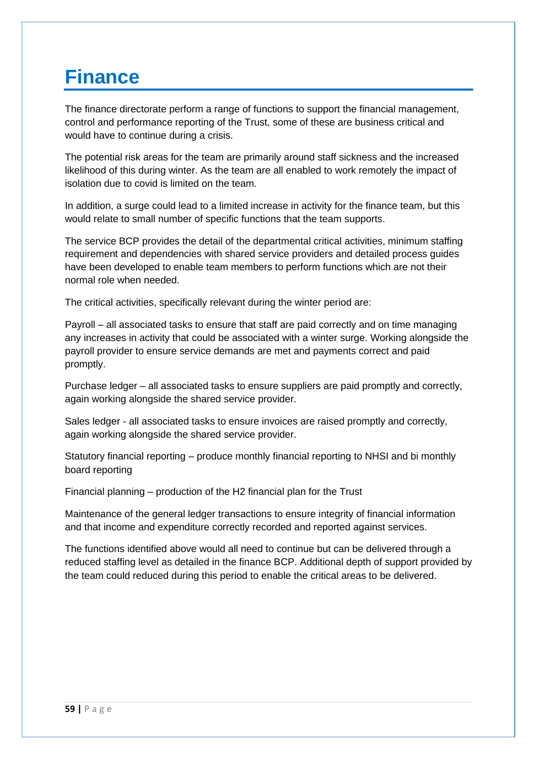# Finance

The finance directorate perform a range of functions to support the financial management, control and performance reporting of the Trust, some of these are business critical and would have to continue during a crisis.

The potential risk areas for the team are primarily around staff sickness and the increased likelihood of this during winter. As the team are all enabled to work remotely the impact of isolation due to covid is limited on the team.

In addition, a surge could lead to a limited increase in activity for the finance team, but this would relate to small number of specific functions that the team supports.

The service BCP provides the detail of the departmental critical activities, minimum staffing requirement and dependencies with shared service providers and detailed process guides have been developed to enable team members to perform functions which are not their normal role when needed.

The critical activities, specifically relevant during the winter period are:

Payroll – all associated tasks to ensure that staff are paid correctly and on time managing any increases in activity that could be associated with a winter surge. Working alongside the payroll provider to ensure service demands are met and payments correct and paid promptly.

Purchase ledger – all associated tasks to ensure suppliers are paid promptly and correctly, again working alongside the shared service provider.

Sales ledger - all associated tasks to ensure invoices are raised promptly and correctly, again working alongside the shared service provider.

Statutory financial reporting – produce monthly financial reporting to NHSI and bi monthly board reporting

Financial planning – production of the H2 financial plan for the Trust

Maintenance of the general ledger transactions to ensure integrity of financial information and that income and expenditure correctly recorded and reported against services.

The functions identified above would all need to continue but can be delivered through a reduced staffing level as detailed in the finance BCP. Additional depth of support provided by the team could reduced during this period to enable the critical areas to be delivered.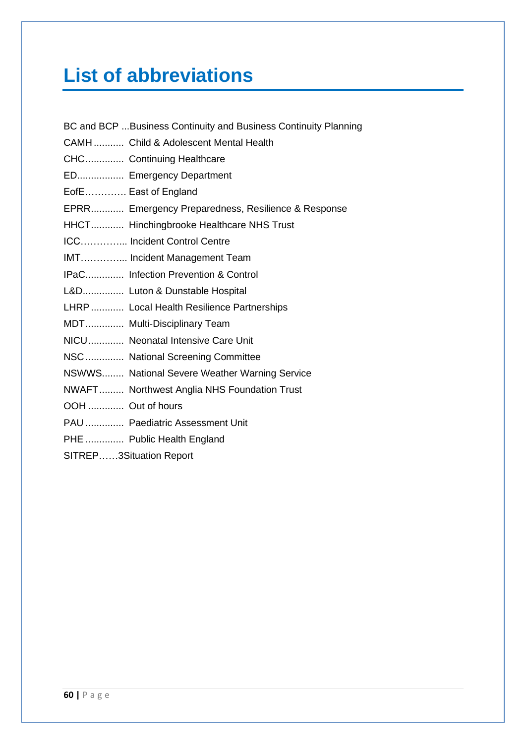# List of abbreviations

BC and BCP ...Business Continuity and Business Continuity Planning

CAMH ........... Child & Adolescent Mental Health

CHC.............. Continuing Healthcare

ED................. Emergency Department

EofE…………. East of England

EPRR............ Emergency Preparedness, Resilience & Response

HHCT............ Hinchingbrooke Healthcare NHS Trust

ICC………….. Incident Control Centre

IMT………….. Incident Management Team

IPaC.............. Infection Prevention & Control

L&D............... Luton & Dunstable Hospital

LHRP ............ Local Health Resilience Partnerships

MDT.............. Multi-Disciplinary Team

NICU............. Neonatal Intensive Care Unit

NSC .............. National Screening Committee

NSWWS........ National Severe Weather Warning Service

NWAFT......... Northwest Anglia NHS Foundation Trust

OOH ............. Out of hours

PAU .............. Paediatric Assessment Unit

PHE .............. Public Health England

SITREP……3Situation Report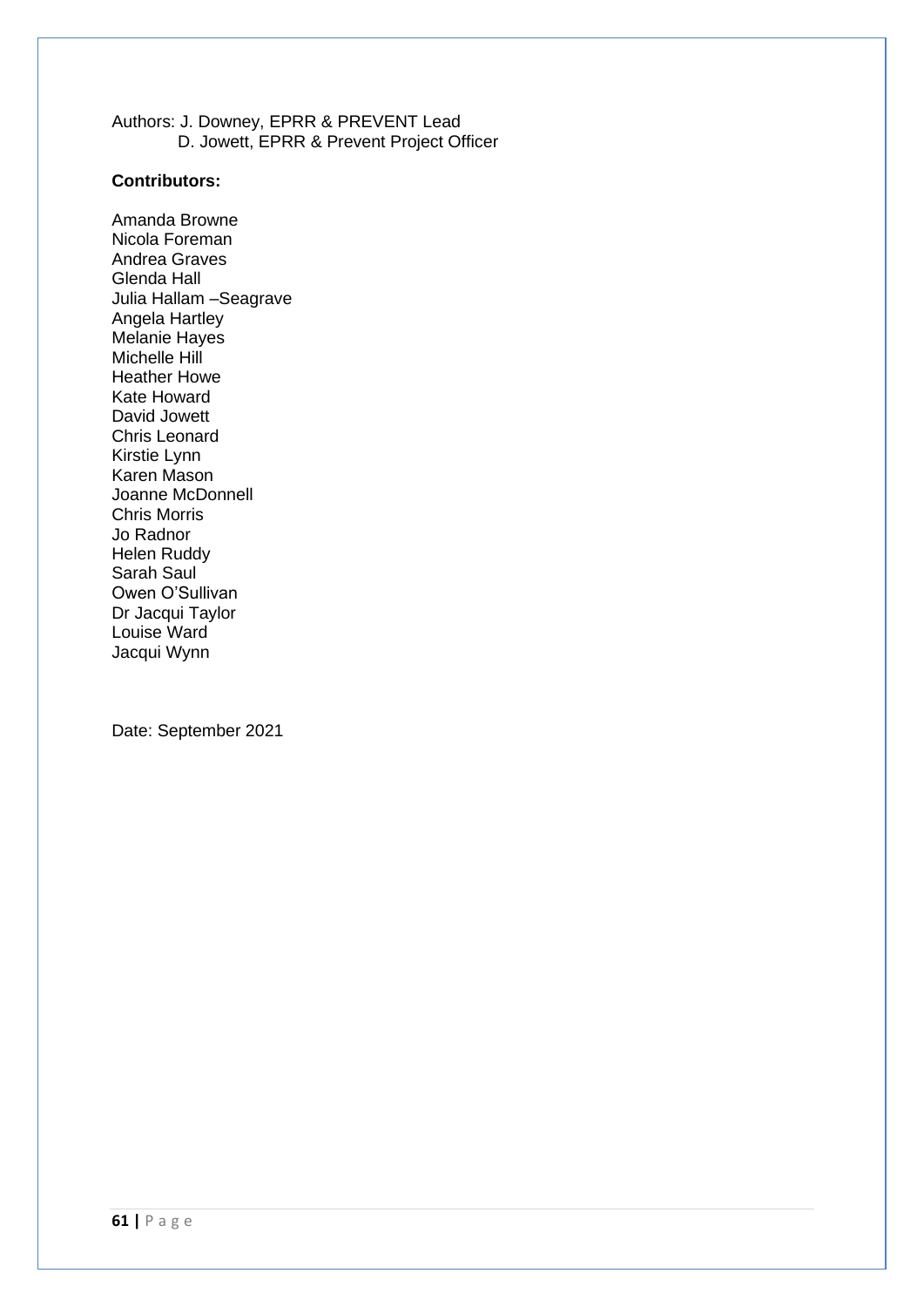Authors: J. Downey, EPRR & PREVENT Lead
D. Jowett, EPRR & Prevent Project Officer

**Contributors:**

Amanda Browne
Nicola Foreman
Andrea Graves
Glenda Hall
Julia Hallam –Seagrave
Angela Hartley
Melanie Hayes
Michelle Hill
Heather Howe
Kate Howard
David Jowett
Chris Leonard
Kirstie Lynn
Karen Mason
Joanne McDonnell
Chris Morris
Jo Radnor
Helen Ruddy
Sarah Saul
Owen O'Sullivan
Dr Jacqui Taylor
Louise Ward
Jacqui Wynn

Date: September 2021